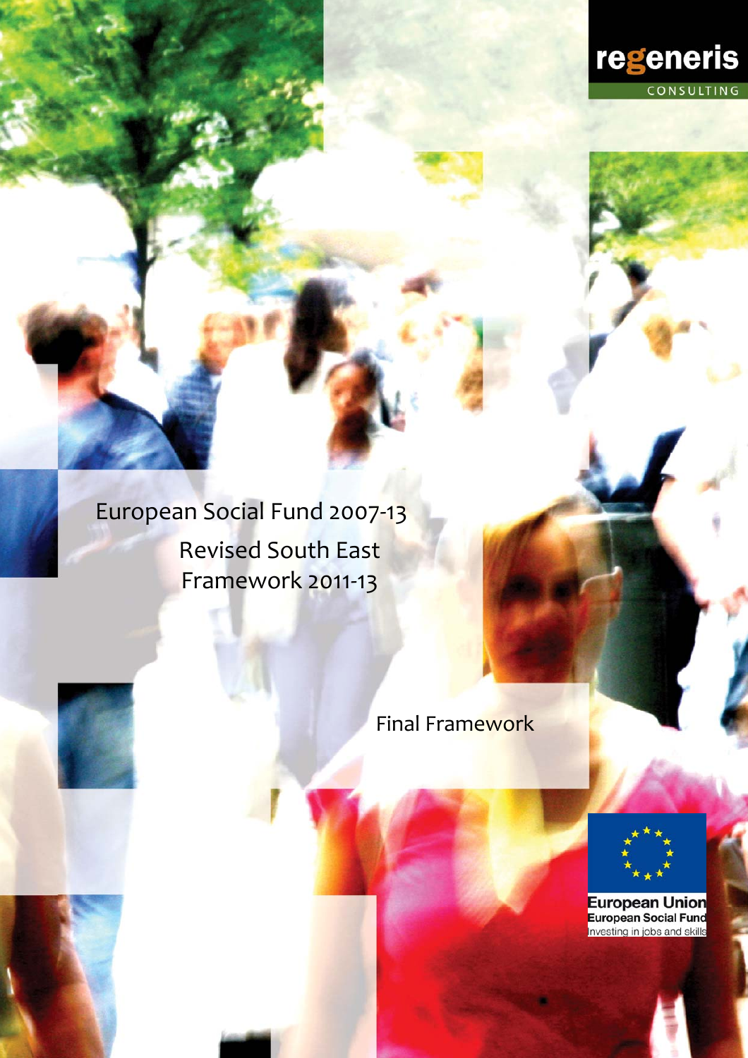regeneris

CONSULTING

# European Social Fund 2007-13

## Revised South East Framework 2011-13

Final Framework

European Union
European Social Fund
Investing in jobs and skills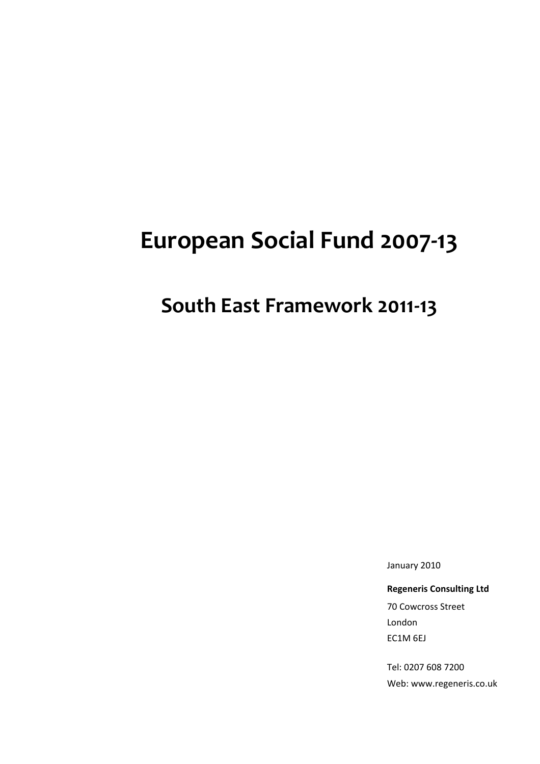# European Social Fund 2007-13

## South East Framework 2011-13

January 2010

**Regeneris Consulting Ltd**

70 Cowcross Street

London

EC1M 6EJ

Tel: 0207 608 7200

Web: www.regeneris.co.uk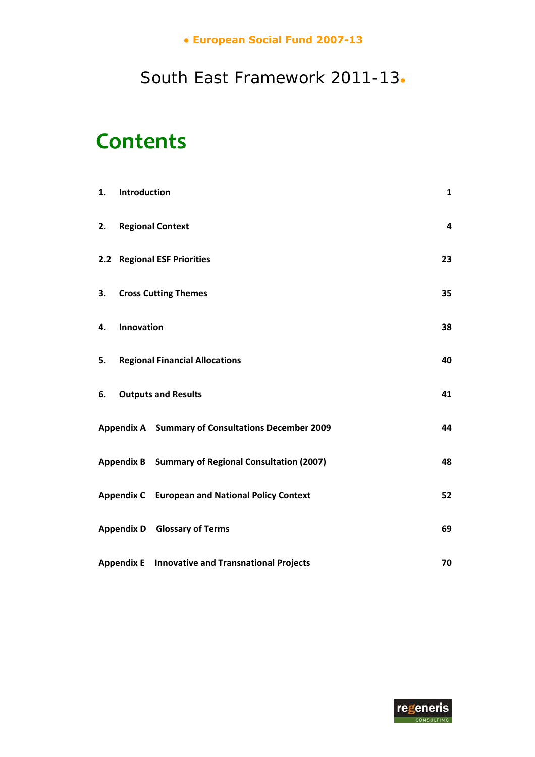# Contents

| | | |
|---|---|---|
| **1.** | **Introduction** | **1** |
| **2.** | **Regional Context** | **4** |
| **2.2** | **Regional ESF Priorities** | **23** |
| **3.** | **Cross Cutting Themes** | **35** |
| **4.** | **Innovation** | **38** |
| **5.** | **Regional Financial Allocations** | **40** |
| **6.** | **Outputs and Results** | **41** |
| **Appendix A** | **Summary of Consultations December 2009** | **44** |
| **Appendix B** | **Summary of Regional Consultation (2007)** | **48** |
| **Appendix C** | **European and National Policy Context** | **52** |
| **Appendix D** | **Glossary of Terms** | **69** |
| **Appendix E** | **Innovative and Transnational Projects** | **70** |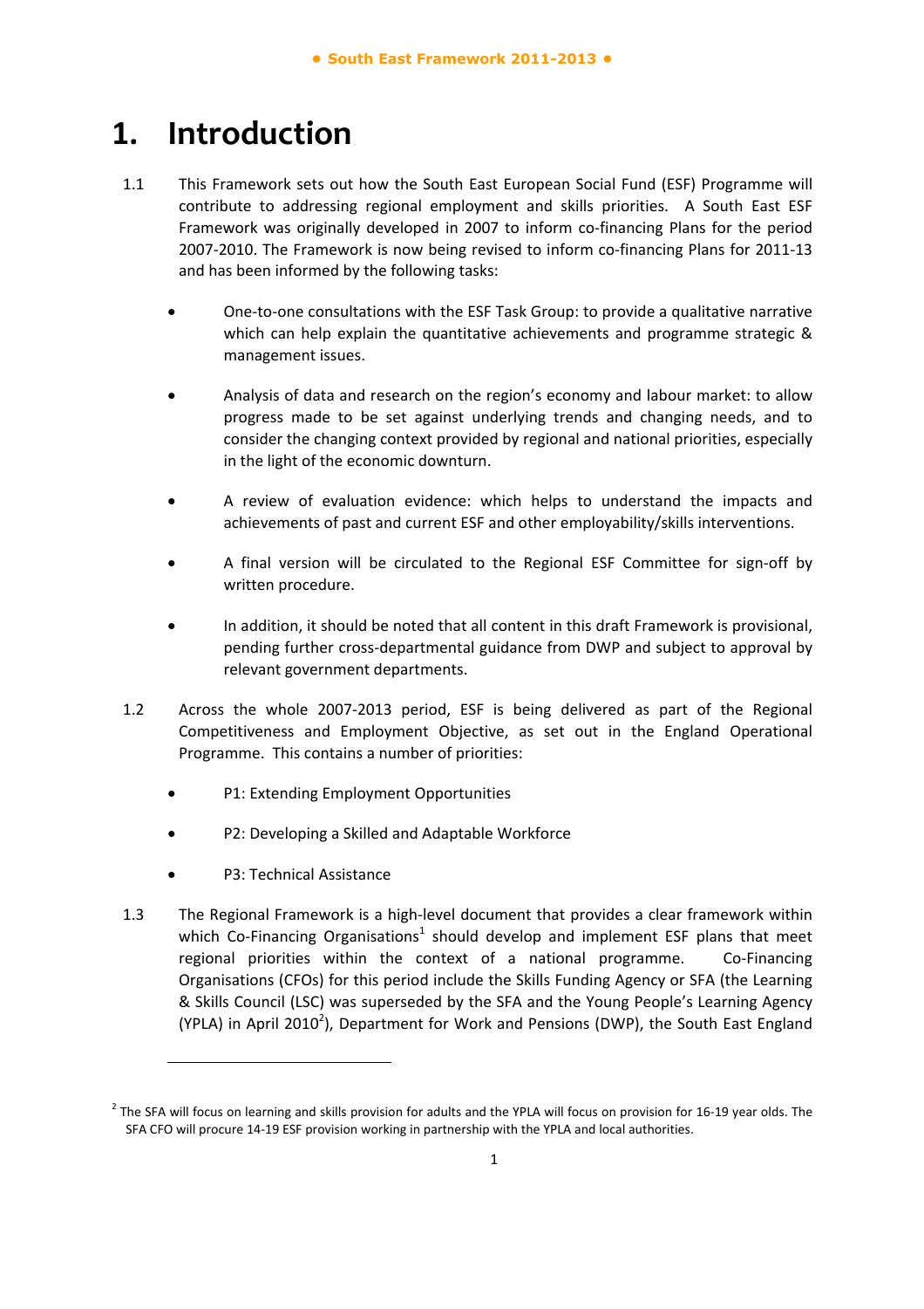# 1. Introduction

1.1 This Framework sets out how the South East European Social Fund (ESF) Programme will contribute to addressing regional employment and skills priorities. A South East ESF Framework was originally developed in 2007 to inform co-financing Plans for the period 2007-2010. The Framework is now being revised to inform co-financing Plans for 2011-13 and has been informed by the following tasks:

- One-to-one consultations with the ESF Task Group: to provide a qualitative narrative which can help explain the quantitative achievements and programme strategic & management issues.
- Analysis of data and research on the region's economy and labour market: to allow progress made to be set against underlying trends and changing needs, and to consider the changing context provided by regional and national priorities, especially in the light of the economic downturn.
- A review of evaluation evidence: which helps to understand the impacts and achievements of past and current ESF and other employability/skills interventions.
- A final version will be circulated to the Regional ESF Committee for sign-off by written procedure.
- In addition, it should be noted that all content in this draft Framework is provisional, pending further cross-departmental guidance from DWP and subject to approval by relevant government departments.

1.2 Across the whole 2007-2013 period, ESF is being delivered as part of the Regional Competitiveness and Employment Objective, as set out in the England Operational Programme. This contains a number of priorities:

- P1: Extending Employment Opportunities
- P2: Developing a Skilled and Adaptable Workforce
- P3: Technical Assistance

1.3 The Regional Framework is a high-level document that provides a clear framework within which Co-Financing Organisations[1] should develop and implement ESF plans that meet regional priorities within the context of a national programme. Co-Financing Organisations (CFOs) for this period include the Skills Funding Agency or SFA (the Learning & Skills Council (LSC) was superseded by the SFA and the Young People's Learning Agency (YPLA) in April 2010[2]), Department for Work and Pensions (DWP), the South East England

---

[2] The SFA will focus on learning and skills provision for adults and the YPLA will focus on provision for 16-19 year olds. The SFA CFO will procure 14-19 ESF provision working in partnership with the YPLA and local authorities.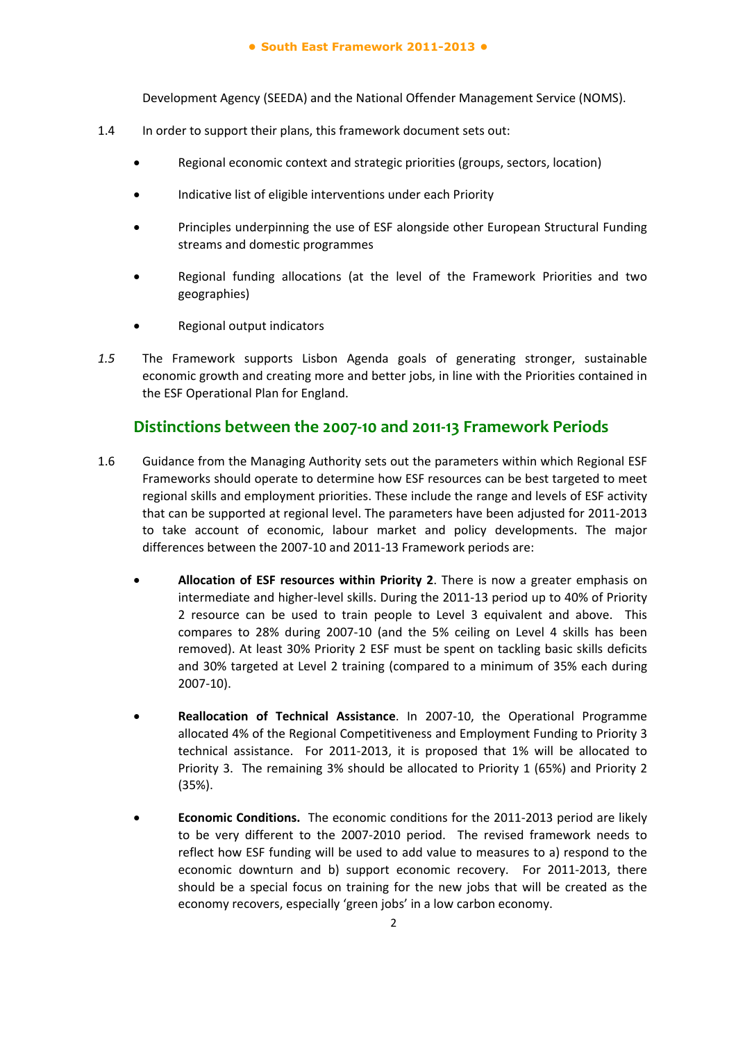Development Agency (SEEDA) and the National Offender Management Service (NOMS).

1.4 In order to support their plans, this framework document sets out:

- Regional economic context and strategic priorities (groups, sectors, location)
- Indicative list of eligible interventions under each Priority
- Principles underpinning the use of ESF alongside other European Structural Funding streams and domestic programmes
- Regional funding allocations (at the level of the Framework Priorities and two geographies)
- Regional output indicators

*1.5* The Framework supports Lisbon Agenda goals of generating stronger, sustainable economic growth and creating more and better jobs, in line with the Priorities contained in the ESF Operational Plan for England.

## Distinctions between the 2007-10 and 2011-13 Framework Periods

1.6 Guidance from the Managing Authority sets out the parameters within which Regional ESF Frameworks should operate to determine how ESF resources can be best targeted to meet regional skills and employment priorities. These include the range and levels of ESF activity that can be supported at regional level. The parameters have been adjusted for 2011-2013 to take account of economic, labour market and policy developments. The major differences between the 2007-10 and 2011-13 Framework periods are:

- **Allocation of ESF resources within Priority 2**. There is now a greater emphasis on intermediate and higher-level skills. During the 2011-13 period up to 40% of Priority 2 resource can be used to train people to Level 3 equivalent and above. This compares to 28% during 2007-10 (and the 5% ceiling on Level 4 skills has been removed). At least 30% Priority 2 ESF must be spent on tackling basic skills deficits and 30% targeted at Level 2 training (compared to a minimum of 35% each during 2007-10).
- **Reallocation of Technical Assistance**. In 2007-10, the Operational Programme allocated 4% of the Regional Competitiveness and Employment Funding to Priority 3 technical assistance. For 2011-2013, it is proposed that 1% will be allocated to Priority 3. The remaining 3% should be allocated to Priority 1 (65%) and Priority 2 (35%).
- **Economic Conditions.** The economic conditions for the 2011-2013 period are likely to be very different to the 2007-2010 period. The revised framework needs to reflect how ESF funding will be used to add value to measures to a) respond to the economic downturn and b) support economic recovery. For 2011-2013, there should be a special focus on training for the new jobs that will be created as the economy recovers, especially 'green jobs' in a low carbon economy.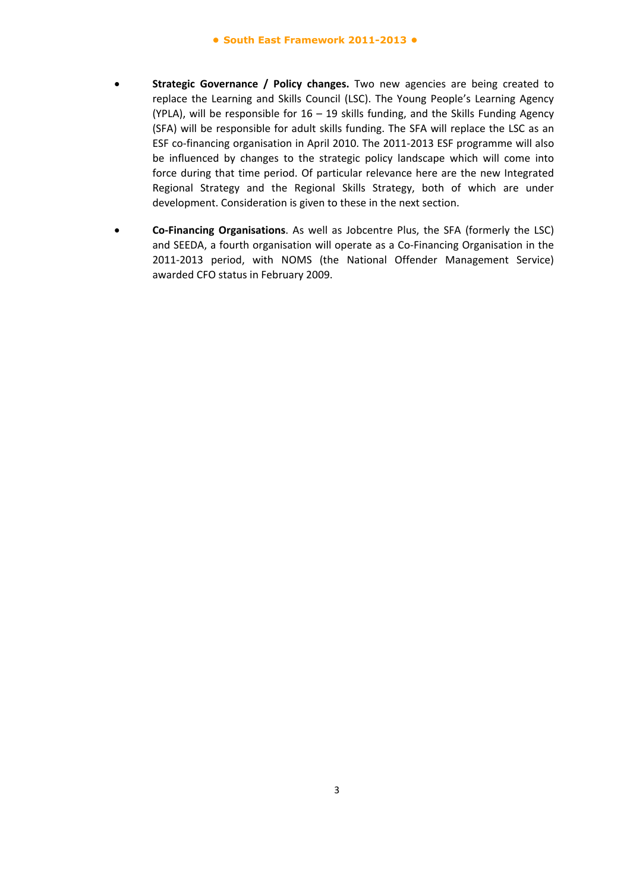- **Strategic Governance / Policy changes.** Two new agencies are being created to replace the Learning and Skills Council (LSC). The Young People's Learning Agency (YPLA), will be responsible for 16 – 19 skills funding, and the Skills Funding Agency (SFA) will be responsible for adult skills funding. The SFA will replace the LSC as an ESF co-financing organisation in April 2010. The 2011-2013 ESF programme will also be influenced by changes to the strategic policy landscape which will come into force during that time period. Of particular relevance here are the new Integrated Regional Strategy and the Regional Skills Strategy, both of which are under development. Consideration is given to these in the next section.

- **Co-Financing Organisations**. As well as Jobcentre Plus, the SFA (formerly the LSC) and SEEDA, a fourth organisation will operate as a Co-Financing Organisation in the 2011-2013 period, with NOMS (the National Offender Management Service) awarded CFO status in February 2009.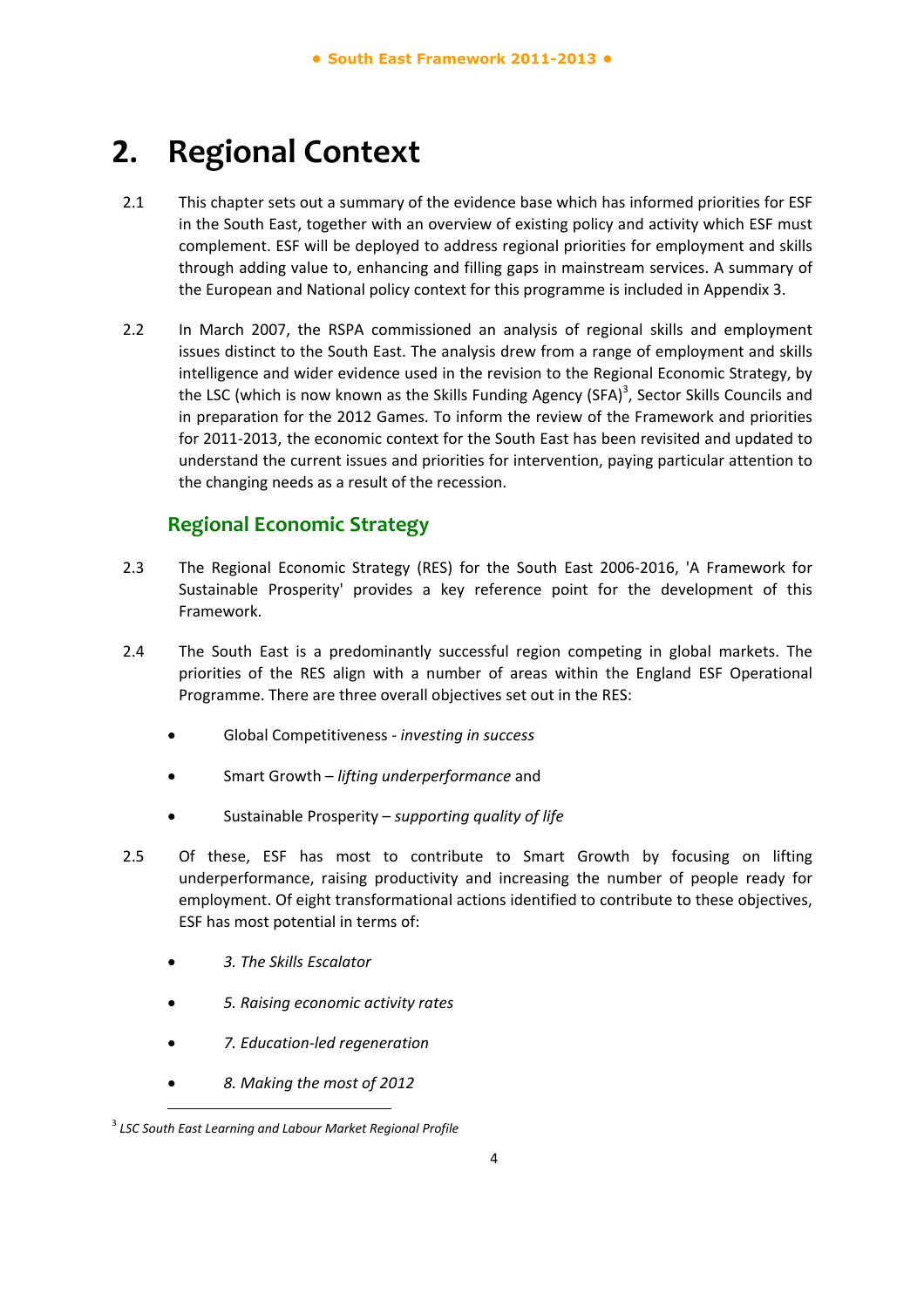# 2. Regional Context

2.1 This chapter sets out a summary of the evidence base which has informed priorities for ESF in the South East, together with an overview of existing policy and activity which ESF must complement. ESF will be deployed to address regional priorities for employment and skills through adding value to, enhancing and filling gaps in mainstream services. A summary of the European and National policy context for this programme is included in Appendix 3.

2.2 In March 2007, the RSPA commissioned an analysis of regional skills and employment issues distinct to the South East. The analysis drew from a range of employment and skills intelligence and wider evidence used in the revision to the Regional Economic Strategy, by the LSC (which is now known as the Skills Funding Agency (SFA)[3], Sector Skills Councils and in preparation for the 2012 Games. To inform the review of the Framework and priorities for 2011-2013, the economic context for the South East has been revisited and updated to understand the current issues and priorities for intervention, paying particular attention to the changing needs as a result of the recession.

## Regional Economic Strategy

2.3 The Regional Economic Strategy (RES) for the South East 2006-2016, 'A Framework for Sustainable Prosperity' provides a key reference point for the development of this Framework.

2.4 The South East is a predominantly successful region competing in global markets. The priorities of the RES align with a number of areas within the England ESF Operational Programme. There are three overall objectives set out in the RES:

- Global Competitiveness - *investing in success*
- Smart Growth – *lifting underperformance* and
- Sustainable Prosperity – *supporting quality of life*

2.5 Of these, ESF has most to contribute to Smart Growth by focusing on lifting underperformance, raising productivity and increasing the number of people ready for employment. Of eight transformational actions identified to contribute to these objectives, ESF has most potential in terms of:

- *3. The Skills Escalator*
- *5. Raising economic activity rates*
- *7. Education-led regeneration*
- *8. Making the most of 2012*

[3] *LSC South East Learning and Labour Market Regional Profile*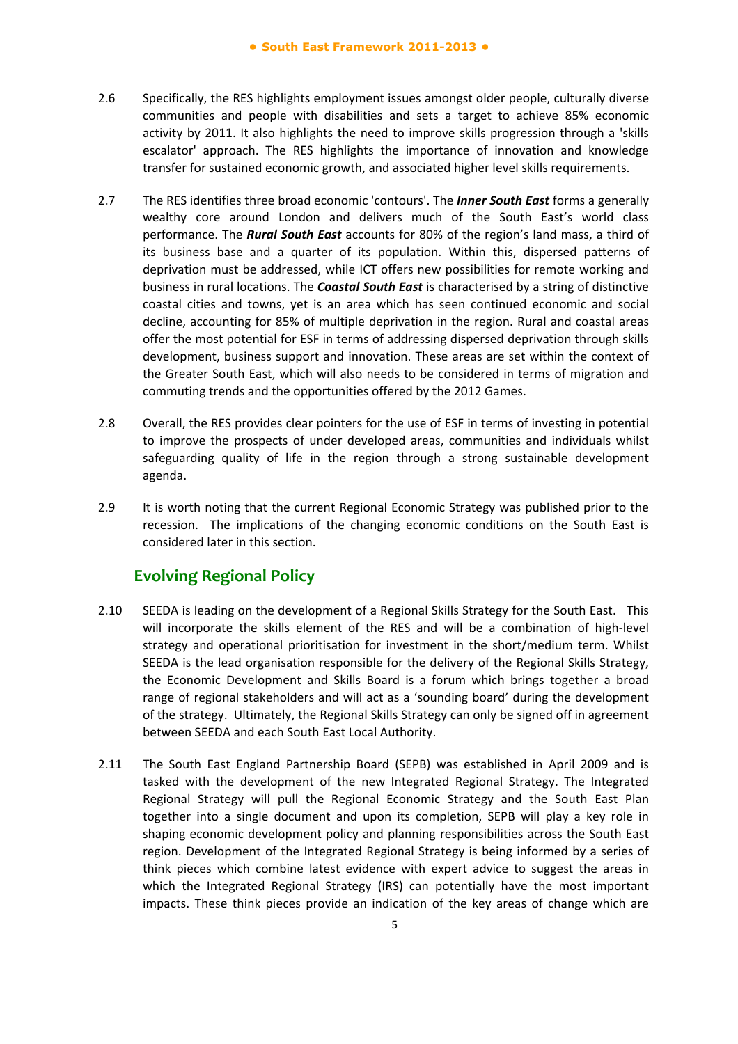2.6 Specifically, the RES highlights employment issues amongst older people, culturally diverse communities and people with disabilities and sets a target to achieve 85% economic activity by 2011. It also highlights the need to improve skills progression through a 'skills escalator' approach. The RES highlights the importance of innovation and knowledge transfer for sustained economic growth, and associated higher level skills requirements.

2.7 The RES identifies three broad economic 'contours'. The ***Inner South East*** forms a generally wealthy core around London and delivers much of the South East's world class performance. The ***Rural South East*** accounts for 80% of the region's land mass, a third of its business base and a quarter of its population. Within this, dispersed patterns of deprivation must be addressed, while ICT offers new possibilities for remote working and business in rural locations. The ***Coastal South East*** is characterised by a string of distinctive coastal cities and towns, yet is an area which has seen continued economic and social decline, accounting for 85% of multiple deprivation in the region. Rural and coastal areas offer the most potential for ESF in terms of addressing dispersed deprivation through skills development, business support and innovation. These areas are set within the context of the Greater South East, which will also needs to be considered in terms of migration and commuting trends and the opportunities offered by the 2012 Games.

2.8 Overall, the RES provides clear pointers for the use of ESF in terms of investing in potential to improve the prospects of under developed areas, communities and individuals whilst safeguarding quality of life in the region through a strong sustainable development agenda.

2.9 It is worth noting that the current Regional Economic Strategy was published prior to the recession. The implications of the changing economic conditions on the South East is considered later in this section.

## Evolving Regional Policy

2.10 SEEDA is leading on the development of a Regional Skills Strategy for the South East. This will incorporate the skills element of the RES and will be a combination of high-level strategy and operational prioritisation for investment in the short/medium term. Whilst SEEDA is the lead organisation responsible for the delivery of the Regional Skills Strategy, the Economic Development and Skills Board is a forum which brings together a broad range of regional stakeholders and will act as a 'sounding board' during the development of the strategy. Ultimately, the Regional Skills Strategy can only be signed off in agreement between SEEDA and each South East Local Authority.

2.11 The South East England Partnership Board (SEPB) was established in April 2009 and is tasked with the development of the new Integrated Regional Strategy. The Integrated Regional Strategy will pull the Regional Economic Strategy and the South East Plan together into a single document and upon its completion, SEPB will play a key role in shaping economic development policy and planning responsibilities across the South East region. Development of the Integrated Regional Strategy is being informed by a series of think pieces which combine latest evidence with expert advice to suggest the areas in which the Integrated Regional Strategy (IRS) can potentially have the most important impacts. These think pieces provide an indication of the key areas of change which are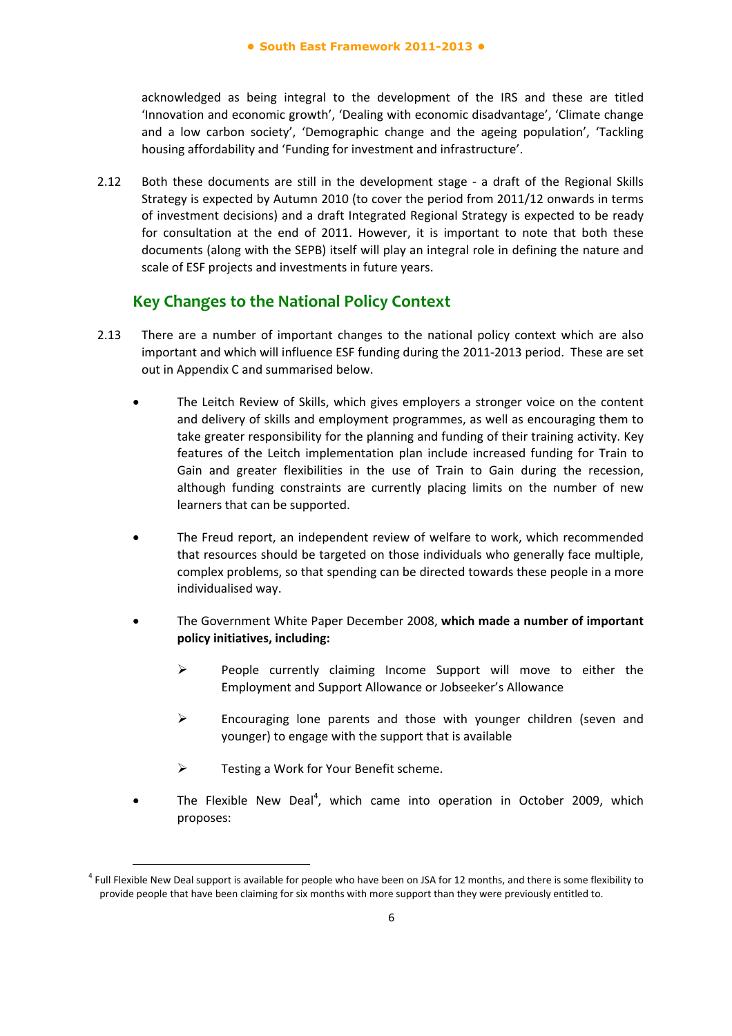acknowledged as being integral to the development of the IRS and these are titled 'Innovation and economic growth', 'Dealing with economic disadvantage', 'Climate change and a low carbon society', 'Demographic change and the ageing population', 'Tackling housing affordability and 'Funding for investment and infrastructure'.

2.12 Both these documents are still in the development stage - a draft of the Regional Skills Strategy is expected by Autumn 2010 (to cover the period from 2011/12 onwards in terms of investment decisions) and a draft Integrated Regional Strategy is expected to be ready for consultation at the end of 2011. However, it is important to note that both these documents (along with the SEPB) itself will play an integral role in defining the nature and scale of ESF projects and investments in future years.

## Key Changes to the National Policy Context

2.13 There are a number of important changes to the national policy context which are also important and which will influence ESF funding during the 2011-2013 period. These are set out in Appendix C and summarised below.

- The Leitch Review of Skills, which gives employers a stronger voice on the content and delivery of skills and employment programmes, as well as encouraging them to take greater responsibility for the planning and funding of their training activity. Key features of the Leitch implementation plan include increased funding for Train to Gain and greater flexibilities in the use of Train to Gain during the recession, although funding constraints are currently placing limits on the number of new learners that can be supported.

- The Freud report, an independent review of welfare to work, which recommended that resources should be targeted on those individuals who generally face multiple, complex problems, so that spending can be directed towards these people in a more individualised way.

- The Government White Paper December 2008, **which made a number of important policy initiatives, including:**
  - People currently claiming Income Support will move to either the Employment and Support Allowance or Jobseeker's Allowance
  - Encouraging lone parents and those with younger children (seven and younger) to engage with the support that is available
  - Testing a Work for Your Benefit scheme.

- The Flexible New Deal[4], which came into operation in October 2009, which proposes:

[4] Full Flexible New Deal support is available for people who have been on JSA for 12 months, and there is some flexibility to provide people that have been claiming for six months with more support than they were previously entitled to.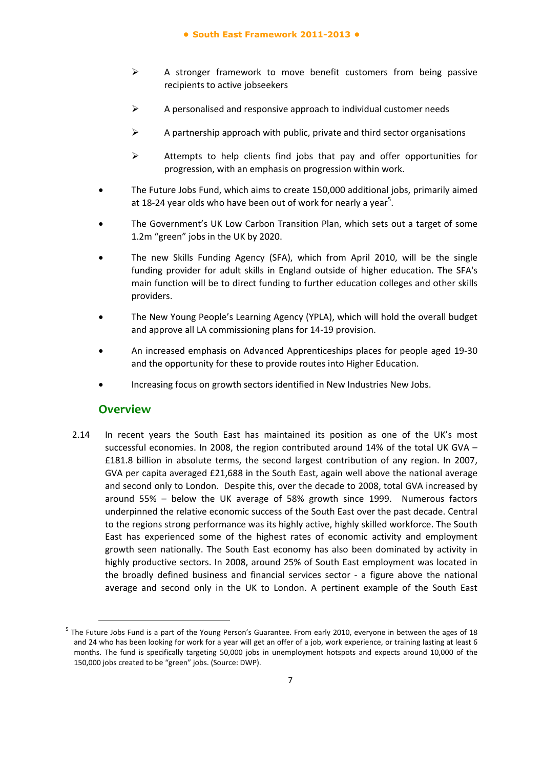- A stronger framework to move benefit customers from being passive recipients to active jobseekers
  - A personalised and responsive approach to individual customer needs
  - A partnership approach with public, private and third sector organisations
  - Attempts to help clients find jobs that pay and offer opportunities for progression, with an emphasis on progression within work.

- The Future Jobs Fund, which aims to create 150,000 additional jobs, primarily aimed at 18-24 year olds who have been out of work for nearly a year[5].
- The Government's UK Low Carbon Transition Plan, which sets out a target of some 1.2m "green" jobs in the UK by 2020.
- The new Skills Funding Agency (SFA), which from April 2010, will be the single funding provider for adult skills in England outside of higher education. The SFA's main function will be to direct funding to further education colleges and other skills providers.
- The New Young People's Learning Agency (YPLA), which will hold the overall budget and approve all LA commissioning plans for 14-19 provision.
- An increased emphasis on Advanced Apprenticeships places for people aged 19-30 and the opportunity for these to provide routes into Higher Education.
- Increasing focus on growth sectors identified in New Industries New Jobs.

## Overview

2.14 In recent years the South East has maintained its position as one of the UK's most successful economies. In 2008, the region contributed around 14% of the total UK GVA – £181.8 billion in absolute terms, the second largest contribution of any region. In 2007, GVA per capita averaged £21,688 in the South East, again well above the national average and second only to London. Despite this, over the decade to 2008, total GVA increased by around 55% – below the UK average of 58% growth since 1999. Numerous factors underpinned the relative economic success of the South East over the past decade. Central to the regions strong performance was its highly active, highly skilled workforce. The South East has experienced some of the highest rates of economic activity and employment growth seen nationally. The South East economy has also been dominated by activity in highly productive sectors. In 2008, around 25% of South East employment was located in the broadly defined business and financial services sector - a figure above the national average and second only in the UK to London. A pertinent example of the South East

---

[5] The Future Jobs Fund is a part of the Young Person's Guarantee. From early 2010, everyone in between the ages of 18 and 24 who has been looking for work for a year will get an offer of a job, work experience, or training lasting at least 6 months. The fund is specifically targeting 50,000 jobs in unemployment hotspots and expects around 10,000 of the 150,000 jobs created to be "green" jobs. (Source: DWP).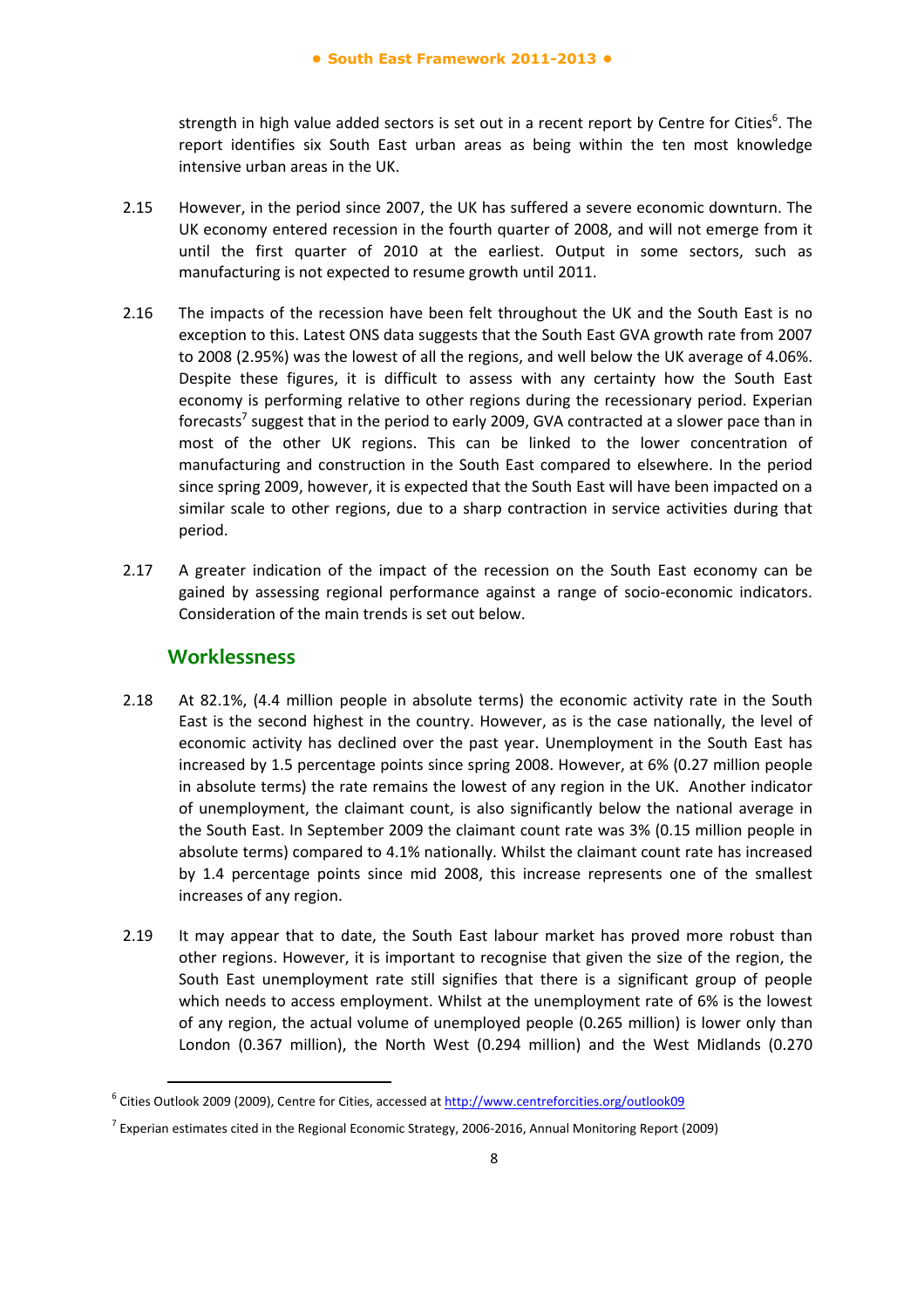strength in high value added sectors is set out in a recent report by Centre for Cities[6]. The report identifies six South East urban areas as being within the ten most knowledge intensive urban areas in the UK.

2.15 However, in the period since 2007, the UK has suffered a severe economic downturn. The UK economy entered recession in the fourth quarter of 2008, and will not emerge from it until the first quarter of 2010 at the earliest. Output in some sectors, such as manufacturing is not expected to resume growth until 2011.

2.16 The impacts of the recession have been felt throughout the UK and the South East is no exception to this. Latest ONS data suggests that the South East GVA growth rate from 2007 to 2008 (2.95%) was the lowest of all the regions, and well below the UK average of 4.06%. Despite these figures, it is difficult to assess with any certainty how the South East economy is performing relative to other regions during the recessionary period. Experian forecasts[7] suggest that in the period to early 2009, GVA contracted at a slower pace than in most of the other UK regions. This can be linked to the lower concentration of manufacturing and construction in the South East compared to elsewhere. In the period since spring 2009, however, it is expected that the South East will have been impacted on a similar scale to other regions, due to a sharp contraction in service activities during that period.

2.17 A greater indication of the impact of the recession on the South East economy can be gained by assessing regional performance against a range of socio-economic indicators. Consideration of the main trends is set out below.

## Worklessness

2.18 At 82.1%, (4.4 million people in absolute terms) the economic activity rate in the South East is the second highest in the country. However, as is the case nationally, the level of economic activity has declined over the past year. Unemployment in the South East has increased by 1.5 percentage points since spring 2008. However, at 6% (0.27 million people in absolute terms) the rate remains the lowest of any region in the UK. Another indicator of unemployment, the claimant count, is also significantly below the national average in the South East. In September 2009 the claimant count rate was 3% (0.15 million people in absolute terms) compared to 4.1% nationally. Whilst the claimant count rate has increased by 1.4 percentage points since mid 2008, this increase represents one of the smallest increases of any region.

2.19 It may appear that to date, the South East labour market has proved more robust than other regions. However, it is important to recognise that given the size of the region, the South East unemployment rate still signifies that there is a significant group of people which needs to access employment. Whilst at the unemployment rate of 6% is the lowest of any region, the actual volume of unemployed people (0.265 million) is lower only than London (0.367 million), the North West (0.294 million) and the West Midlands (0.270

---

[6] Cities Outlook 2009 (2009), Centre for Cities, accessed at http://www.centreforcities.org/outlook09

[7] Experian estimates cited in the Regional Economic Strategy, 2006-2016, Annual Monitoring Report (2009)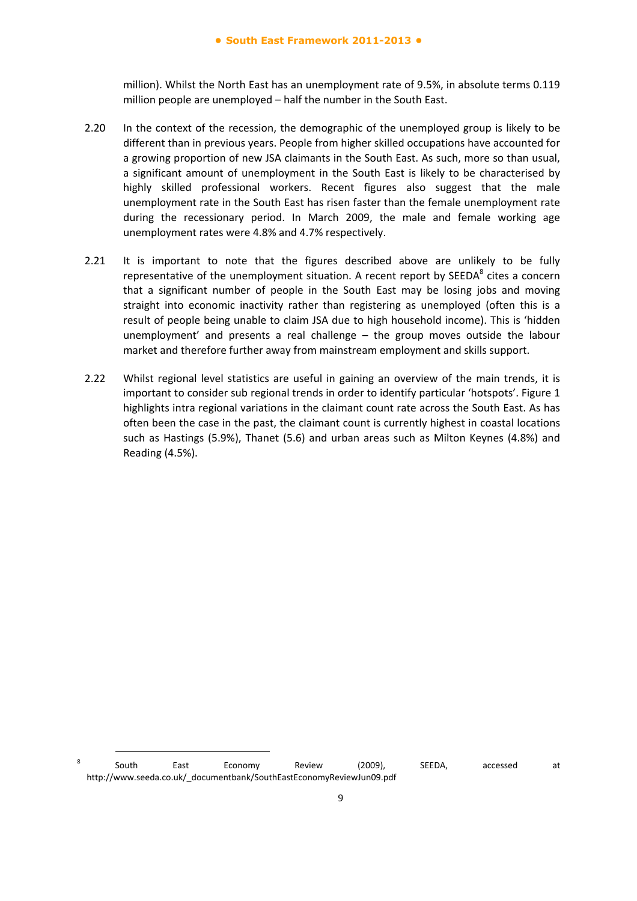million). Whilst the North East has an unemployment rate of 9.5%, in absolute terms 0.119 million people are unemployed – half the number in the South East.

2.20 In the context of the recession, the demographic of the unemployed group is likely to be different than in previous years. People from higher skilled occupations have accounted for a growing proportion of new JSA claimants in the South East. As such, more so than usual, a significant amount of unemployment in the South East is likely to be characterised by highly skilled professional workers. Recent figures also suggest that the male unemployment rate in the South East has risen faster than the female unemployment rate during the recessionary period. In March 2009, the male and female working age unemployment rates were 4.8% and 4.7% respectively.

2.21 It is important to note that the figures described above are unlikely to be fully representative of the unemployment situation. A recent report by SEEDA[8] cites a concern that a significant number of people in the South East may be losing jobs and moving straight into economic inactivity rather than registering as unemployed (often this is a result of people being unable to claim JSA due to high household income). This is 'hidden unemployment' and presents a real challenge – the group moves outside the labour market and therefore further away from mainstream employment and skills support.

2.22 Whilst regional level statistics are useful in gaining an overview of the main trends, it is important to consider sub regional trends in order to identify particular 'hotspots'. Figure 1 highlights intra regional variations in the claimant count rate across the South East. As has often been the case in the past, the claimant count is currently highest in coastal locations such as Hastings (5.9%), Thanet (5.6) and urban areas such as Milton Keynes (4.8%) and Reading (4.5%).

[8] South East Economy Review (2009), SEEDA, accessed at http://www.seeda.co.uk/_documentbank/SouthEastEconomyReviewJun09.pdf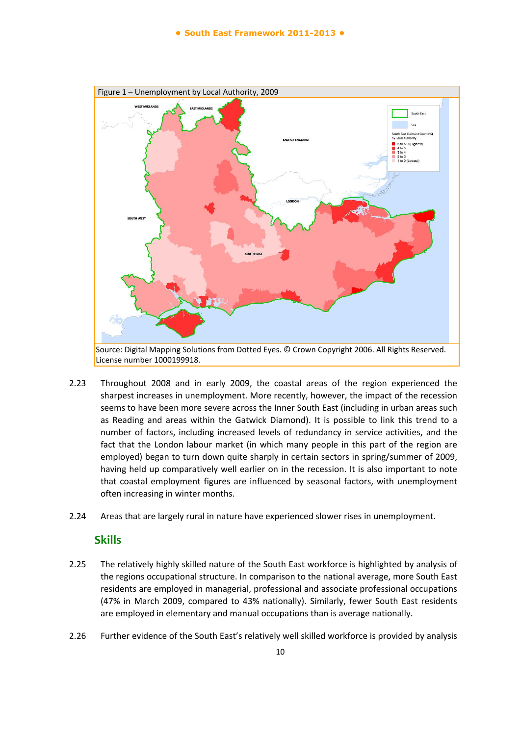Figure 1 – Unemployment by Local Authority, 2009

Source: Digital Mapping Solutions from Dotted Eyes. © Crown Copyright 2006. All Rights Reserved. License number 1000199918.

2.23 Throughout 2008 and in early 2009, the coastal areas of the region experienced the sharpest increases in unemployment. More recently, however, the impact of the recession seems to have been more severe across the Inner South East (including in urban areas such as Reading and areas within the Gatwick Diamond). It is possible to link this trend to a number of factors, including increased levels of redundancy in service activities, and the fact that the London labour market (in which many people in this part of the region are employed) began to turn down quite sharply in certain sectors in spring/summer of 2009, having held up comparatively well earlier on in the recession. It is also important to note that coastal employment figures are influenced by seasonal factors, with unemployment often increasing in winter months.

2.24 Areas that are largely rural in nature have experienced slower rises in unemployment.

## Skills

2.25 The relatively highly skilled nature of the South East workforce is highlighted by analysis of the regions occupational structure. In comparison to the national average, more South East residents are employed in managerial, professional and associate professional occupations (47% in March 2009, compared to 43% nationally). Similarly, fewer South East residents are employed in elementary and manual occupations than is average nationally.

2.26 Further evidence of the South East's relatively well skilled workforce is provided by analysis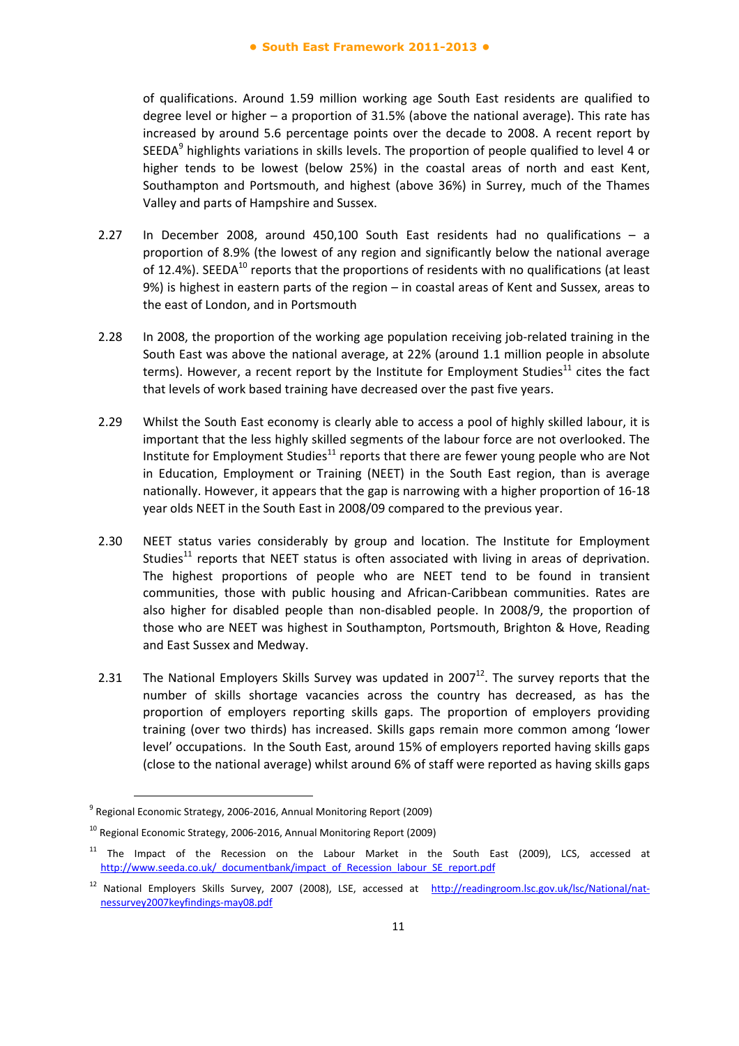of qualifications. Around 1.59 million working age South East residents are qualified to degree level or higher – a proportion of 31.5% (above the national average). This rate has increased by around 5.6 percentage points over the decade to 2008. A recent report by SEEDA[9] highlights variations in skills levels. The proportion of people qualified to level 4 or higher tends to be lowest (below 25%) in the coastal areas of north and east Kent, Southampton and Portsmouth, and highest (above 36%) in Surrey, much of the Thames Valley and parts of Hampshire and Sussex.

2.27 In December 2008, around 450,100 South East residents had no qualifications – a proportion of 8.9% (the lowest of any region and significantly below the national average of 12.4%). SEEDA[10] reports that the proportions of residents with no qualifications (at least 9%) is highest in eastern parts of the region – in coastal areas of Kent and Sussex, areas to the east of London, and in Portsmouth

2.28 In 2008, the proportion of the working age population receiving job-related training in the South East was above the national average, at 22% (around 1.1 million people in absolute terms). However, a recent report by the Institute for Employment Studies[11] cites the fact that levels of work based training have decreased over the past five years.

2.29 Whilst the South East economy is clearly able to access a pool of highly skilled labour, it is important that the less highly skilled segments of the labour force are not overlooked. The Institute for Employment Studies[11] reports that there are fewer young people who are Not in Education, Employment or Training (NEET) in the South East region, than is average nationally. However, it appears that the gap is narrowing with a higher proportion of 16-18 year olds NEET in the South East in 2008/09 compared to the previous year.

2.30 NEET status varies considerably by group and location. The Institute for Employment Studies[11] reports that NEET status is often associated with living in areas of deprivation. The highest proportions of people who are NEET tend to be found in transient communities, those with public housing and African-Caribbean communities. Rates are also higher for disabled people than non-disabled people. In 2008/9, the proportion of those who are NEET was highest in Southampton, Portsmouth, Brighton & Hove, Reading and East Sussex and Medway.

2.31 The National Employers Skills Survey was updated in 2007[12]. The survey reports that the number of skills shortage vacancies across the country has decreased, as has the proportion of employers reporting skills gaps. The proportion of employers providing training (over two thirds) has increased. Skills gaps remain more common among 'lower level' occupations. In the South East, around 15% of employers reported having skills gaps (close to the national average) whilst around 6% of staff were reported as having skills gaps

---

[9] Regional Economic Strategy, 2006-2016, Annual Monitoring Report (2009)

[10] Regional Economic Strategy, 2006-2016, Annual Monitoring Report (2009)

[11] The Impact of the Recession on the Labour Market in the South East (2009), LCS, accessed at http://www.seeda.co.uk/_documentbank/impact_of_Recession_labour_SE_report.pdf

[12] National Employers Skills Survey, 2007 (2008), LSE, accessed at http://readingroom.lsc.gov.uk/lsc/National/nat-nessurvey2007keyfindings-may08.pdf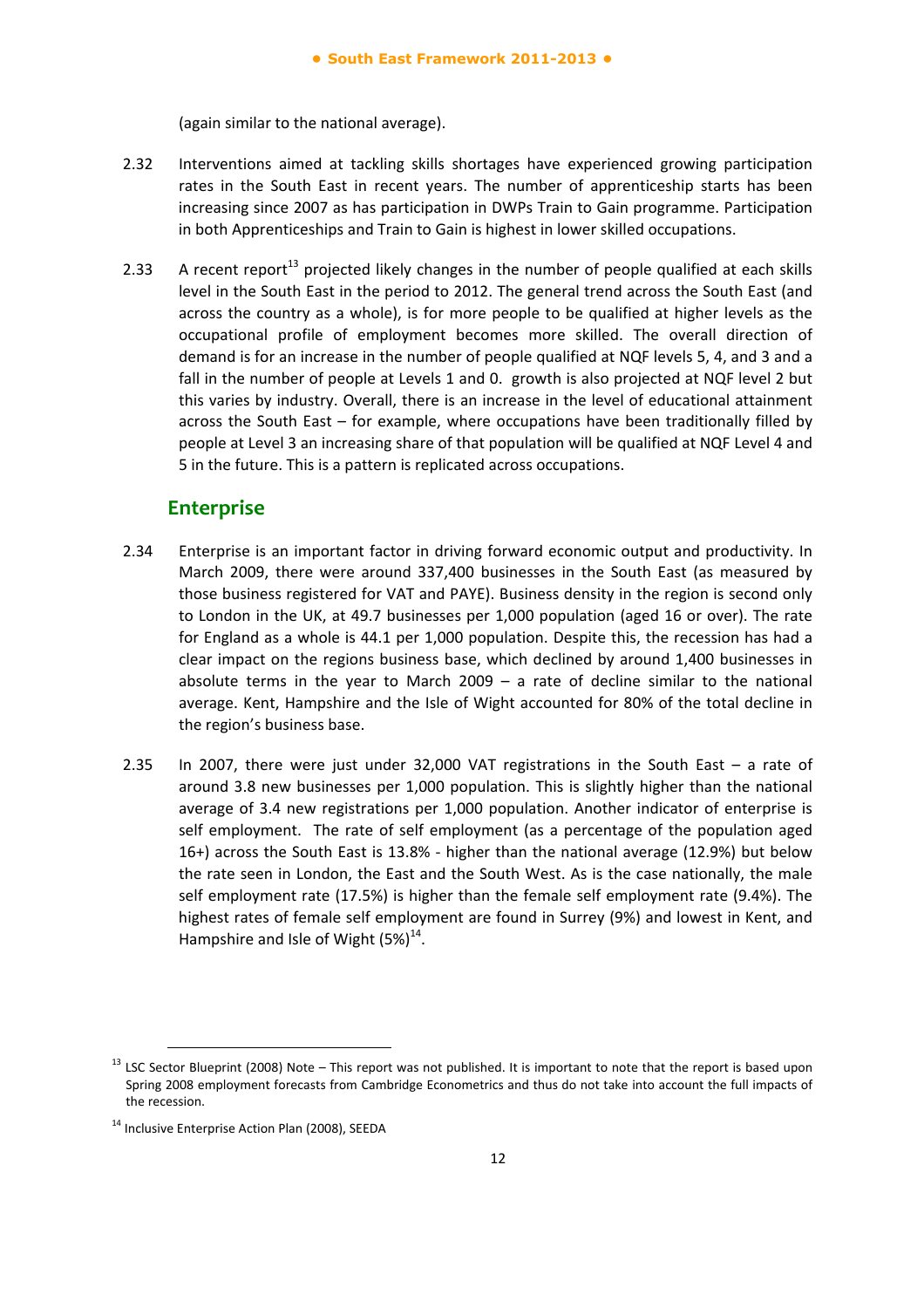(again similar to the national average).

2.32 Interventions aimed at tackling skills shortages have experienced growing participation rates in the South East in recent years. The number of apprenticeship starts has been increasing since 2007 as has participation in DWPs Train to Gain programme. Participation in both Apprenticeships and Train to Gain is highest in lower skilled occupations.

2.33 A recent report[13] projected likely changes in the number of people qualified at each skills level in the South East in the period to 2012. The general trend across the South East (and across the country as a whole), is for more people to be qualified at higher levels as the occupational profile of employment becomes more skilled. The overall direction of demand is for an increase in the number of people qualified at NQF levels 5, 4, and 3 and a fall in the number of people at Levels 1 and 0.  growth is also projected at NQF level 2 but this varies by industry. Overall, there is an increase in the level of educational attainment across the South East – for example, where occupations have been traditionally filled by people at Level 3 an increasing share of that population will be qualified at NQF Level 4 and 5 in the future. This is a pattern is replicated across occupations.

## Enterprise

2.34 Enterprise is an important factor in driving forward economic output and productivity. In March 2009, there were around 337,400 businesses in the South East (as measured by those business registered for VAT and PAYE). Business density in the region is second only to London in the UK, at 49.7 businesses per 1,000 population (aged 16 or over). The rate for England as a whole is 44.1 per 1,000 population. Despite this, the recession has had a clear impact on the regions business base, which declined by around 1,400 businesses in absolute terms in the year to March 2009 – a rate of decline similar to the national average. Kent, Hampshire and the Isle of Wight accounted for 80% of the total decline in the region's business base.

2.35 In 2007, there were just under 32,000 VAT registrations in the South East – a rate of around 3.8 new businesses per 1,000 population. This is slightly higher than the national average of 3.4 new registrations per 1,000 population. Another indicator of enterprise is self employment.  The rate of self employment (as a percentage of the population aged 16+) across the South East is 13.8% - higher than the national average (12.9%) but below the rate seen in London, the East and the South West. As is the case nationally, the male self employment rate (17.5%) is higher than the female self employment rate (9.4%). The highest rates of female self employment are found in Surrey (9%) and lowest in Kent, and Hampshire and Isle of Wight (5%)[14].

---

[13] LSC Sector Blueprint (2008) Note – This report was not published. It is important to note that the report is based upon Spring 2008 employment forecasts from Cambridge Econometrics and thus do not take into account the full impacts of the recession.

[14] Inclusive Enterprise Action Plan (2008), SEEDA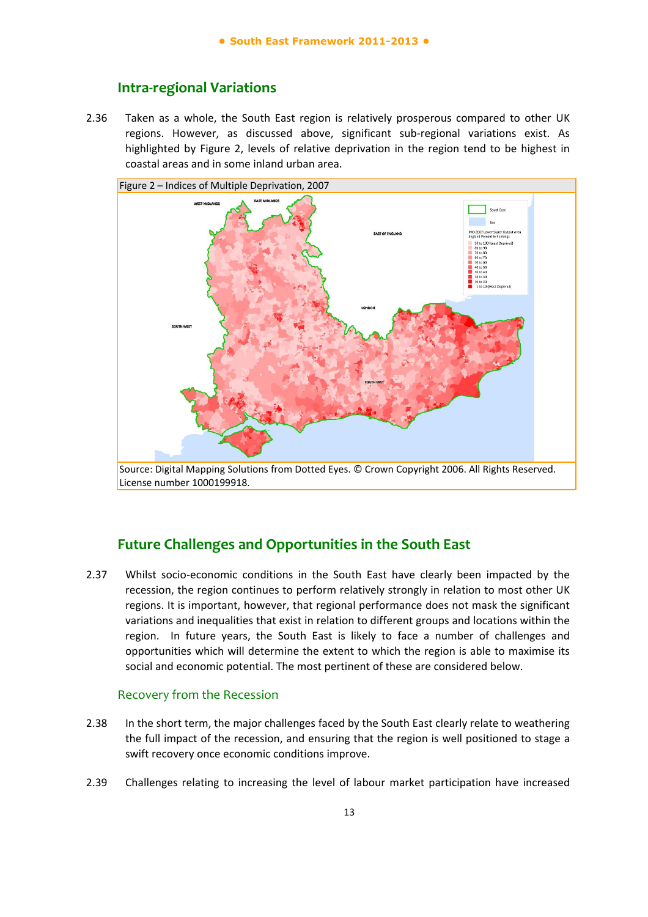## Intra-regional Variations

2.36 Taken as a whole, the South East region is relatively prosperous compared to other UK regions. However, as discussed above, significant sub-regional variations exist. As highlighted by Figure 2, levels of relative deprivation in the region tend to be highest in coastal areas and in some inland urban area.

Figure 2 – Indices of Multiple Deprivation, 2007

Source: Digital Mapping Solutions from Dotted Eyes. © Crown Copyright 2006. All Rights Reserved. License number 1000199918.

## Future Challenges and Opportunities in the South East

2.37 Whilst socio-economic conditions in the South East have clearly been impacted by the recession, the region continues to perform relatively strongly in relation to most other UK regions. It is important, however, that regional performance does not mask the significant variations and inequalities that exist in relation to different groups and locations within the region. In future years, the South East is likely to face a number of challenges and opportunities which will determine the extent to which the region is able to maximise its social and economic potential. The most pertinent of these are considered below.

### Recovery from the Recession

2.38 In the short term, the major challenges faced by the South East clearly relate to weathering the full impact of the recession, and ensuring that the region is well positioned to stage a swift recovery once economic conditions improve.

2.39 Challenges relating to increasing the level of labour market participation have increased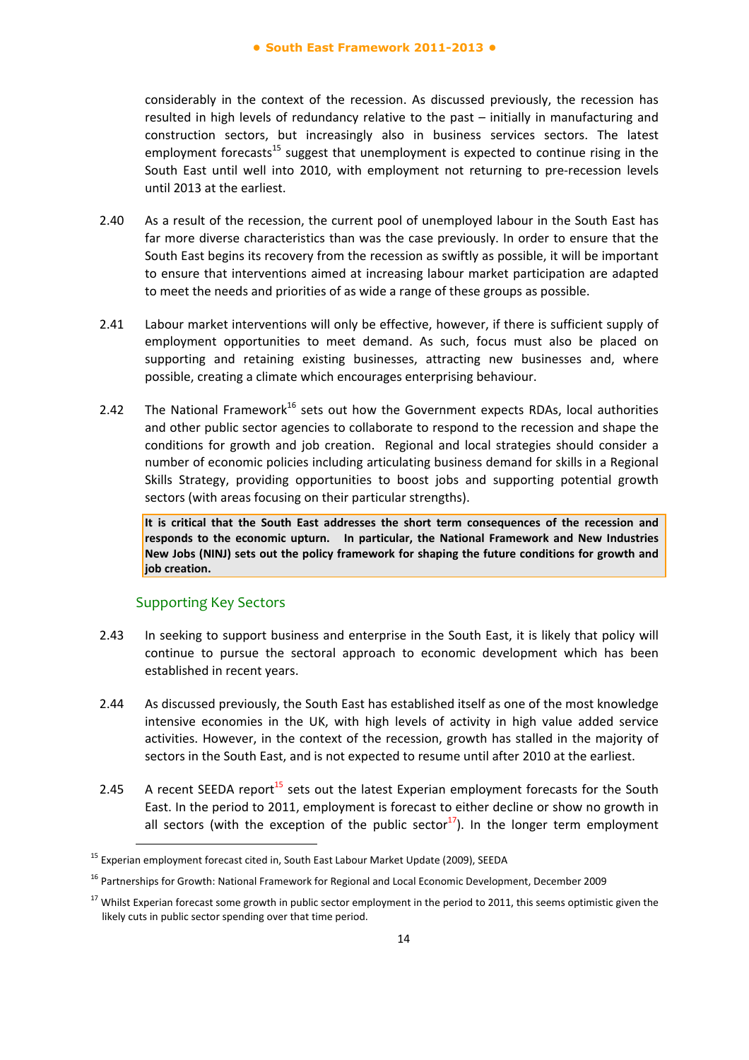considerably in the context of the recession. As discussed previously, the recession has resulted in high levels of redundancy relative to the past – initially in manufacturing and construction sectors, but increasingly also in business services sectors. The latest employment forecasts[15] suggest that unemployment is expected to continue rising in the South East until well into 2010, with employment not returning to pre-recession levels until 2013 at the earliest.

2.40 As a result of the recession, the current pool of unemployed labour in the South East has far more diverse characteristics than was the case previously. In order to ensure that the South East begins its recovery from the recession as swiftly as possible, it will be important to ensure that interventions aimed at increasing labour market participation are adapted to meet the needs and priorities of as wide a range of these groups as possible.

2.41 Labour market interventions will only be effective, however, if there is sufficient supply of employment opportunities to meet demand. As such, focus must also be placed on supporting and retaining existing businesses, attracting new businesses and, where possible, creating a climate which encourages enterprising behaviour.

2.42 The National Framework[16] sets out how the Government expects RDAs, local authorities and other public sector agencies to collaborate to respond to the recession and shape the conditions for growth and job creation. Regional and local strategies should consider a number of economic policies including articulating business demand for skills in a Regional Skills Strategy, providing opportunities to boost jobs and supporting potential growth sectors (with areas focusing on their particular strengths).

**It is critical that the South East addresses the short term consequences of the recession and responds to the economic upturn. In particular, the National Framework and New Industries New Jobs (NINJ) sets out the policy framework for shaping the future conditions for growth and job creation.**

## Supporting Key Sectors

2.43 In seeking to support business and enterprise in the South East, it is likely that policy will continue to pursue the sectoral approach to economic development which has been established in recent years.

2.44 As discussed previously, the South East has established itself as one of the most knowledge intensive economies in the UK, with high levels of activity in high value added service activities. However, in the context of the recession, growth has stalled in the majority of sectors in the South East, and is not expected to resume until after 2010 at the earliest.

2.45 A recent SEEDA report[15] sets out the latest Experian employment forecasts for the South East. In the period to 2011, employment is forecast to either decline or show no growth in all sectors (with the exception of the public sector[17]). In the longer term employment

---

[15] Experian employment forecast cited in, South East Labour Market Update (2009), SEEDA

[16] Partnerships for Growth: National Framework for Regional and Local Economic Development, December 2009

[17] Whilst Experian forecast some growth in public sector employment in the period to 2011, this seems optimistic given the likely cuts in public sector spending over that time period.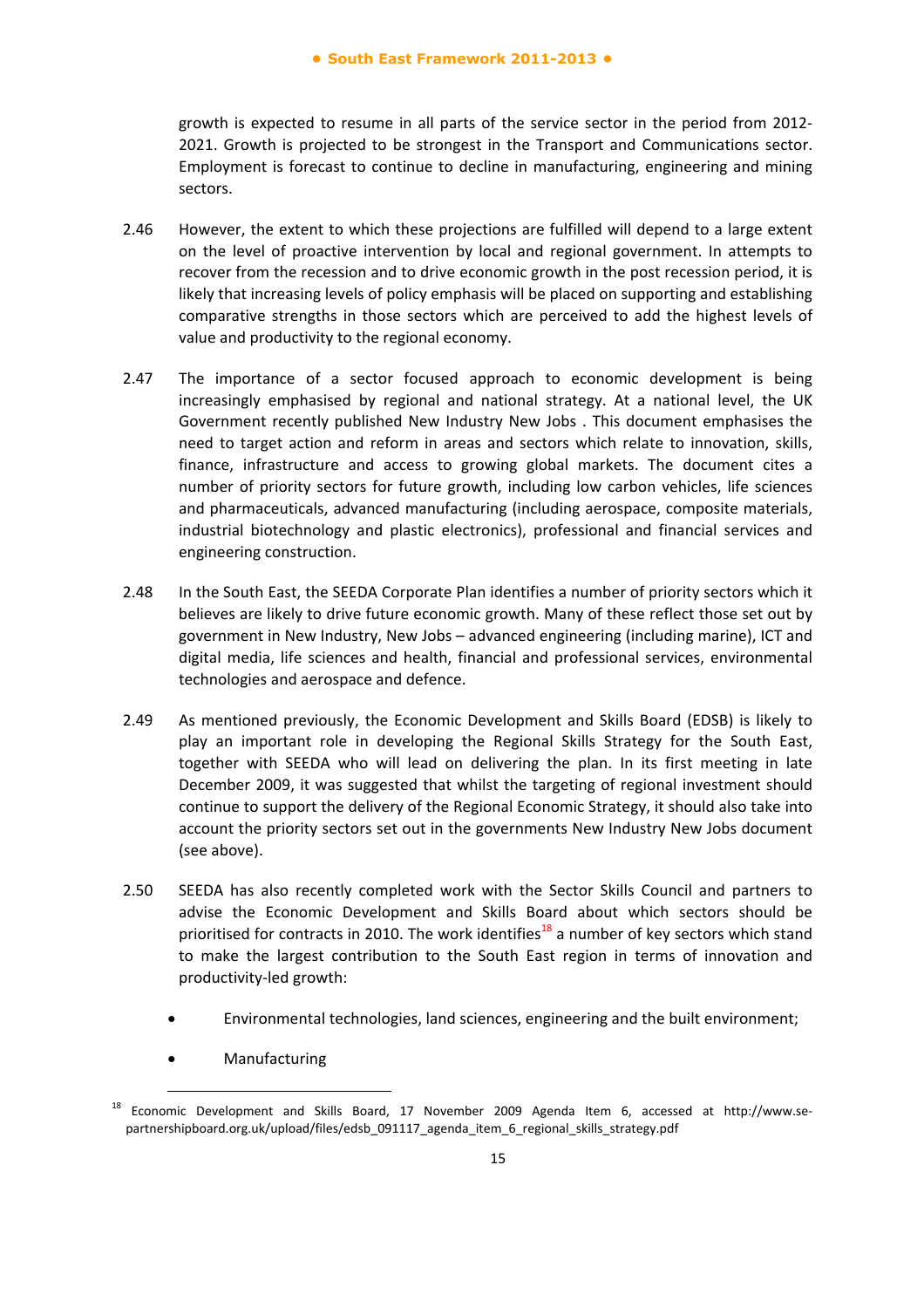growth is expected to resume in all parts of the service sector in the period from 2012-2021. Growth is projected to be strongest in the Transport and Communications sector. Employment is forecast to continue to decline in manufacturing, engineering and mining sectors.

2.46 However, the extent to which these projections are fulfilled will depend to a large extent on the level of proactive intervention by local and regional government. In attempts to recover from the recession and to drive economic growth in the post recession period, it is likely that increasing levels of policy emphasis will be placed on supporting and establishing comparative strengths in those sectors which are perceived to add the highest levels of value and productivity to the regional economy.

2.47 The importance of a sector focused approach to economic development is being increasingly emphasised by regional and national strategy. At a national level, the UK Government recently published New Industry New Jobs . This document emphasises the need to target action and reform in areas and sectors which relate to innovation, skills, finance, infrastructure and access to growing global markets. The document cites a number of priority sectors for future growth, including low carbon vehicles, life sciences and pharmaceuticals, advanced manufacturing (including aerospace, composite materials, industrial biotechnology and plastic electronics), professional and financial services and engineering construction.

2.48 In the South East, the SEEDA Corporate Plan identifies a number of priority sectors which it believes are likely to drive future economic growth. Many of these reflect those set out by government in New Industry, New Jobs – advanced engineering (including marine), ICT and digital media, life sciences and health, financial and professional services, environmental technologies and aerospace and defence.

2.49 As mentioned previously, the Economic Development and Skills Board (EDSB) is likely to play an important role in developing the Regional Skills Strategy for the South East, together with SEEDA who will lead on delivering the plan. In its first meeting in late December 2009, it was suggested that whilst the targeting of regional investment should continue to support the delivery of the Regional Economic Strategy, it should also take into account the priority sectors set out in the governments New Industry New Jobs document (see above).

2.50 SEEDA has also recently completed work with the Sector Skills Council and partners to advise the Economic Development and Skills Board about which sectors should be prioritised for contracts in 2010. The work identifies[18] a number of key sectors which stand to make the largest contribution to the South East region in terms of innovation and productivity-led growth:

- Environmental technologies, land sciences, engineering and the built environment;
- Manufacturing

[18] Economic Development and Skills Board, 17 November 2009 Agenda Item 6, accessed at http://www.se-partnershipboard.org.uk/upload/files/edsb_091117_agenda_item_6_regional_skills_strategy.pdf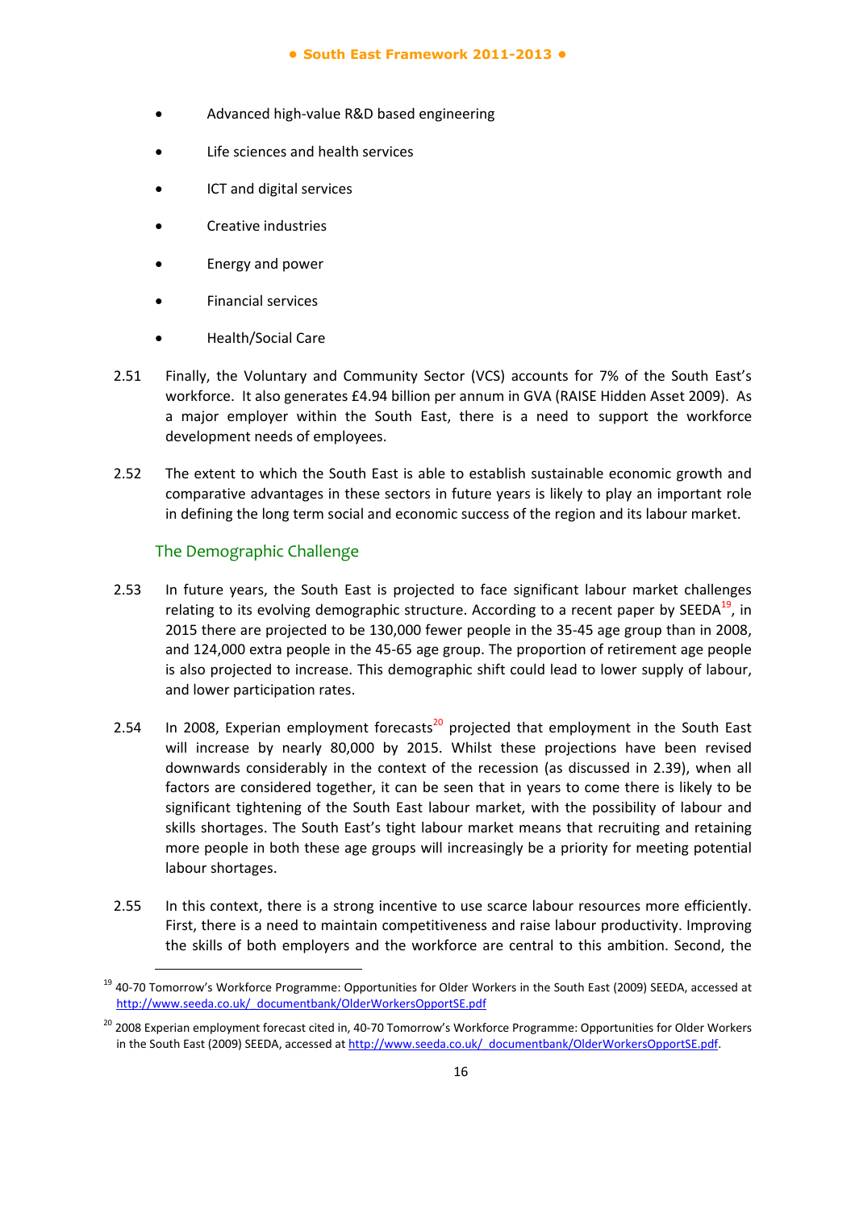- Advanced high-value R&D based engineering
- Life sciences and health services
- ICT and digital services
- Creative industries
- Energy and power
- Financial services
- Health/Social Care

2.51 Finally, the Voluntary and Community Sector (VCS) accounts for 7% of the South East's workforce. It also generates £4.94 billion per annum in GVA (RAISE Hidden Asset 2009). As a major employer within the South East, there is a need to support the workforce development needs of employees.

2.52 The extent to which the South East is able to establish sustainable economic growth and comparative advantages in these sectors in future years is likely to play an important role in defining the long term social and economic success of the region and its labour market.

### The Demographic Challenge

2.53 In future years, the South East is projected to face significant labour market challenges relating to its evolving demographic structure. According to a recent paper by SEEDA[19], in 2015 there are projected to be 130,000 fewer people in the 35-45 age group than in 2008, and 124,000 extra people in the 45-65 age group. The proportion of retirement age people is also projected to increase. This demographic shift could lead to lower supply of labour, and lower participation rates.

2.54 In 2008, Experian employment forecasts[20] projected that employment in the South East will increase by nearly 80,000 by 2015. Whilst these projections have been revised downwards considerably in the context of the recession (as discussed in 2.39), when all factors are considered together, it can be seen that in years to come there is likely to be significant tightening of the South East labour market, with the possibility of labour and skills shortages. The South East's tight labour market means that recruiting and retaining more people in both these age groups will increasingly be a priority for meeting potential labour shortages.

2.55 In this context, there is a strong incentive to use scarce labour resources more efficiently. First, there is a need to maintain competitiveness and raise labour productivity. Improving the skills of both employers and the workforce are central to this ambition. Second, the

---

[19] 40-70 Tomorrow's Workforce Programme: Opportunities for Older Workers in the South East (2009) SEEDA, accessed at http://www.seeda.co.uk/_documentbank/OlderWorkersOpportSE.pdf

[20] 2008 Experian employment forecast cited in, 40-70 Tomorrow's Workforce Programme: Opportunities for Older Workers in the South East (2009) SEEDA, accessed at http://www.seeda.co.uk/_documentbank/OlderWorkersOpportSE.pdf.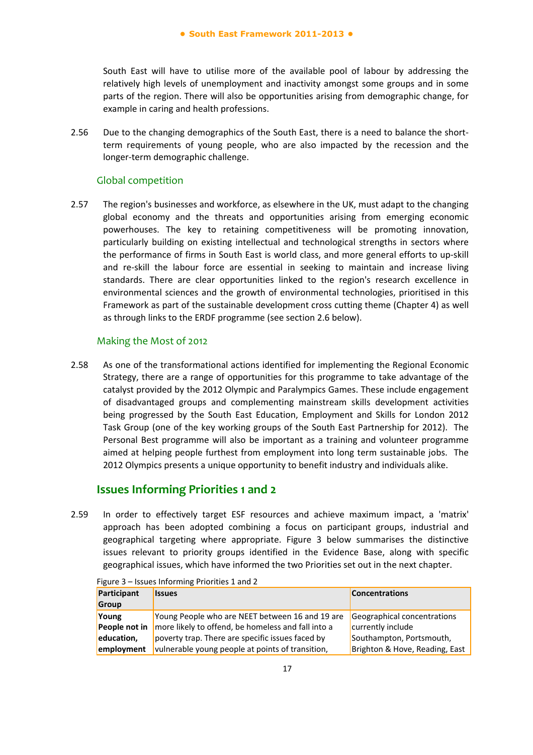South East will have to utilise more of the available pool of labour by addressing the relatively high levels of unemployment and inactivity amongst some groups and in some parts of the region. There will also be opportunities arising from demographic change, for example in caring and health professions.

2.56 Due to the changing demographics of the South East, there is a need to balance the short-term requirements of young people, who are also impacted by the recession and the longer-term demographic challenge.

### Global competition

2.57 The region's businesses and workforce, as elsewhere in the UK, must adapt to the changing global economy and the threats and opportunities arising from emerging economic powerhouses. The key to retaining competitiveness will be promoting innovation, particularly building on existing intellectual and technological strengths in sectors where the performance of firms in South East is world class, and more general efforts to up-skill and re-skill the labour force are essential in seeking to maintain and increase living standards. There are clear opportunities linked to the region's research excellence in environmental sciences and the growth of environmental technologies, prioritised in this Framework as part of the sustainable development cross cutting theme (Chapter 4) as well as through links to the ERDF programme (see section 2.6 below).

### Making the Most of 2012

2.58 As one of the transformational actions identified for implementing the Regional Economic Strategy, there are a range of opportunities for this programme to take advantage of the catalyst provided by the 2012 Olympic and Paralympics Games. These include engagement of disadvantaged groups and complementing mainstream skills development activities being progressed by the South East Education, Employment and Skills for London 2012 Task Group (one of the key working groups of the South East Partnership for 2012). The Personal Best programme will also be important as a training and volunteer programme aimed at helping people furthest from employment into long term sustainable jobs. The 2012 Olympics presents a unique opportunity to benefit industry and individuals alike.

## Issues Informing Priorities 1 and 2

2.59 In order to effectively target ESF resources and achieve maximum impact, a 'matrix' approach has been adopted combining a focus on participant groups, industrial and geographical targeting where appropriate. Figure 3 below summarises the distinctive issues relevant to priority groups identified in the Evidence Base, along with specific geographical issues, which have informed the two Priorities set out in the next chapter.

Figure 3 – Issues Informing Priorities 1 and 2

| Participant Group | Issues | Concentrations |
|---|---|---|
| **Young People not in education, employment** | Young People who are NEET between 16 and 19 are more likely to offend, be homeless and fall into a poverty trap. There are specific issues faced by vulnerable young people at points of transition, | Geographical concentrations currently include Southampton, Portsmouth, Brighton & Hove, Reading, East |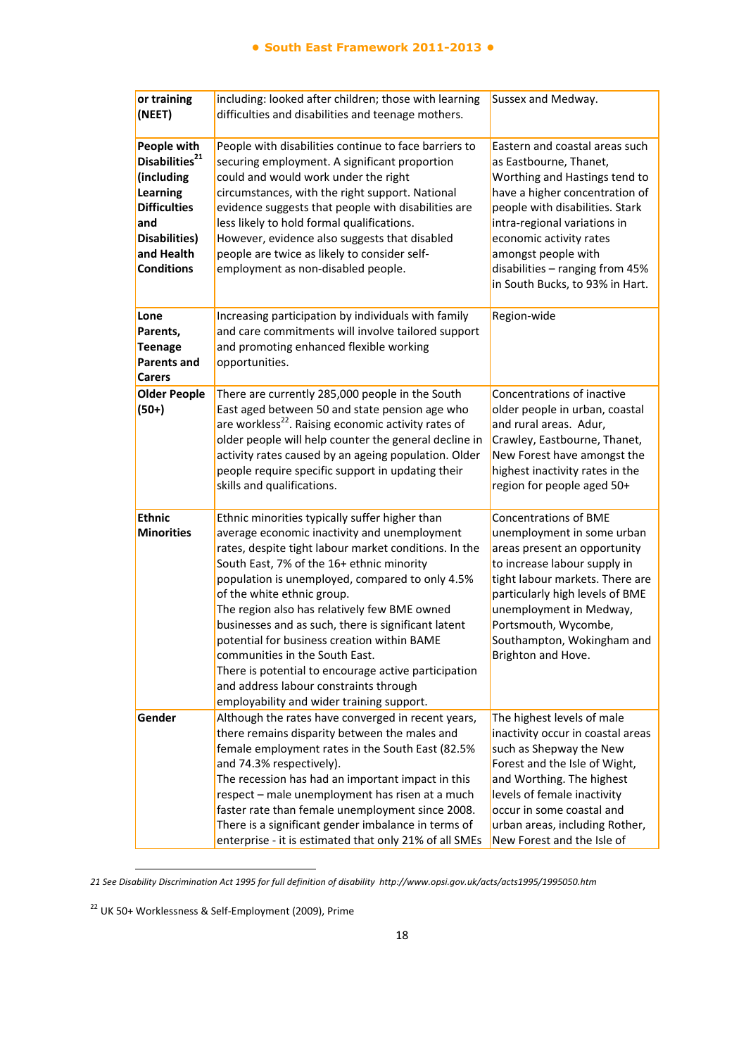| or training (NEET) | including: looked after children; those with learning difficulties and disabilities and teenage mothers. | Sussex and Medway. |
|---|---|---|
| **People with Disabilities[21] (including Learning Difficulties and Disabilities) and Health Conditions** | People with disabilities continue to face barriers to securing employment. A significant proportion could and would work under the right circumstances, with the right support. National evidence suggests that people with disabilities are less likely to hold formal qualifications. However, evidence also suggests that disabled people are twice as likely to consider self-employment as non-disabled people. | Eastern and coastal areas such as Eastbourne, Thanet, Worthing and Hastings tend to have a higher concentration of people with disabilities. Stark intra-regional variations in economic activity rates amongst people with disabilities – ranging from 45% in South Bucks, to 93% in Hart. |
| **Lone Parents, Teenage Parents and Carers** | Increasing participation by individuals with family and care commitments will involve tailored support and promoting enhanced flexible working opportunities. | Region-wide |
| **Older People (50+)** | There are currently 285,000 people in the South East aged between 50 and state pension age who are workless[22]. Raising economic activity rates of older people will help counter the general decline in activity rates caused by an ageing population. Older people require specific support in updating their skills and qualifications. | Concentrations of inactive older people in urban, coastal and rural areas. Adur, Crawley, Eastbourne, Thanet, New Forest have amongst the highest inactivity rates in the region for people aged 50+ |
| **Ethnic Minorities** | Ethnic minorities typically suffer higher than average economic inactivity and unemployment rates, despite tight labour market conditions. In the South East, 7% of the 16+ ethnic minority population is unemployed, compared to only 4.5% of the white ethnic group.<br>The region also has relatively few BME owned businesses and as such, there is significant latent potential for business creation within BAME communities in the South East.<br>There is potential to encourage active participation and address labour constraints through employability and wider training support. | Concentrations of BME unemployment in some urban areas present an opportunity to increase labour supply in tight labour markets. There are particularly high levels of BME unemployment in Medway, Portsmouth, Wycombe, Southampton, Wokingham and Brighton and Hove. |
| **Gender** | Although the rates have converged in recent years, there remains disparity between the males and female employment rates in the South East (82.5% and 74.3% respectively).<br>The recession has had an important impact in this respect – male unemployment has risen at a much faster rate than female unemployment since 2008.<br>There is a significant gender imbalance in terms of enterprise - it is estimated that only 21% of all SMEs | The highest levels of male inactivity occur in coastal areas such as Shepway the New Forest and the Isle of Wight, and Worthing. The highest levels of female inactivity occur in some coastal and urban areas, including Rother, New Forest and the Isle of |

*21 See Disability Discrimination Act 1995 for full definition of disability http://www.opsi.gov.uk/acts/acts1995/1995050.htm*

22 UK 50+ Worklessness & Self-Employment (2009), Prime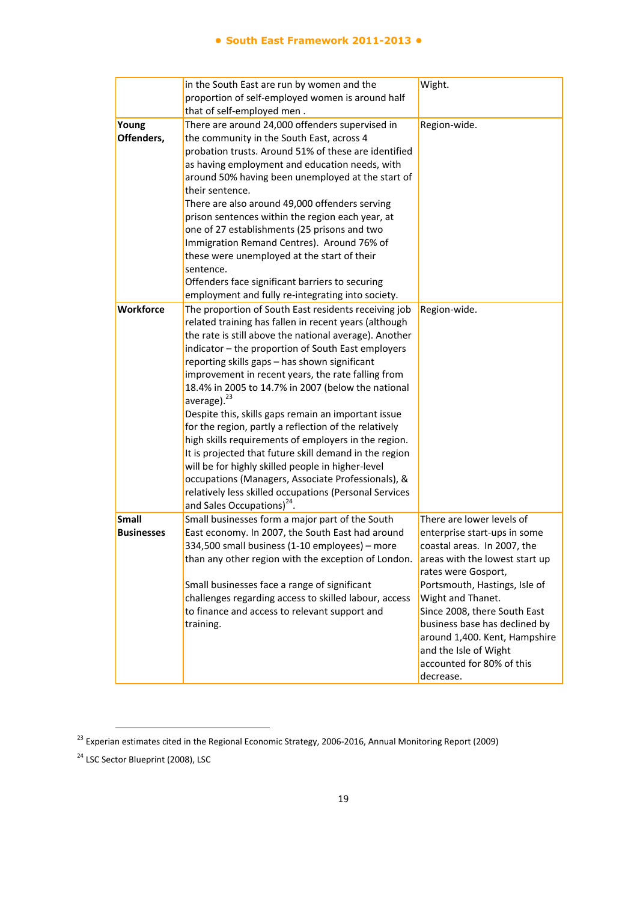| | | |
|---|---|---|
| | in the South East are run by women and the proportion of self-employed women is around half that of self-employed men . | Wight. |
| **Young Offenders,** | There are around 24,000 offenders supervised in the community in the South East, across 4 probation trusts. Around 51% of these are identified as having employment and education needs, with around 50% having been unemployed at the start of their sentence.<br>There are also around 49,000 offenders serving prison sentences within the region each year, at one of 27 establishments (25 prisons and two Immigration Remand Centres). Around 76% of these were unemployed at the start of their sentence.<br>Offenders face significant barriers to securing employment and fully re-integrating into society. | Region-wide. |
| **Workforce** | The proportion of South East residents receiving job related training has fallen in recent years (although the rate is still above the national average). Another indicator – the proportion of South East employers reporting skills gaps – has shown significant improvement in recent years, the rate falling from 18.4% in 2005 to 14.7% in 2007 (below the national average).[23]<br>Despite this, skills gaps remain an important issue for the region, partly a reflection of the relatively high skills requirements of employers in the region. It is projected that future skill demand in the region will be for highly skilled people in higher-level occupations (Managers, Associate Professionals), & relatively less skilled occupations (Personal Services and Sales Occupations)[24]. | Region-wide. |
| **Small Businesses** | Small businesses form a major part of the South East economy. In 2007, the South East had around 334,500 small business (1-10 employees) – more than any other region with the exception of London.<br><br>Small businesses face a range of significant challenges regarding access to skilled labour, access to finance and access to relevant support and training. | There are lower levels of enterprise start-ups in some coastal areas. In 2007, the areas with the lowest start up rates were Gosport, Portsmouth, Hastings, Isle of Wight and Thanet.<br>Since 2008, there South East business base has declined by around 1,400. Kent, Hampshire and the Isle of Wight accounted for 80% of this decrease. |

[23] Experian estimates cited in the Regional Economic Strategy, 2006-2016, Annual Monitoring Report (2009)

[24] LSC Sector Blueprint (2008), LSC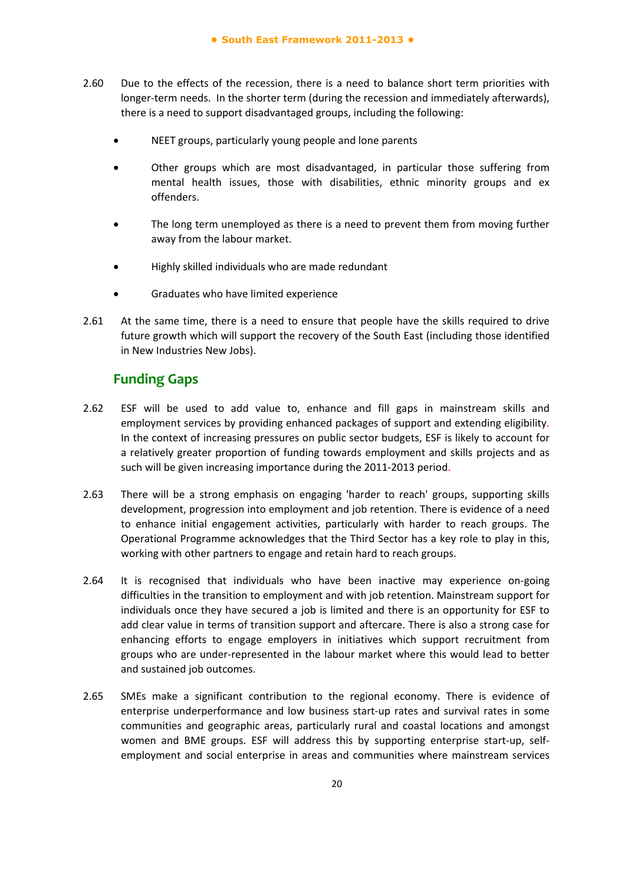2.60 Due to the effects of the recession, there is a need to balance short term priorities with longer-term needs. In the shorter term (during the recession and immediately afterwards), there is a need to support disadvantaged groups, including the following:

- NEET groups, particularly young people and lone parents
- Other groups which are most disadvantaged, in particular those suffering from mental health issues, those with disabilities, ethnic minority groups and ex offenders.
- The long term unemployed as there is a need to prevent them from moving further away from the labour market.
- Highly skilled individuals who are made redundant
- Graduates who have limited experience

2.61 At the same time, there is a need to ensure that people have the skills required to drive future growth which will support the recovery of the South East (including those identified in New Industries New Jobs).

## Funding Gaps

2.62 ESF will be used to add value to, enhance and fill gaps in mainstream skills and employment services by providing enhanced packages of support and extending eligibility. In the context of increasing pressures on public sector budgets, ESF is likely to account for a relatively greater proportion of funding towards employment and skills projects and as such will be given increasing importance during the 2011-2013 period.

2.63 There will be a strong emphasis on engaging 'harder to reach' groups, supporting skills development, progression into employment and job retention. There is evidence of a need to enhance initial engagement activities, particularly with harder to reach groups. The Operational Programme acknowledges that the Third Sector has a key role to play in this, working with other partners to engage and retain hard to reach groups.

2.64 It is recognised that individuals who have been inactive may experience on-going difficulties in the transition to employment and with job retention. Mainstream support for individuals once they have secured a job is limited and there is an opportunity for ESF to add clear value in terms of transition support and aftercare. There is also a strong case for enhancing efforts to engage employers in initiatives which support recruitment from groups who are under-represented in the labour market where this would lead to better and sustained job outcomes.

2.65 SMEs make a significant contribution to the regional economy. There is evidence of enterprise underperformance and low business start-up rates and survival rates in some communities and geographic areas, particularly rural and coastal locations and amongst women and BME groups. ESF will address this by supporting enterprise start-up, self-employment and social enterprise in areas and communities where mainstream services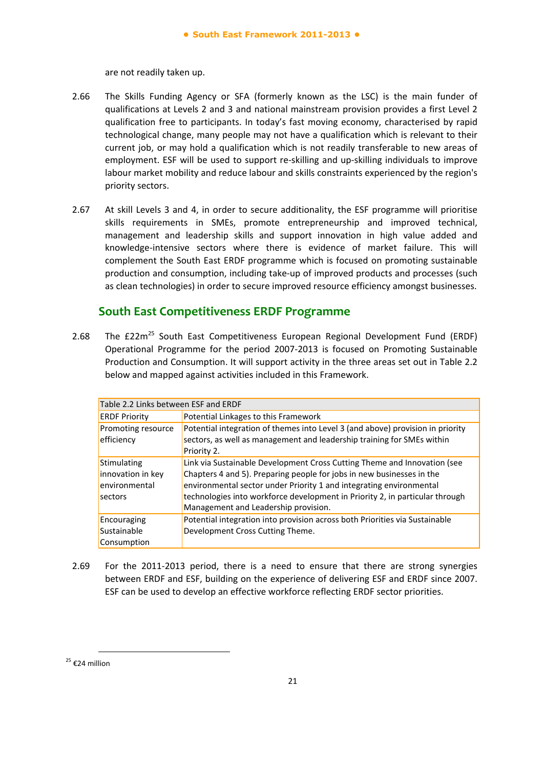are not readily taken up.

2.66 The Skills Funding Agency or SFA (formerly known as the LSC) is the main funder of qualifications at Levels 2 and 3 and national mainstream provision provides a first Level 2 qualification free to participants. In today's fast moving economy, characterised by rapid technological change, many people may not have a qualification which is relevant to their current job, or may hold a qualification which is not readily transferable to new areas of employment. ESF will be used to support re-skilling and up-skilling individuals to improve labour market mobility and reduce labour and skills constraints experienced by the region's priority sectors.

2.67 At skill Levels 3 and 4, in order to secure additionality, the ESF programme will prioritise skills requirements in SMEs, promote entrepreneurship and improved technical, management and leadership skills and support innovation in high value added and knowledge-intensive sectors where there is evidence of market failure. This will complement the South East ERDF programme which is focused on promoting sustainable production and consumption, including take-up of improved products and processes (such as clean technologies) in order to secure improved resource efficiency amongst businesses.

## South East Competitiveness ERDF Programme

2.68 The £22m[25] South East Competitiveness European Regional Development Fund (ERDF) Operational Programme for the period 2007-2013 is focused on Promoting Sustainable Production and Consumption. It will support activity in the three areas set out in Table 2.2 below and mapped against activities included in this Framework.

Table 2.2 Links between ESF and ERDF

| ERDF Priority | Potential Linkages to this Framework |
|---|---|
| Promoting resource efficiency | Potential integration of themes into Level 3 (and above) provision in priority sectors, as well as management and leadership training for SMEs within Priority 2. |
| Stimulating innovation in key environmental sectors | Link via Sustainable Development Cross Cutting Theme and Innovation (see Chapters 4 and 5). Preparing people for jobs in new businesses in the environmental sector under Priority 1 and integrating environmental technologies into workforce development in Priority 2, in particular through Management and Leadership provision. |
| Encouraging Sustainable Consumption | Potential integration into provision across both Priorities via Sustainable Development Cross Cutting Theme. |

2.69 For the 2011-2013 period, there is a need to ensure that there are strong synergies between ERDF and ESF, building on the experience of delivering ESF and ERDF since 2007. ESF can be used to develop an effective workforce reflecting ERDF sector priorities.

[25] €24 million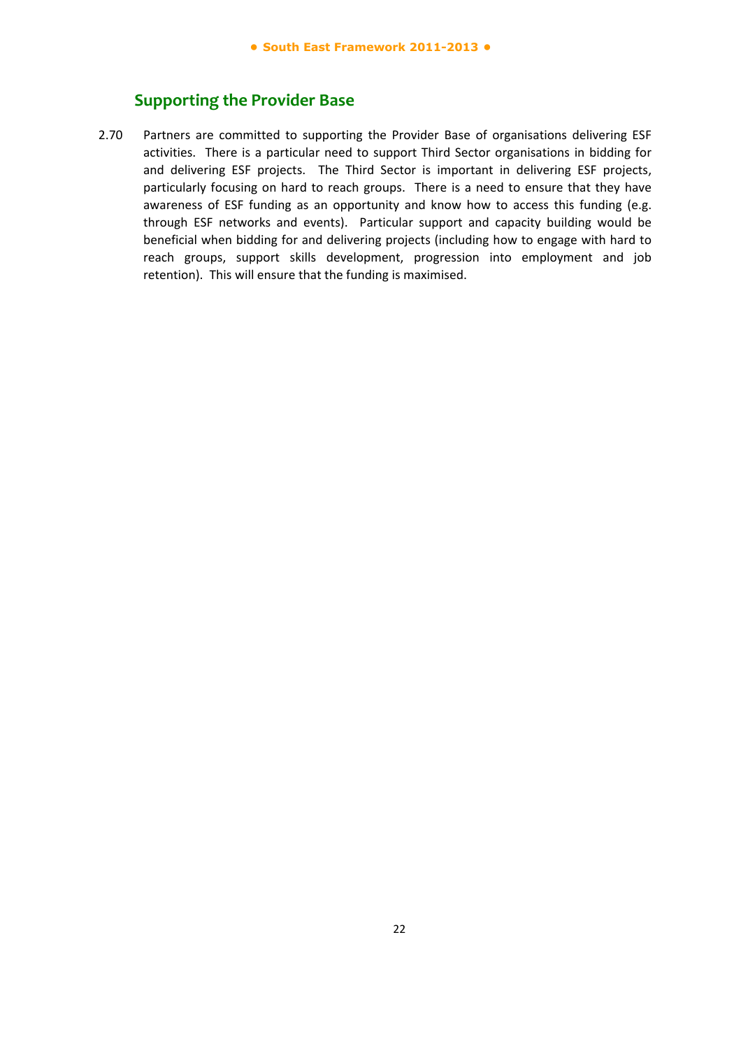## Supporting the Provider Base

2.70 Partners are committed to supporting the Provider Base of organisations delivering ESF activities. There is a particular need to support Third Sector organisations in bidding for and delivering ESF projects. The Third Sector is important in delivering ESF projects, particularly focusing on hard to reach groups. There is a need to ensure that they have awareness of ESF funding as an opportunity and know how to access this funding (e.g. through ESF networks and events). Particular support and capacity building would be beneficial when bidding for and delivering projects (including how to engage with hard to reach groups, support skills development, progression into employment and job retention). This will ensure that the funding is maximised.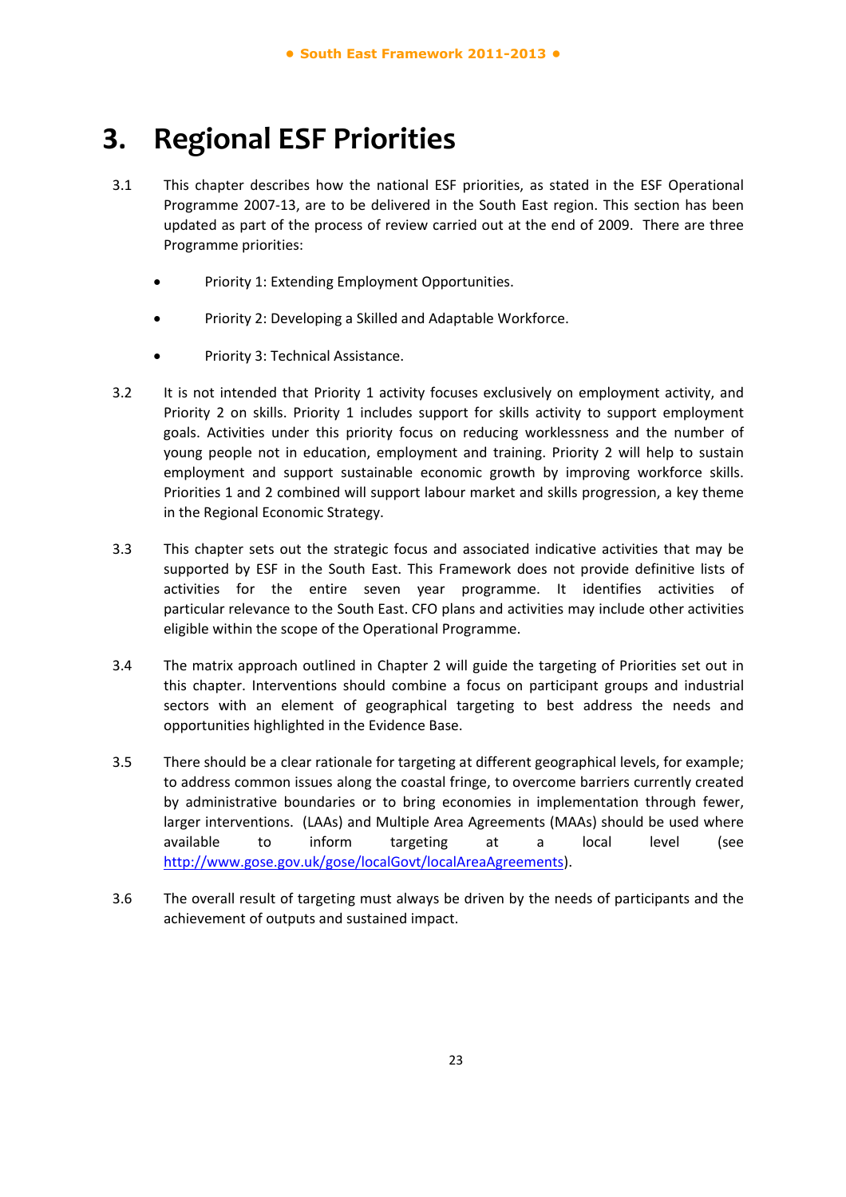# 3. Regional ESF Priorities

3.1 This chapter describes how the national ESF priorities, as stated in the ESF Operational Programme 2007-13, are to be delivered in the South East region. This section has been updated as part of the process of review carried out at the end of 2009. There are three Programme priorities:

- Priority 1: Extending Employment Opportunities.
- Priority 2: Developing a Skilled and Adaptable Workforce.
- Priority 3: Technical Assistance.

3.2 It is not intended that Priority 1 activity focuses exclusively on employment activity, and Priority 2 on skills. Priority 1 includes support for skills activity to support employment goals. Activities under this priority focus on reducing worklessness and the number of young people not in education, employment and training. Priority 2 will help to sustain employment and support sustainable economic growth by improving workforce skills. Priorities 1 and 2 combined will support labour market and skills progression, a key theme in the Regional Economic Strategy.

3.3 This chapter sets out the strategic focus and associated indicative activities that may be supported by ESF in the South East. This Framework does not provide definitive lists of activities for the entire seven year programme. It identifies activities of particular relevance to the South East. CFO plans and activities may include other activities eligible within the scope of the Operational Programme.

3.4 The matrix approach outlined in Chapter 2 will guide the targeting of Priorities set out in this chapter. Interventions should combine a focus on participant groups and industrial sectors with an element of geographical targeting to best address the needs and opportunities highlighted in the Evidence Base.

3.5 There should be a clear rationale for targeting at different geographical levels, for example; to address common issues along the coastal fringe, to overcome barriers currently created by administrative boundaries or to bring economies in implementation through fewer, larger interventions. (LAAs) and Multiple Area Agreements (MAAs) should be used where available to inform targeting at a local level (see http://www.gose.gov.uk/gose/localGovt/localAreaAgreements).

3.6 The overall result of targeting must always be driven by the needs of participants and the achievement of outputs and sustained impact.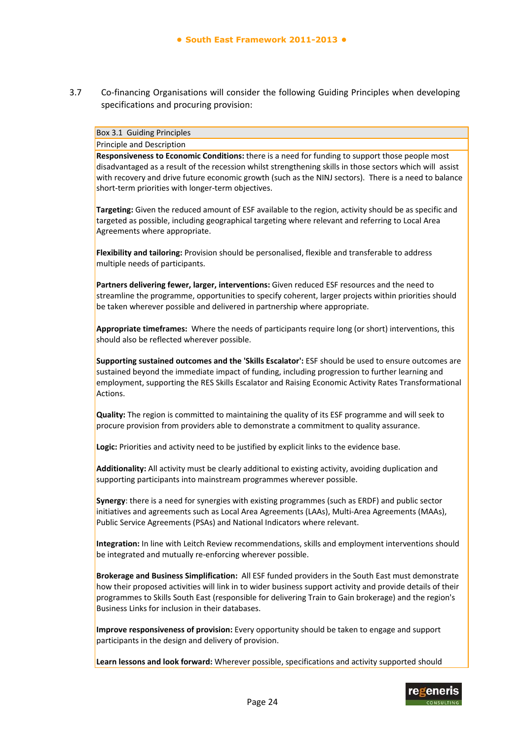3.7 Co-financing Organisations will consider the following Guiding Principles when developing specifications and procuring provision:

| Box 3.1 Guiding Principles |
|---|
| Principle and Description |
| **Responsiveness to Economic Conditions:** there is a need for funding to support those people most disadvantaged as a result of the recession whilst strengthening skills in those sectors which will assist with recovery and drive future economic growth (such as the NINJ sectors). There is a need to balance short-term priorities with longer-term objectives.<br><br>**Targeting:** Given the reduced amount of ESF available to the region, activity should be as specific and targeted as possible, including geographical targeting where relevant and referring to Local Area Agreements where appropriate.<br><br>**Flexibility and tailoring:** Provision should be personalised, flexible and transferable to address multiple needs of participants.<br><br>**Partners delivering fewer, larger, interventions:** Given reduced ESF resources and the need to streamline the programme, opportunities to specify coherent, larger projects within priorities should be taken wherever possible and delivered in partnership where appropriate.<br><br>**Appropriate timeframes:** Where the needs of participants require long (or short) interventions, this should also be reflected wherever possible.<br><br>**Supporting sustained outcomes and the 'Skills Escalator':** ESF should be used to ensure outcomes are sustained beyond the immediate impact of funding, including progression to further learning and employment, supporting the RES Skills Escalator and Raising Economic Activity Rates Transformational Actions.<br><br>**Quality:** The region is committed to maintaining the quality of its ESF programme and will seek to procure provision from providers able to demonstrate a commitment to quality assurance.<br><br>**Logic:** Priorities and activity need to be justified by explicit links to the evidence base.<br><br>**Additionality:** All activity must be clearly additional to existing activity, avoiding duplication and supporting participants into mainstream programmes wherever possible.<br><br>**Synergy**: there is a need for synergies with existing programmes (such as ERDF) and public sector initiatives and agreements such as Local Area Agreements (LAAs), Multi-Area Agreements (MAAs), Public Service Agreements (PSAs) and National Indicators where relevant.<br><br>**Integration:** In line with Leitch Review recommendations, skills and employment interventions should be integrated and mutually re-enforcing wherever possible.<br><br>**Brokerage and Business Simplification:** All ESF funded providers in the South East must demonstrate how their proposed activities will link in to wider business support activity and provide details of their programmes to Skills South East (responsible for delivering Train to Gain brokerage) and the region's Business Links for inclusion in their databases.<br><br>**Improve responsiveness of provision:** Every opportunity should be taken to engage and support participants in the design and delivery of provision.<br><br>**Learn lessons and look forward:** Wherever possible, specifications and activity supported should |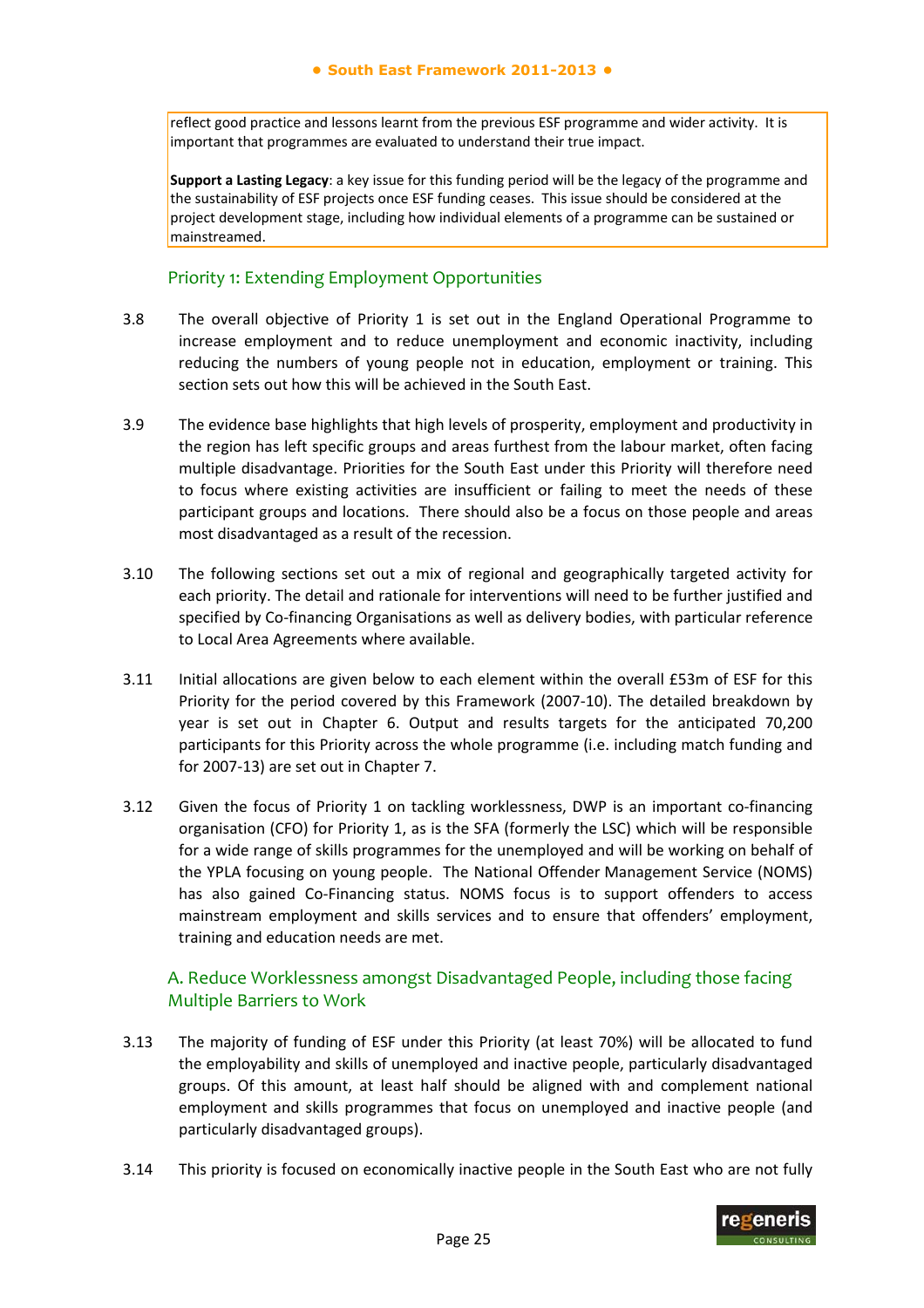reflect good practice and lessons learnt from the previous ESF programme and wider activity. It is important that programmes are evaluated to understand their true impact.

**Support a Lasting Legacy**: a key issue for this funding period will be the legacy of the programme and the sustainability of ESF projects once ESF funding ceases. This issue should be considered at the project development stage, including how individual elements of a programme can be sustained or mainstreamed.

## Priority 1: Extending Employment Opportunities

3.8 The overall objective of Priority 1 is set out in the England Operational Programme to increase employment and to reduce unemployment and economic inactivity, including reducing the numbers of young people not in education, employment or training. This section sets out how this will be achieved in the South East.

3.9 The evidence base highlights that high levels of prosperity, employment and productivity in the region has left specific groups and areas furthest from the labour market, often facing multiple disadvantage. Priorities for the South East under this Priority will therefore need to focus where existing activities are insufficient or failing to meet the needs of these participant groups and locations. There should also be a focus on those people and areas most disadvantaged as a result of the recession.

3.10 The following sections set out a mix of regional and geographically targeted activity for each priority. The detail and rationale for interventions will need to be further justified and specified by Co-financing Organisations as well as delivery bodies, with particular reference to Local Area Agreements where available.

3.11 Initial allocations are given below to each element within the overall £53m of ESF for this Priority for the period covered by this Framework (2007-10). The detailed breakdown by year is set out in Chapter 6. Output and results targets for the anticipated 70,200 participants for this Priority across the whole programme (i.e. including match funding and for 2007-13) are set out in Chapter 7.

3.12 Given the focus of Priority 1 on tackling worklessness, DWP is an important co-financing organisation (CFO) for Priority 1, as is the SFA (formerly the LSC) which will be responsible for a wide range of skills programmes for the unemployed and will be working on behalf of the YPLA focusing on young people. The National Offender Management Service (NOMS) has also gained Co-Financing status. NOMS focus is to support offenders to access mainstream employment and skills services and to ensure that offenders' employment, training and education needs are met.

### A. Reduce Worklessness amongst Disadvantaged People, including those facing Multiple Barriers to Work

3.13 The majority of funding of ESF under this Priority (at least 70%) will be allocated to fund the employability and skills of unemployed and inactive people, particularly disadvantaged groups. Of this amount, at least half should be aligned with and complement national employment and skills programmes that focus on unemployed and inactive people (and particularly disadvantaged groups).

3.14 This priority is focused on economically inactive people in the South East who are not fully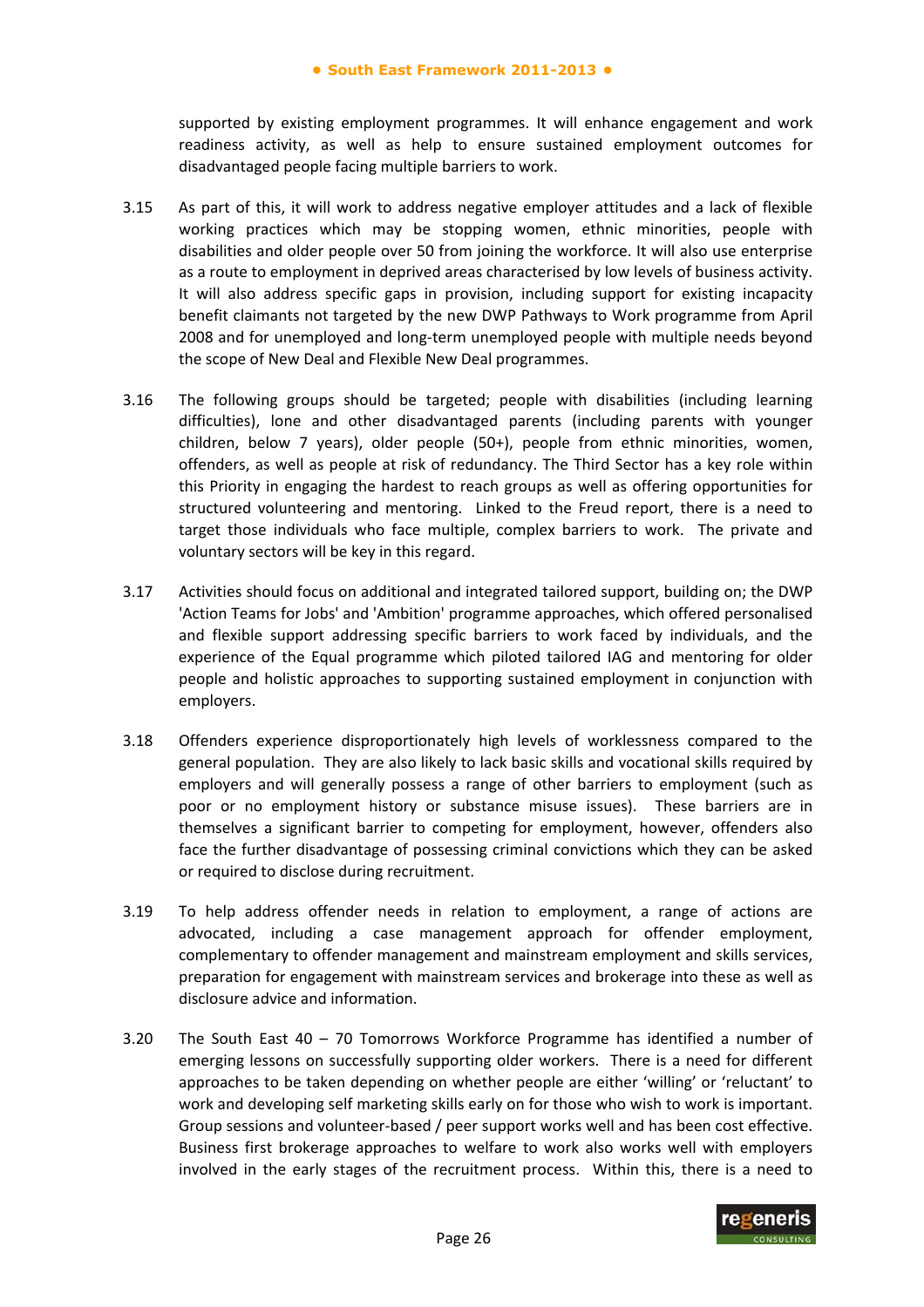supported by existing employment programmes. It will enhance engagement and work readiness activity, as well as help to ensure sustained employment outcomes for disadvantaged people facing multiple barriers to work.

3.15 As part of this, it will work to address negative employer attitudes and a lack of flexible working practices which may be stopping women, ethnic minorities, people with disabilities and older people over 50 from joining the workforce. It will also use enterprise as a route to employment in deprived areas characterised by low levels of business activity. It will also address specific gaps in provision, including support for existing incapacity benefit claimants not targeted by the new DWP Pathways to Work programme from April 2008 and for unemployed and long-term unemployed people with multiple needs beyond the scope of New Deal and Flexible New Deal programmes.

3.16 The following groups should be targeted; people with disabilities (including learning difficulties), lone and other disadvantaged parents (including parents with younger children, below 7 years), older people (50+), people from ethnic minorities, women, offenders, as well as people at risk of redundancy. The Third Sector has a key role within this Priority in engaging the hardest to reach groups as well as offering opportunities for structured volunteering and mentoring. Linked to the Freud report, there is a need to target those individuals who face multiple, complex barriers to work. The private and voluntary sectors will be key in this regard.

3.17 Activities should focus on additional and integrated tailored support, building on; the DWP 'Action Teams for Jobs' and 'Ambition' programme approaches, which offered personalised and flexible support addressing specific barriers to work faced by individuals, and the experience of the Equal programme which piloted tailored IAG and mentoring for older people and holistic approaches to supporting sustained employment in conjunction with employers.

3.18 Offenders experience disproportionately high levels of worklessness compared to the general population. They are also likely to lack basic skills and vocational skills required by employers and will generally possess a range of other barriers to employment (such as poor or no employment history or substance misuse issues). These barriers are in themselves a significant barrier to competing for employment, however, offenders also face the further disadvantage of possessing criminal convictions which they can be asked or required to disclose during recruitment.

3.19 To help address offender needs in relation to employment, a range of actions are advocated, including a case management approach for offender employment, complementary to offender management and mainstream employment and skills services, preparation for engagement with mainstream services and brokerage into these as well as disclosure advice and information.

3.20 The South East 40 – 70 Tomorrows Workforce Programme has identified a number of emerging lessons on successfully supporting older workers. There is a need for different approaches to be taken depending on whether people are either 'willing' or 'reluctant' to work and developing self marketing skills early on for those who wish to work is important. Group sessions and volunteer-based / peer support works well and has been cost effective. Business first brokerage approaches to welfare to work also works well with employers involved in the early stages of the recruitment process. Within this, there is a need to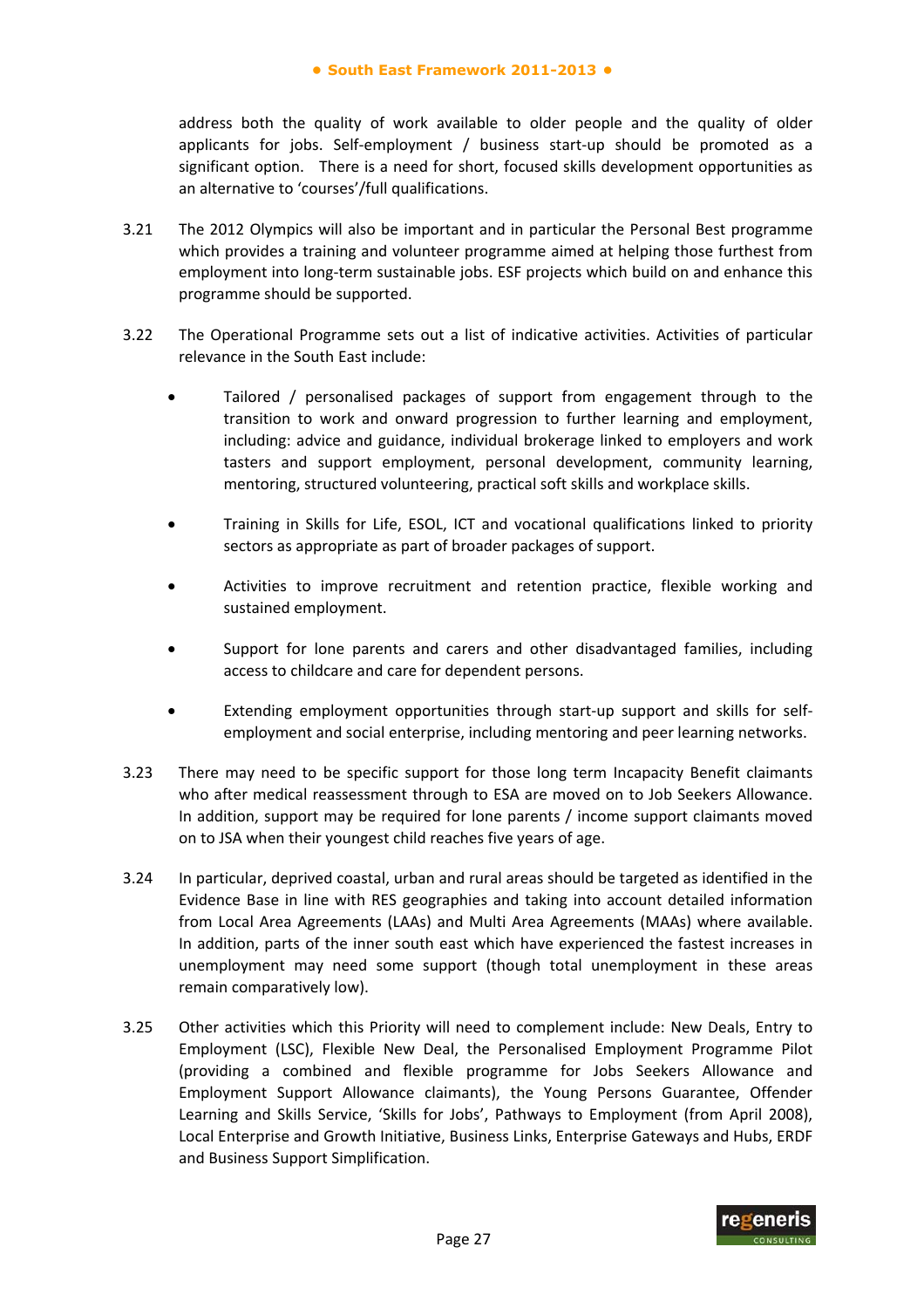address both the quality of work available to older people and the quality of older applicants for jobs. Self-employment / business start-up should be promoted as a significant option. There is a need for short, focused skills development opportunities as an alternative to 'courses'/full qualifications.

3.21 The 2012 Olympics will also be important and in particular the Personal Best programme which provides a training and volunteer programme aimed at helping those furthest from employment into long-term sustainable jobs. ESF projects which build on and enhance this programme should be supported.

3.22 The Operational Programme sets out a list of indicative activities. Activities of particular relevance in the South East include:

- Tailored / personalised packages of support from engagement through to the transition to work and onward progression to further learning and employment, including: advice and guidance, individual brokerage linked to employers and work tasters and support employment, personal development, community learning, mentoring, structured volunteering, practical soft skills and workplace skills.

- Training in Skills for Life, ESOL, ICT and vocational qualifications linked to priority sectors as appropriate as part of broader packages of support.

- Activities to improve recruitment and retention practice, flexible working and sustained employment.

- Support for lone parents and carers and other disadvantaged families, including access to childcare and care for dependent persons.

- Extending employment opportunities through start-up support and skills for self-employment and social enterprise, including mentoring and peer learning networks.

3.23 There may need to be specific support for those long term Incapacity Benefit claimants who after medical reassessment through to ESA are moved on to Job Seekers Allowance. In addition, support may be required for lone parents / income support claimants moved on to JSA when their youngest child reaches five years of age.

3.24 In particular, deprived coastal, urban and rural areas should be targeted as identified in the Evidence Base in line with RES geographies and taking into account detailed information from Local Area Agreements (LAAs) and Multi Area Agreements (MAAs) where available. In addition, parts of the inner south east which have experienced the fastest increases in unemployment may need some support (though total unemployment in these areas remain comparatively low).

3.25 Other activities which this Priority will need to complement include: New Deals, Entry to Employment (LSC), Flexible New Deal, the Personalised Employment Programme Pilot (providing a combined and flexible programme for Jobs Seekers Allowance and Employment Support Allowance claimants), the Young Persons Guarantee, Offender Learning and Skills Service, 'Skills for Jobs', Pathways to Employment (from April 2008), Local Enterprise and Growth Initiative, Business Links, Enterprise Gateways and Hubs, ERDF and Business Support Simplification.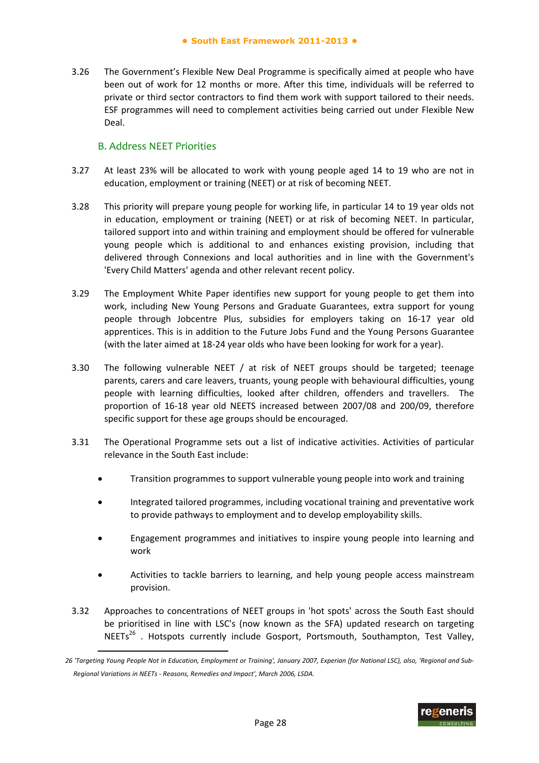3.26 The Government's Flexible New Deal Programme is specifically aimed at people who have been out of work for 12 months or more. After this time, individuals will be referred to private or third sector contractors to find them work with support tailored to their needs. ESF programmes will need to complement activities being carried out under Flexible New Deal.

### B. Address NEET Priorities

3.27 At least 23% will be allocated to work with young people aged 14 to 19 who are not in education, employment or training (NEET) or at risk of becoming NEET.

3.28 This priority will prepare young people for working life, in particular 14 to 19 year olds not in education, employment or training (NEET) or at risk of becoming NEET. In particular, tailored support into and within training and employment should be offered for vulnerable young people which is additional to and enhances existing provision, including that delivered through Connexions and local authorities and in line with the Government's 'Every Child Matters' agenda and other relevant recent policy.

3.29 The Employment White Paper identifies new support for young people to get them into work, including New Young Persons and Graduate Guarantees, extra support for young people through Jobcentre Plus, subsidies for employers taking on 16-17 year old apprentices. This is in addition to the Future Jobs Fund and the Young Persons Guarantee (with the later aimed at 18-24 year olds who have been looking for work for a year).

3.30 The following vulnerable NEET / at risk of NEET groups should be targeted; teenage parents, carers and care leavers, truants, young people with behavioural difficulties, young people with learning difficulties, looked after children, offenders and travellers. The proportion of 16-18 year old NEETS increased between 2007/08 and 200/09, therefore specific support for these age groups should be encouraged.

3.31 The Operational Programme sets out a list of indicative activities. Activities of particular relevance in the South East include:

- Transition programmes to support vulnerable young people into work and training
- Integrated tailored programmes, including vocational training and preventative work to provide pathways to employment and to develop employability skills.
- Engagement programmes and initiatives to inspire young people into learning and work
- Activities to tackle barriers to learning, and help young people access mainstream provision.

3.32 Approaches to concentrations of NEET groups in 'hot spots' across the South East should be prioritised in line with LSC's (now known as the SFA) updated research on targeting NEETs[26] . Hotspots currently include Gosport, Portsmouth, Southampton, Test Valley,

---

26 *'Targeting Young People Not in Education, Employment or Training', January 2007, Experian (for National LSC), also, 'Regional and Sub-Regional Variations in NEETs - Reasons, Remedies and Impact', March 2006, LSDA.*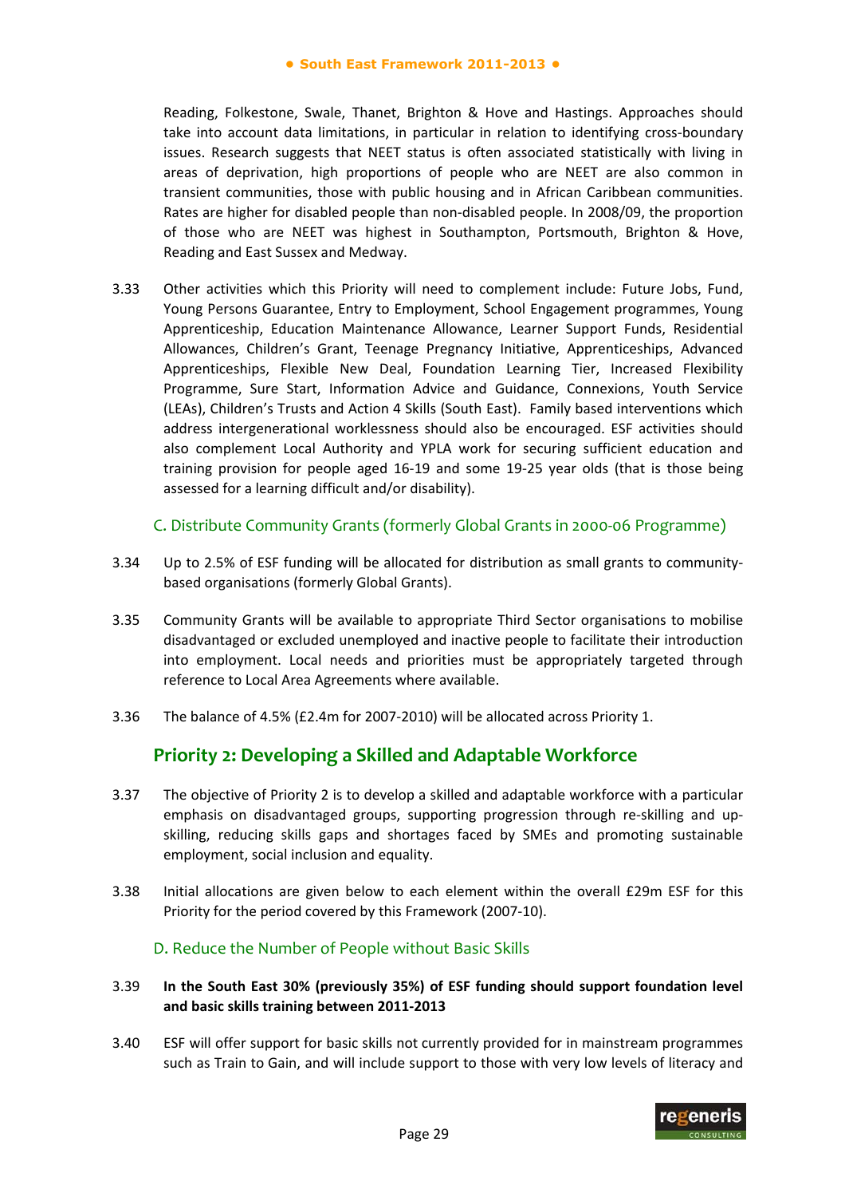Reading, Folkestone, Swale, Thanet, Brighton & Hove and Hastings. Approaches should take into account data limitations, in particular in relation to identifying cross-boundary issues. Research suggests that NEET status is often associated statistically with living in areas of deprivation, high proportions of people who are NEET are also common in transient communities, those with public housing and in African Caribbean communities. Rates are higher for disabled people than non-disabled people. In 2008/09, the proportion of those who are NEET was highest in Southampton, Portsmouth, Brighton & Hove, Reading and East Sussex and Medway.

3.33 Other activities which this Priority will need to complement include: Future Jobs, Fund, Young Persons Guarantee, Entry to Employment, School Engagement programmes, Young Apprenticeship, Education Maintenance Allowance, Learner Support Funds, Residential Allowances, Children's Grant, Teenage Pregnancy Initiative, Apprenticeships, Advanced Apprenticeships, Flexible New Deal, Foundation Learning Tier, Increased Flexibility Programme, Sure Start, Information Advice and Guidance, Connexions, Youth Service (LEAs), Children's Trusts and Action 4 Skills (South East). Family based interventions which address intergenerational worklessness should also be encouraged. ESF activities should also complement Local Authority and YPLA work for securing sufficient education and training provision for people aged 16-19 and some 19-25 year olds (that is those being assessed for a learning difficult and/or disability).

### C. Distribute Community Grants (formerly Global Grants in 2000-06 Programme)

3.34 Up to 2.5% of ESF funding will be allocated for distribution as small grants to community-based organisations (formerly Global Grants).

3.35 Community Grants will be available to appropriate Third Sector organisations to mobilise disadvantaged or excluded unemployed and inactive people to facilitate their introduction into employment. Local needs and priorities must be appropriately targeted through reference to Local Area Agreements where available.

3.36 The balance of 4.5% (£2.4m for 2007-2010) will be allocated across Priority 1.

## Priority 2: Developing a Skilled and Adaptable Workforce

3.37 The objective of Priority 2 is to develop a skilled and adaptable workforce with a particular emphasis on disadvantaged groups, supporting progression through re-skilling and up-skilling, reducing skills gaps and shortages faced by SMEs and promoting sustainable employment, social inclusion and equality.

3.38 Initial allocations are given below to each element within the overall £29m ESF for this Priority for the period covered by this Framework (2007-10).

### D. Reduce the Number of People without Basic Skills

3.39 **In the South East 30% (previously 35%) of ESF funding should support foundation level and basic skills training between 2011-2013**

3.40 ESF will offer support for basic skills not currently provided for in mainstream programmes such as Train to Gain, and will include support to those with very low levels of literacy and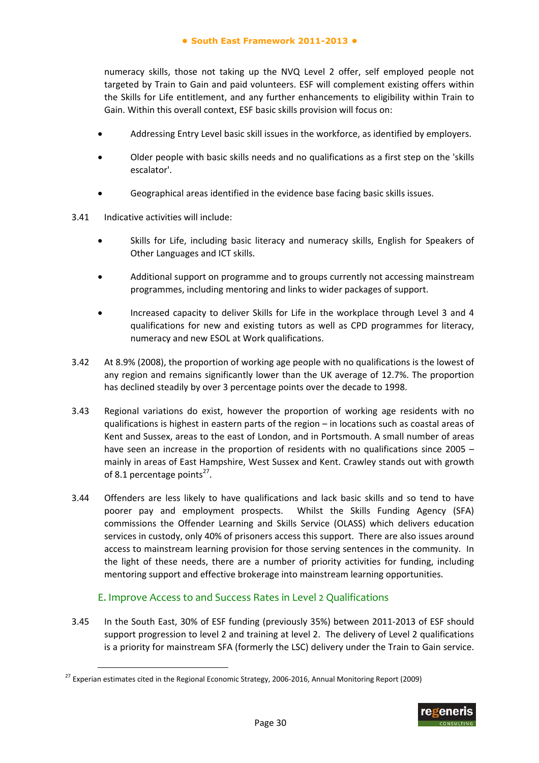numeracy skills, those not taking up the NVQ Level 2 offer, self employed people not targeted by Train to Gain and paid volunteers. ESF will complement existing offers within the Skills for Life entitlement, and any further enhancements to eligibility within Train to Gain. Within this overall context, ESF basic skills provision will focus on:

- Addressing Entry Level basic skill issues in the workforce, as identified by employers.
- Older people with basic skills needs and no qualifications as a first step on the 'skills escalator'.
- Geographical areas identified in the evidence base facing basic skills issues.

3.41 Indicative activities will include:

- Skills for Life, including basic literacy and numeracy skills, English for Speakers of Other Languages and ICT skills.
- Additional support on programme and to groups currently not accessing mainstream programmes, including mentoring and links to wider packages of support.
- Increased capacity to deliver Skills for Life in the workplace through Level 3 and 4 qualifications for new and existing tutors as well as CPD programmes for literacy, numeracy and new ESOL at Work qualifications.

3.42 At 8.9% (2008), the proportion of working age people with no qualifications is the lowest of any region and remains significantly lower than the UK average of 12.7%. The proportion has declined steadily by over 3 percentage points over the decade to 1998.

3.43 Regional variations do exist, however the proportion of working age residents with no qualifications is highest in eastern parts of the region – in locations such as coastal areas of Kent and Sussex, areas to the east of London, and in Portsmouth. A small number of areas have seen an increase in the proportion of residents with no qualifications since 2005 – mainly in areas of East Hampshire, West Sussex and Kent. Crawley stands out with growth of 8.1 percentage points[27].

3.44 Offenders are less likely to have qualifications and lack basic skills and so tend to have poorer pay and employment prospects. Whilst the Skills Funding Agency (SFA) commissions the Offender Learning and Skills Service (OLASS) which delivers education services in custody, only 40% of prisoners access this support. There are also issues around access to mainstream learning provision for those serving sentences in the community. In the light of these needs, there are a number of priority activities for funding, including mentoring support and effective brokerage into mainstream learning opportunities.

### E. Improve Access to and Success Rates in Level 2 Qualifications

3.45 In the South East, 30% of ESF funding (previously 35%) between 2011-2013 of ESF should support progression to level 2 and training at level 2. The delivery of Level 2 qualifications is a priority for mainstream SFA (formerly the LSC) delivery under the Train to Gain service.

[27] Experian estimates cited in the Regional Economic Strategy, 2006-2016, Annual Monitoring Report (2009)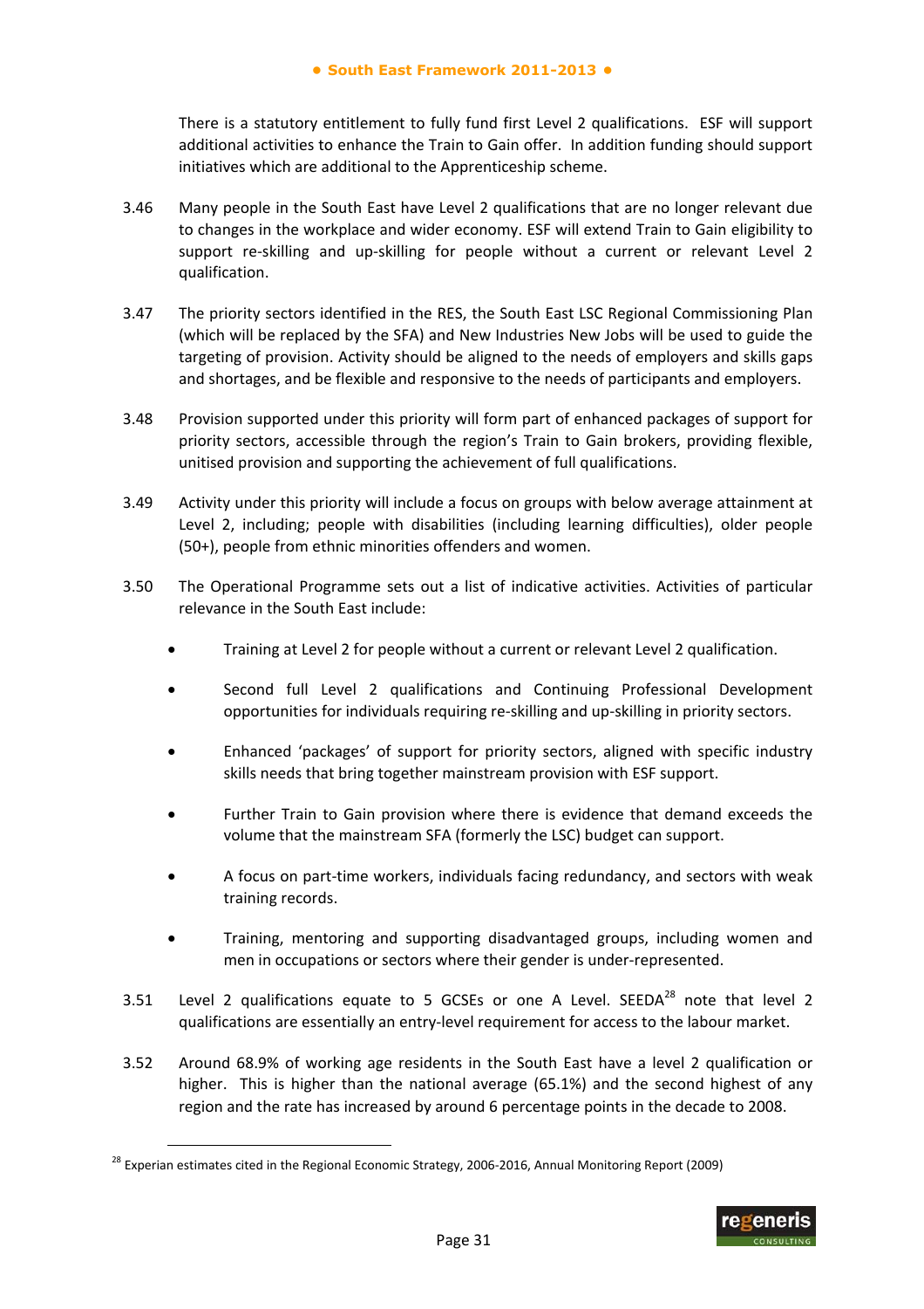There is a statutory entitlement to fully fund first Level 2 qualifications. ESF will support additional activities to enhance the Train to Gain offer. In addition funding should support initiatives which are additional to the Apprenticeship scheme.

3.46 Many people in the South East have Level 2 qualifications that are no longer relevant due to changes in the workplace and wider economy. ESF will extend Train to Gain eligibility to support re-skilling and up-skilling for people without a current or relevant Level 2 qualification.

3.47 The priority sectors identified in the RES, the South East LSC Regional Commissioning Plan (which will be replaced by the SFA) and New Industries New Jobs will be used to guide the targeting of provision. Activity should be aligned to the needs of employers and skills gaps and shortages, and be flexible and responsive to the needs of participants and employers.

3.48 Provision supported under this priority will form part of enhanced packages of support for priority sectors, accessible through the region's Train to Gain brokers, providing flexible, unitised provision and supporting the achievement of full qualifications.

3.49 Activity under this priority will include a focus on groups with below average attainment at Level 2, including; people with disabilities (including learning difficulties), older people (50+), people from ethnic minorities offenders and women.

3.50 The Operational Programme sets out a list of indicative activities. Activities of particular relevance in the South East include:

- Training at Level 2 for people without a current or relevant Level 2 qualification.
- Second full Level 2 qualifications and Continuing Professional Development opportunities for individuals requiring re-skilling and up-skilling in priority sectors.
- Enhanced 'packages' of support for priority sectors, aligned with specific industry skills needs that bring together mainstream provision with ESF support.
- Further Train to Gain provision where there is evidence that demand exceeds the volume that the mainstream SFA (formerly the LSC) budget can support.
- A focus on part-time workers, individuals facing redundancy, and sectors with weak training records.
- Training, mentoring and supporting disadvantaged groups, including women and men in occupations or sectors where their gender is under-represented.

3.51 Level 2 qualifications equate to 5 GCSEs or one A Level. SEEDA[28] note that level 2 qualifications are essentially an entry-level requirement for access to the labour market.

3.52 Around 68.9% of working age residents in the South East have a level 2 qualification or higher. This is higher than the national average (65.1%) and the second highest of any region and the rate has increased by around 6 percentage points in the decade to 2008.

[28] Experian estimates cited in the Regional Economic Strategy, 2006-2016, Annual Monitoring Report (2009)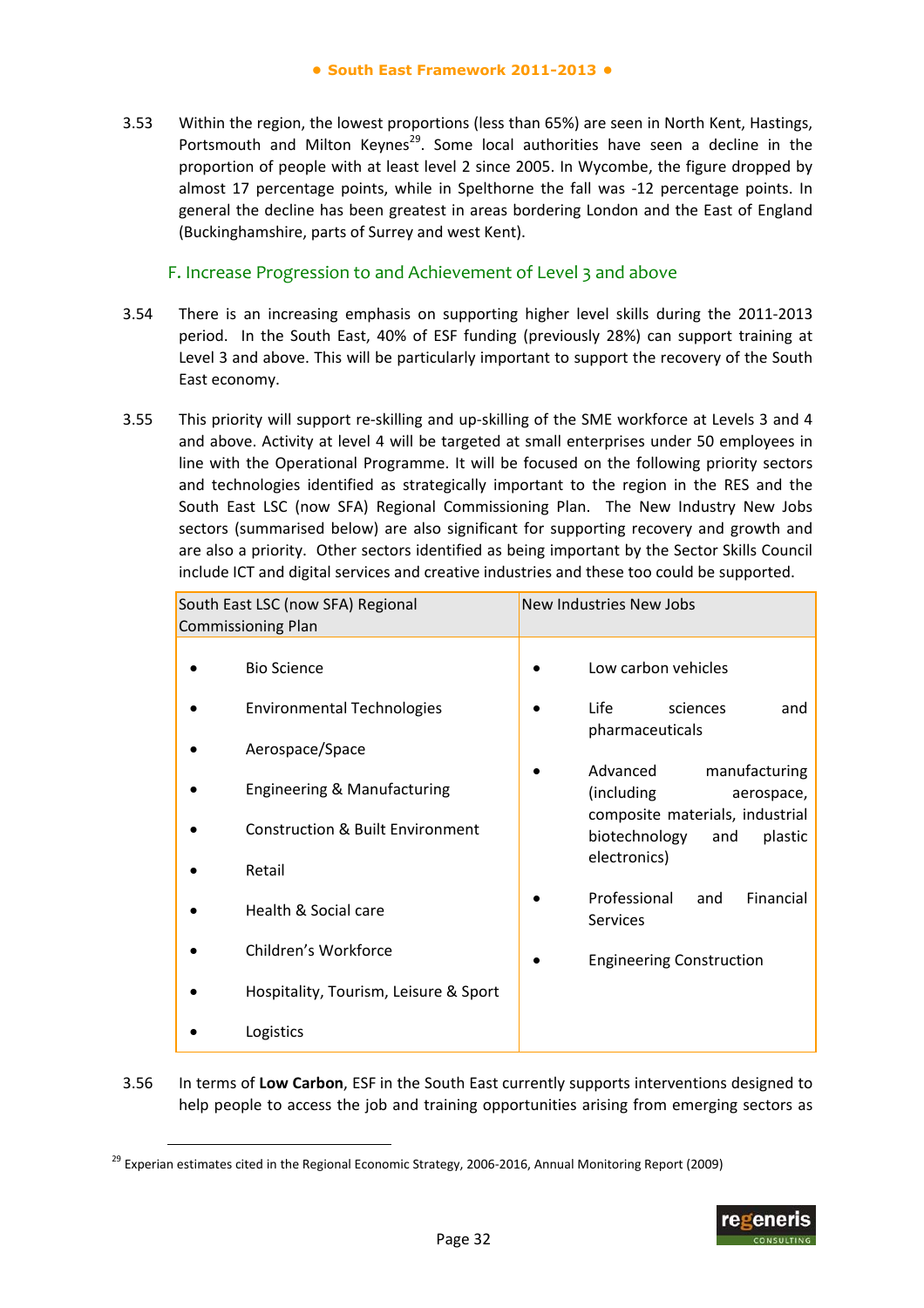3.53 Within the region, the lowest proportions (less than 65%) are seen in North Kent, Hastings, Portsmouth and Milton Keynes[29]. Some local authorities have seen a decline in the proportion of people with at least level 2 since 2005. In Wycombe, the figure dropped by almost 17 percentage points, while in Spelthorne the fall was -12 percentage points. In general the decline has been greatest in areas bordering London and the East of England (Buckinghamshire, parts of Surrey and west Kent).

### F. Increase Progression to and Achievement of Level 3 and above

3.54 There is an increasing emphasis on supporting higher level skills during the 2011-2013 period. In the South East, 40% of ESF funding (previously 28%) can support training at Level 3 and above. This will be particularly important to support the recovery of the South East economy.

3.55 This priority will support re-skilling and up-skilling of the SME workforce at Levels 3 and 4 and above. Activity at level 4 will be targeted at small enterprises under 50 employees in line with the Operational Programme. It will be focused on the following priority sectors and technologies identified as strategically important to the region in the RES and the South East LSC (now SFA) Regional Commissioning Plan. The New Industry New Jobs sectors (summarised below) are also significant for supporting recovery and growth and are also a priority. Other sectors identified as being important by the Sector Skills Council include ICT and digital services and creative industries and these too could be supported.

| South East LSC (now SFA) Regional Commissioning Plan | New Industries New Jobs |
|---|---|
| • Bio Science<br>• Environmental Technologies<br>• Aerospace/Space<br>• Engineering & Manufacturing<br>• Construction & Built Environment<br>• Retail<br>• Health & Social care<br>• Children's Workforce<br>• Hospitality, Tourism, Leisure & Sport<br>• Logistics | • Low carbon vehicles<br>• Life sciences and pharmaceuticals<br>• Advanced manufacturing (including aerospace, composite materials, industrial biotechnology and plastic electronics)<br>• Professional and Financial Services<br>• Engineering Construction |

3.56 In terms of **Low Carbon**, ESF in the South East currently supports interventions designed to help people to access the job and training opportunities arising from emerging sectors as

[29] Experian estimates cited in the Regional Economic Strategy, 2006-2016, Annual Monitoring Report (2009)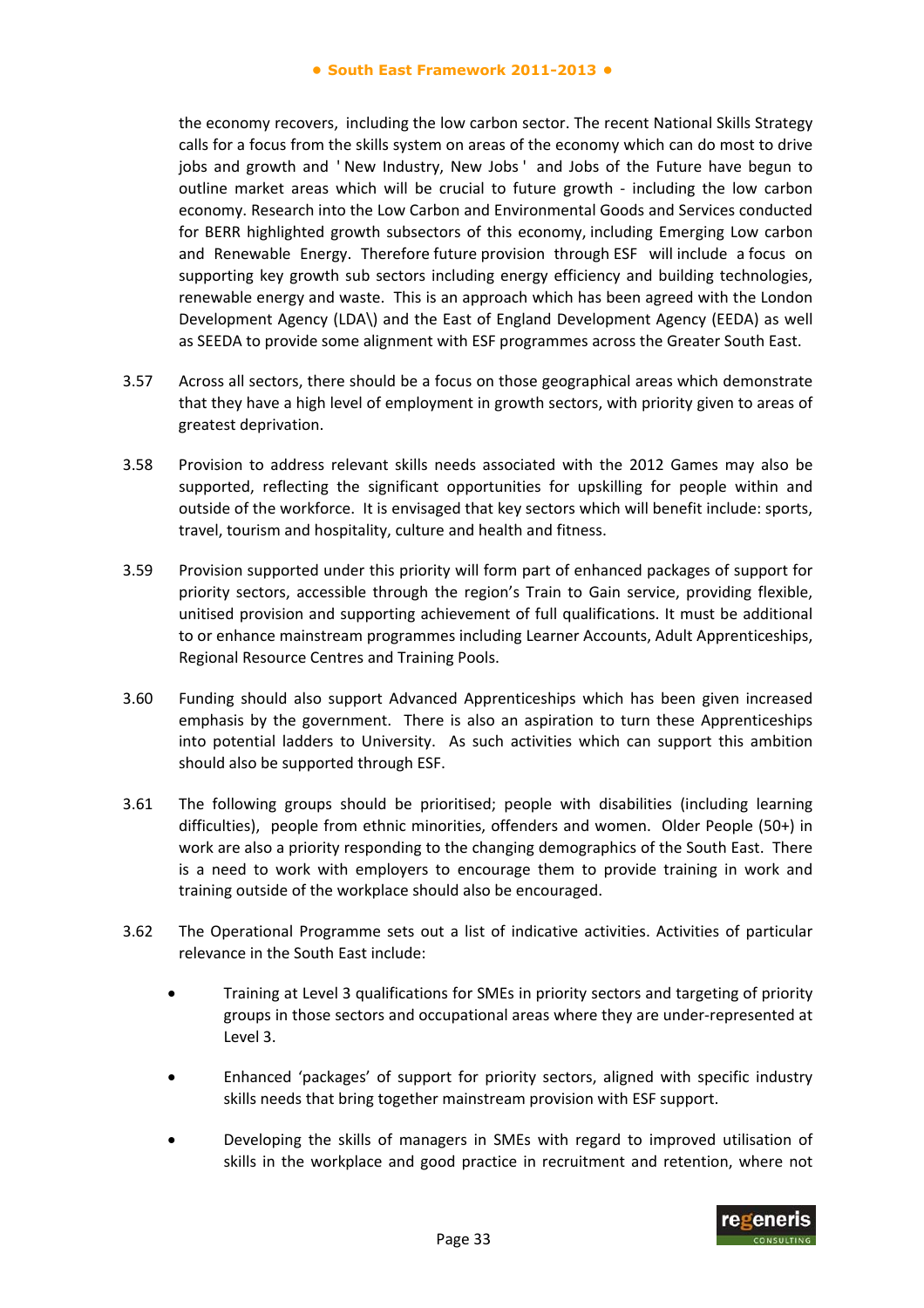the economy recovers, including the low carbon sector. The recent National Skills Strategy calls for a focus from the skills system on areas of the economy which can do most to drive jobs and growth and ' New Industry, New Jobs ' and Jobs of the Future have begun to outline market areas which will be crucial to future growth - including the low carbon economy. Research into the Low Carbon and Environmental Goods and Services conducted for BERR highlighted growth subsectors of this economy, including Emerging Low carbon and Renewable Energy. Therefore future provision through ESF will include a focus on supporting key growth sub sectors including energy efficiency and building technologies, renewable energy and waste. This is an approach which has been agreed with the London Development Agency (LDA\) and the East of England Development Agency (EEDA) as well as SEEDA to provide some alignment with ESF programmes across the Greater South East.

3.57 Across all sectors, there should be a focus on those geographical areas which demonstrate that they have a high level of employment in growth sectors, with priority given to areas of greatest deprivation.

3.58 Provision to address relevant skills needs associated with the 2012 Games may also be supported, reflecting the significant opportunities for upskilling for people within and outside of the workforce. It is envisaged that key sectors which will benefit include: sports, travel, tourism and hospitality, culture and health and fitness.

3.59 Provision supported under this priority will form part of enhanced packages of support for priority sectors, accessible through the region's Train to Gain service, providing flexible, unitised provision and supporting achievement of full qualifications. It must be additional to or enhance mainstream programmes including Learner Accounts, Adult Apprenticeships, Regional Resource Centres and Training Pools.

3.60 Funding should also support Advanced Apprenticeships which has been given increased emphasis by the government. There is also an aspiration to turn these Apprenticeships into potential ladders to University. As such activities which can support this ambition should also be supported through ESF.

3.61 The following groups should be prioritised; people with disabilities (including learning difficulties), people from ethnic minorities, offenders and women. Older People (50+) in work are also a priority responding to the changing demographics of the South East. There is a need to work with employers to encourage them to provide training in work and training outside of the workplace should also be encouraged.

3.62 The Operational Programme sets out a list of indicative activities. Activities of particular relevance in the South East include:

- Training at Level 3 qualifications for SMEs in priority sectors and targeting of priority groups in those sectors and occupational areas where they are under-represented at Level 3.
- Enhanced 'packages' of support for priority sectors, aligned with specific industry skills needs that bring together mainstream provision with ESF support.
- Developing the skills of managers in SMEs with regard to improved utilisation of skills in the workplace and good practice in recruitment and retention, where not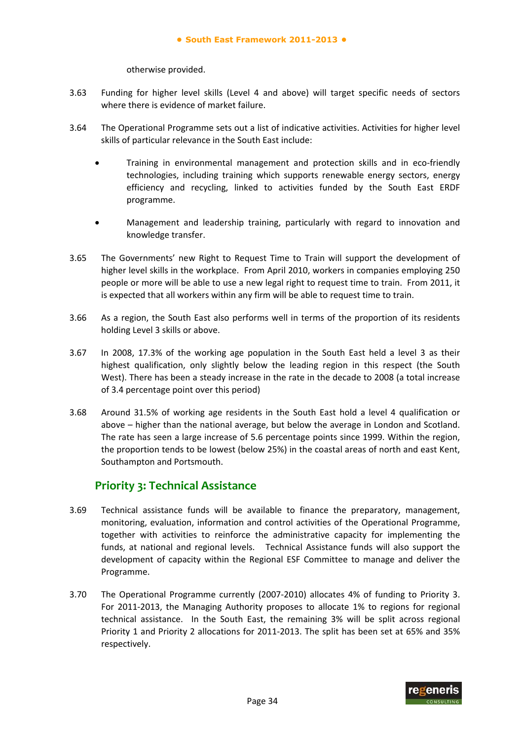otherwise provided.

3.63 Funding for higher level skills (Level 4 and above) will target specific needs of sectors where there is evidence of market failure.

3.64 The Operational Programme sets out a list of indicative activities. Activities for higher level skills of particular relevance in the South East include:

- Training in environmental management and protection skills and in eco-friendly technologies, including training which supports renewable energy sectors, energy efficiency and recycling, linked to activities funded by the South East ERDF programme.

- Management and leadership training, particularly with regard to innovation and knowledge transfer.

3.65 The Governments' new Right to Request Time to Train will support the development of higher level skills in the workplace. From April 2010, workers in companies employing 250 people or more will be able to use a new legal right to request time to train. From 2011, it is expected that all workers within any firm will be able to request time to train.

3.66 As a region, the South East also performs well in terms of the proportion of its residents holding Level 3 skills or above.

3.67 In 2008, 17.3% of the working age population in the South East held a level 3 as their highest qualification, only slightly below the leading region in this respect (the South West). There has been a steady increase in the rate in the decade to 2008 (a total increase of 3.4 percentage point over this period)

3.68 Around 31.5% of working age residents in the South East hold a level 4 qualification or above – higher than the national average, but below the average in London and Scotland. The rate has seen a large increase of 5.6 percentage points since 1999. Within the region, the proportion tends to be lowest (below 25%) in the coastal areas of north and east Kent, Southampton and Portsmouth.

## Priority 3: Technical Assistance

3.69 Technical assistance funds will be available to finance the preparatory, management, monitoring, evaluation, information and control activities of the Operational Programme, together with activities to reinforce the administrative capacity for implementing the funds, at national and regional levels. Technical Assistance funds will also support the development of capacity within the Regional ESF Committee to manage and deliver the Programme.

3.70 The Operational Programme currently (2007-2010) allocates 4% of funding to Priority 3. For 2011-2013, the Managing Authority proposes to allocate 1% to regions for regional technical assistance. In the South East, the remaining 3% will be split across regional Priority 1 and Priority 2 allocations for 2011-2013. The split has been set at 65% and 35% respectively.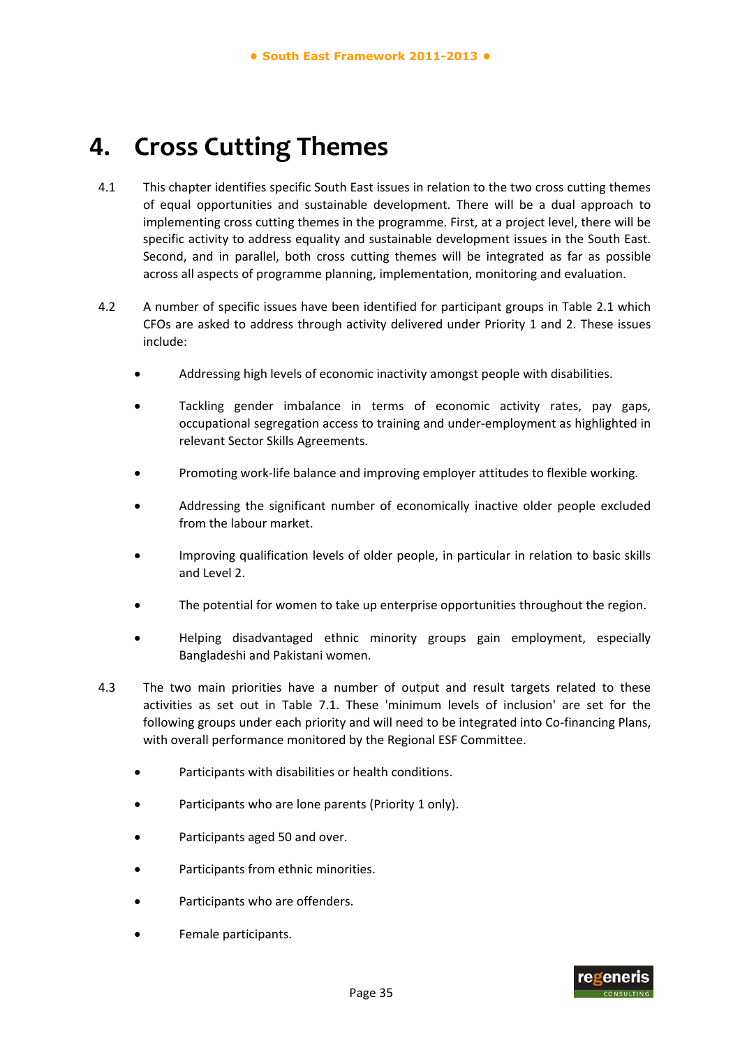# 4. Cross Cutting Themes

4.1 This chapter identifies specific South East issues in relation to the two cross cutting themes of equal opportunities and sustainable development. There will be a dual approach to implementing cross cutting themes in the programme. First, at a project level, there will be specific activity to address equality and sustainable development issues in the South East. Second, and in parallel, both cross cutting themes will be integrated as far as possible across all aspects of programme planning, implementation, monitoring and evaluation.

4.2 A number of specific issues have been identified for participant groups in Table 2.1 which CFOs are asked to address through activity delivered under Priority 1 and 2. These issues include:

- Addressing high levels of economic inactivity amongst people with disabilities.
- Tackling gender imbalance in terms of economic activity rates, pay gaps, occupational segregation access to training and under-employment as highlighted in relevant Sector Skills Agreements.
- Promoting work-life balance and improving employer attitudes to flexible working.
- Addressing the significant number of economically inactive older people excluded from the labour market.
- Improving qualification levels of older people, in particular in relation to basic skills and Level 2.
- The potential for women to take up enterprise opportunities throughout the region.
- Helping disadvantaged ethnic minority groups gain employment, especially Bangladeshi and Pakistani women.

4.3 The two main priorities have a number of output and result targets related to these activities as set out in Table 7.1. These 'minimum levels of inclusion' are set for the following groups under each priority and will need to be integrated into Co-financing Plans, with overall performance monitored by the Regional ESF Committee.

- Participants with disabilities or health conditions.
- Participants who are lone parents (Priority 1 only).
- Participants aged 50 and over.
- Participants from ethnic minorities.
- Participants who are offenders.
- Female participants.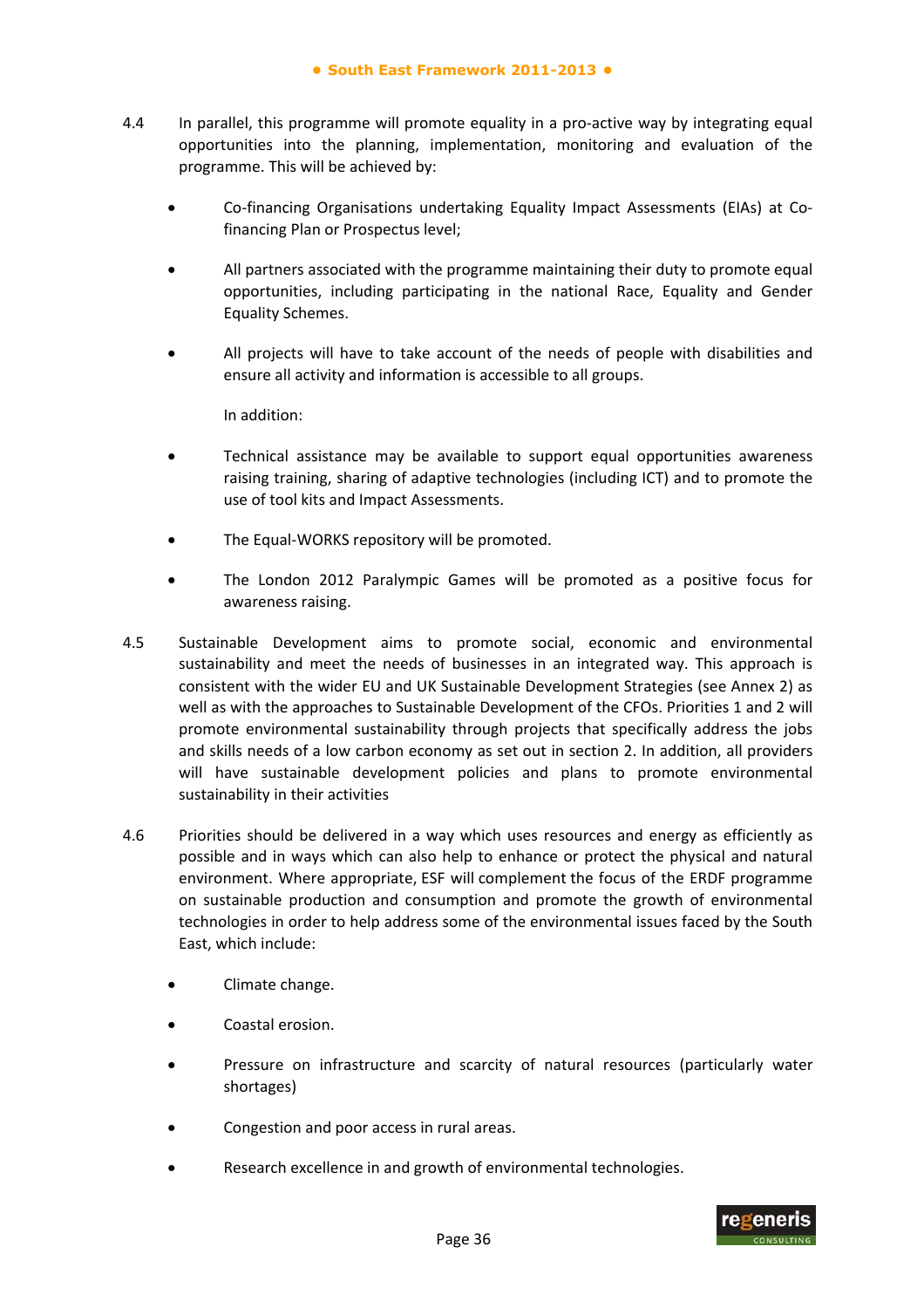4.4 In parallel, this programme will promote equality in a pro-active way by integrating equal opportunities into the planning, implementation, monitoring and evaluation of the programme. This will be achieved by:

- Co-financing Organisations undertaking Equality Impact Assessments (EIAs) at Co-financing Plan or Prospectus level;

- All partners associated with the programme maintaining their duty to promote equal opportunities, including participating in the national Race, Equality and Gender Equality Schemes.

- All projects will have to take account of the needs of people with disabilities and ensure all activity and information is accessible to all groups.

  In addition:

- Technical assistance may be available to support equal opportunities awareness raising training, sharing of adaptive technologies (including ICT) and to promote the use of tool kits and Impact Assessments.

- The Equal-WORKS repository will be promoted.

- The London 2012 Paralympic Games will be promoted as a positive focus for awareness raising.

4.5 Sustainable Development aims to promote social, economic and environmental sustainability and meet the needs of businesses in an integrated way. This approach is consistent with the wider EU and UK Sustainable Development Strategies (see Annex 2) as well as with the approaches to Sustainable Development of the CFOs. Priorities 1 and 2 will promote environmental sustainability through projects that specifically address the jobs and skills needs of a low carbon economy as set out in section 2. In addition, all providers will have sustainable development policies and plans to promote environmental sustainability in their activities

4.6 Priorities should be delivered in a way which uses resources and energy as efficiently as possible and in ways which can also help to enhance or protect the physical and natural environment. Where appropriate, ESF will complement the focus of the ERDF programme on sustainable production and consumption and promote the growth of environmental technologies in order to help address some of the environmental issues faced by the South East, which include:

- Climate change.

- Coastal erosion.

- Pressure on infrastructure and scarcity of natural resources (particularly water shortages)

- Congestion and poor access in rural areas.

- Research excellence in and growth of environmental technologies.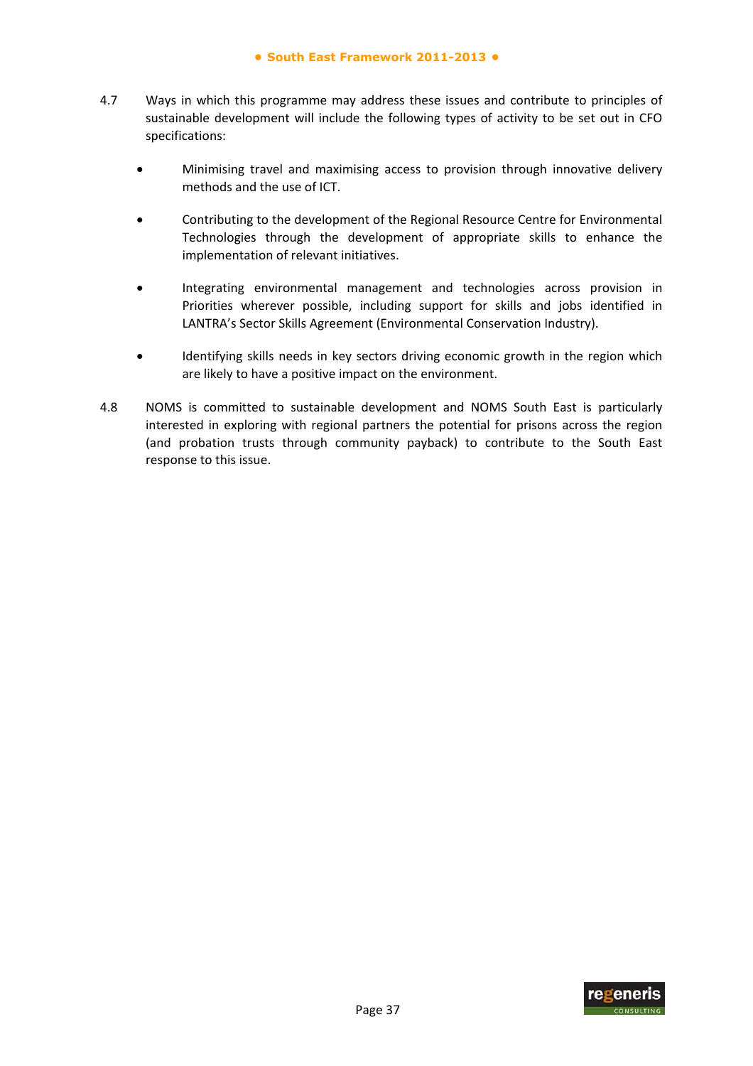4.7 Ways in which this programme may address these issues and contribute to principles of sustainable development will include the following types of activity to be set out in CFO specifications:

- Minimising travel and maximising access to provision through innovative delivery methods and the use of ICT.
- Contributing to the development of the Regional Resource Centre for Environmental Technologies through the development of appropriate skills to enhance the implementation of relevant initiatives.
- Integrating environmental management and technologies across provision in Priorities wherever possible, including support for skills and jobs identified in LANTRA's Sector Skills Agreement (Environmental Conservation Industry).
- Identifying skills needs in key sectors driving economic growth in the region which are likely to have a positive impact on the environment.

4.8 NOMS is committed to sustainable development and NOMS South East is particularly interested in exploring with regional partners the potential for prisons across the region (and probation trusts through community payback) to contribute to the South East response to this issue.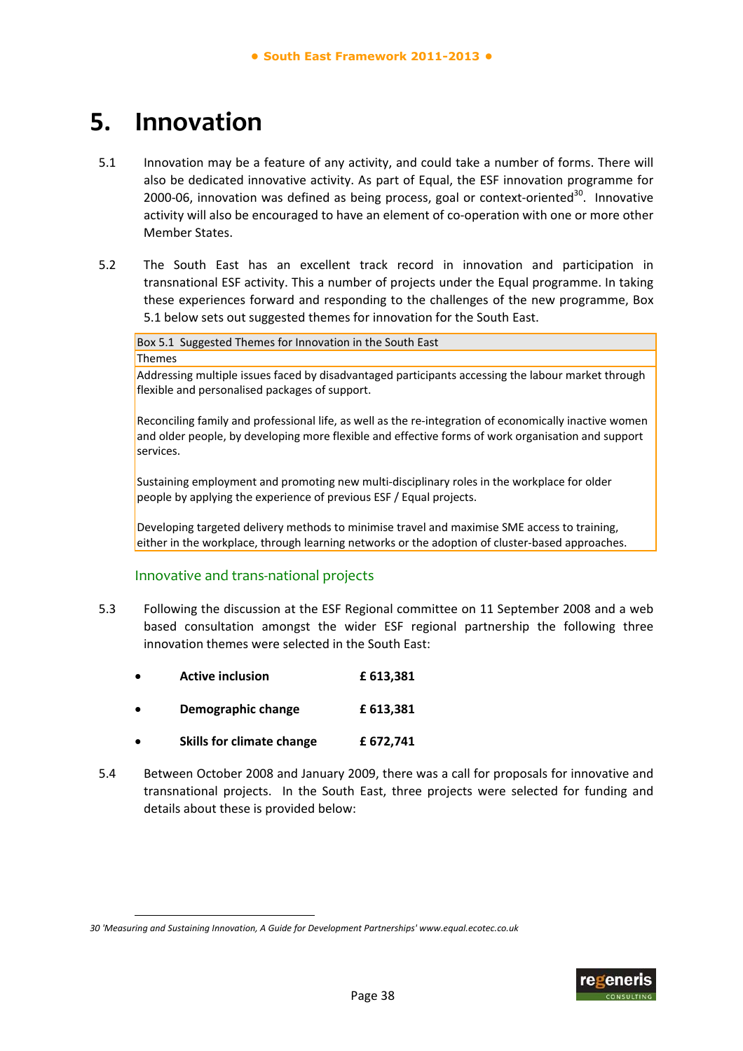# 5. Innovation

5.1 Innovation may be a feature of any activity, and could take a number of forms. There will also be dedicated innovative activity. As part of Equal, the ESF innovation programme for 2000-06, innovation was defined as being process, goal or context-oriented[30]. Innovative activity will also be encouraged to have an element of co-operation with one or more other Member States.

5.2 The South East has an excellent track record in innovation and participation in transnational ESF activity. This a number of projects under the Equal programme. In taking these experiences forward and responding to the challenges of the new programme, Box 5.1 below sets out suggested themes for innovation for the South East.

| Box 5.1 Suggested Themes for Innovation in the South East |
|---|
| Themes |
| Addressing multiple issues faced by disadvantaged participants accessing the labour market through flexible and personalised packages of support. |
| Reconciling family and professional life, as well as the re-integration of economically inactive women and older people, by developing more flexible and effective forms of work organisation and support services. |
| Sustaining employment and promoting new multi-disciplinary roles in the workplace for older people by applying the experience of previous ESF / Equal projects. |
| Developing targeted delivery methods to minimise travel and maximise SME access to training, either in the workplace, through learning networks or the adoption of cluster-based approaches. |

## Innovative and trans-national projects

5.3 Following the discussion at the ESF Regional committee on 11 September 2008 and a web based consultation amongst the wider ESF regional partnership the following three innovation themes were selected in the South East:

- **Active inclusion** **£ 613,381**
- **Demographic change** **£ 613,381**
- **Skills for climate change** **£ 672,741**

5.4 Between October 2008 and January 2009, there was a call for proposals for innovative and transnational projects. In the South East, three projects were selected for funding and details about these is provided below:

30 *'Measuring and Sustaining Innovation, A Guide for Development Partnerships' www.equal.ecotec.co.uk*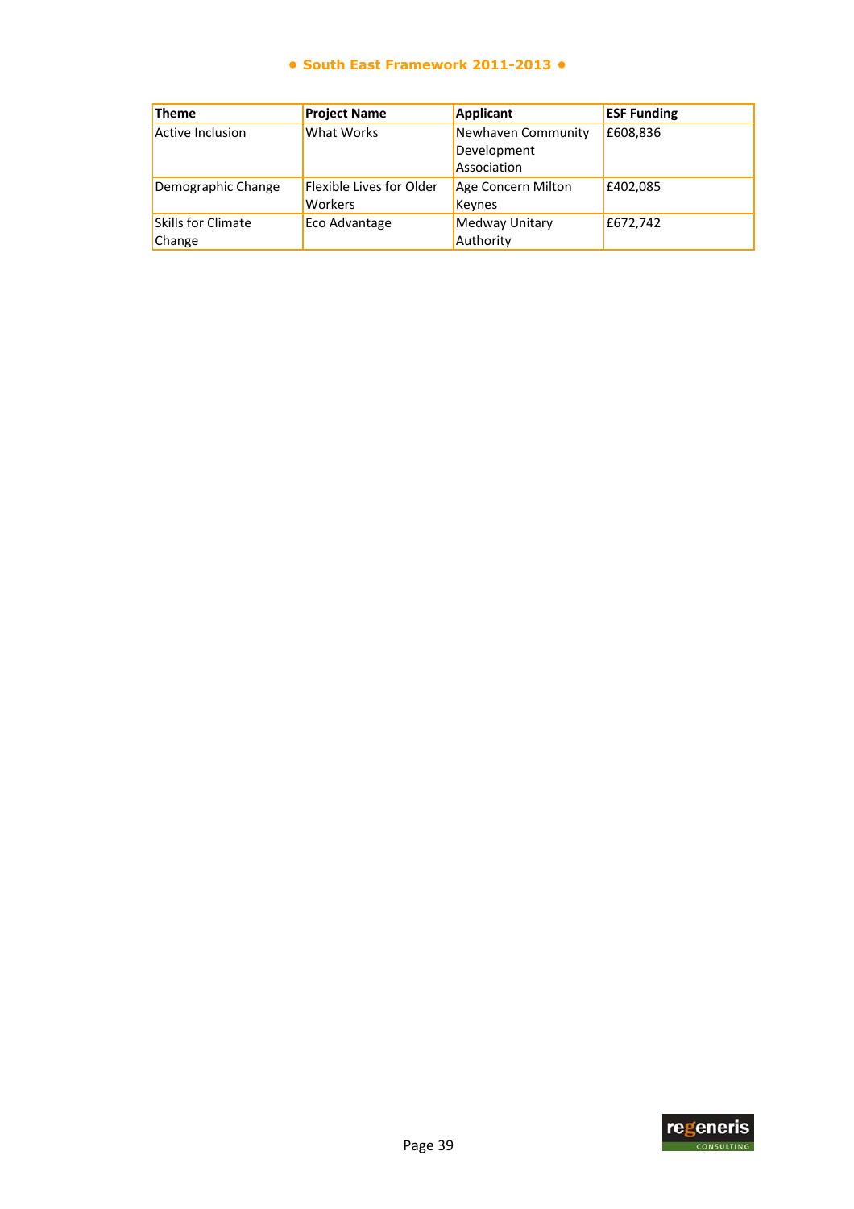• South East Framework 2011-2013 •

| Theme | Project Name | Applicant | ESF Funding |
|---|---|---|---|
| Active Inclusion | What Works | Newhaven Community Development Association | £608,836 |
| Demographic Change | Flexible Lives for Older Workers | Age Concern Milton Keynes | £402,085 |
| Skills for Climate Change | Eco Advantage | Medway Unitary Authority | £672,742 |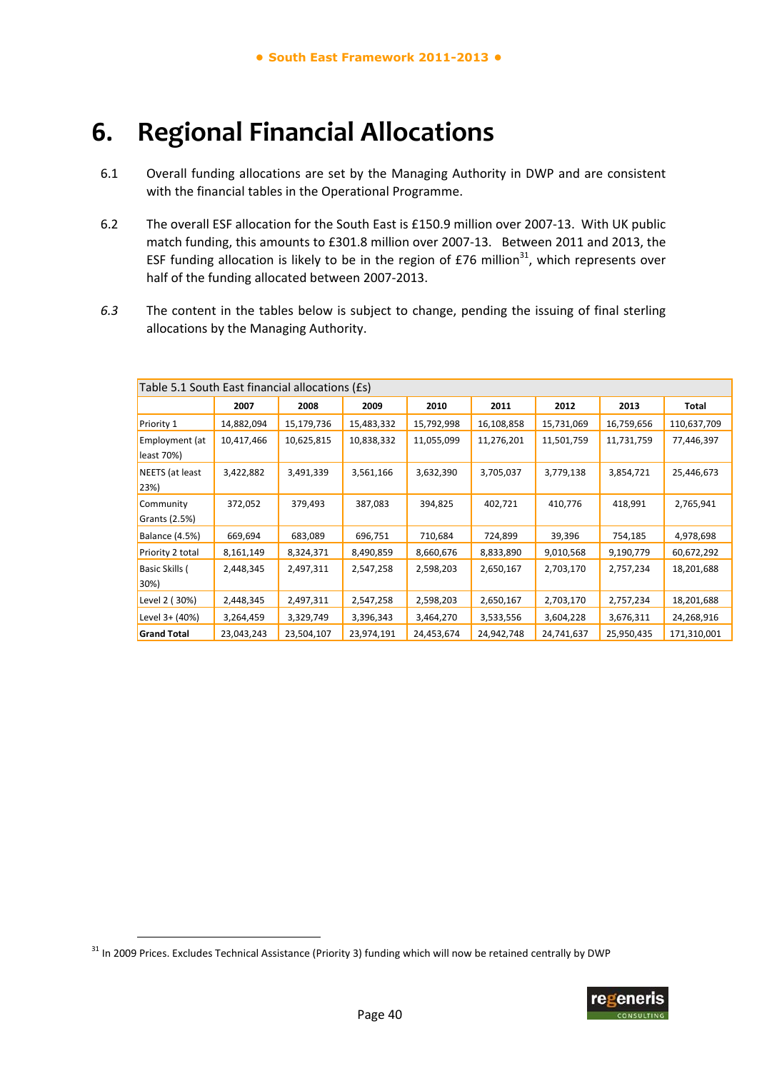# 6. Regional Financial Allocations

6.1 Overall funding allocations are set by the Managing Authority in DWP and are consistent with the financial tables in the Operational Programme.

6.2 The overall ESF allocation for the South East is £150.9 million over 2007-13. With UK public match funding, this amounts to £301.8 million over 2007-13. Between 2011 and 2013, the ESF funding allocation is likely to be in the region of £76 million[31], which represents over half of the funding allocated between 2007-2013.

*6.3* The content in the tables below is subject to change, pending the issuing of final sterling allocations by the Managing Authority.

| Table 5.1 South East financial allocations (£s) | | | | | | | | |
|---|---|---|---|---|---|---|---|---|
| | **2007** | **2008** | **2009** | **2010** | **2011** | **2012** | **2013** | **Total** |
| Priority 1 | 14,882,094 | 15,179,736 | 15,483,332 | 15,792,998 | 16,108,858 | 15,731,069 | 16,759,656 | 110,637,709 |
| Employment (at least 70%) | 10,417,466 | 10,625,815 | 10,838,332 | 11,055,099 | 11,276,201 | 11,501,759 | 11,731,759 | 77,446,397 |
| NEETS (at least 23%) | 3,422,882 | 3,491,339 | 3,561,166 | 3,632,390 | 3,705,037 | 3,779,138 | 3,854,721 | 25,446,673 |
| Community Grants (2.5%) | 372,052 | 379,493 | 387,083 | 394,825 | 402,721 | 410,776 | 418,991 | 2,765,941 |
| Balance (4.5%) | 669,694 | 683,089 | 696,751 | 710,684 | 724,899 | 39,396 | 754,185 | 4,978,698 |
| Priority 2 total | 8,161,149 | 8,324,371 | 8,490,859 | 8,660,676 | 8,833,890 | 9,010,568 | 9,190,779 | 60,672,292 |
| Basic Skills ( 30%) | 2,448,345 | 2,497,311 | 2,547,258 | 2,598,203 | 2,650,167 | 2,703,170 | 2,757,234 | 18,201,688 |
| Level 2 ( 30%) | 2,448,345 | 2,497,311 | 2,547,258 | 2,598,203 | 2,650,167 | 2,703,170 | 2,757,234 | 18,201,688 |
| Level 3+ (40%) | 3,264,459 | 3,329,749 | 3,396,343 | 3,464,270 | 3,533,556 | 3,604,228 | 3,676,311 | 24,268,916 |
| **Grand Total** | 23,043,243 | 23,504,107 | 23,974,191 | 24,453,674 | 24,942,748 | 24,741,637 | 25,950,435 | 171,310,001 |

[31] In 2009 Prices. Excludes Technical Assistance (Priority 3) funding which will now be retained centrally by DWP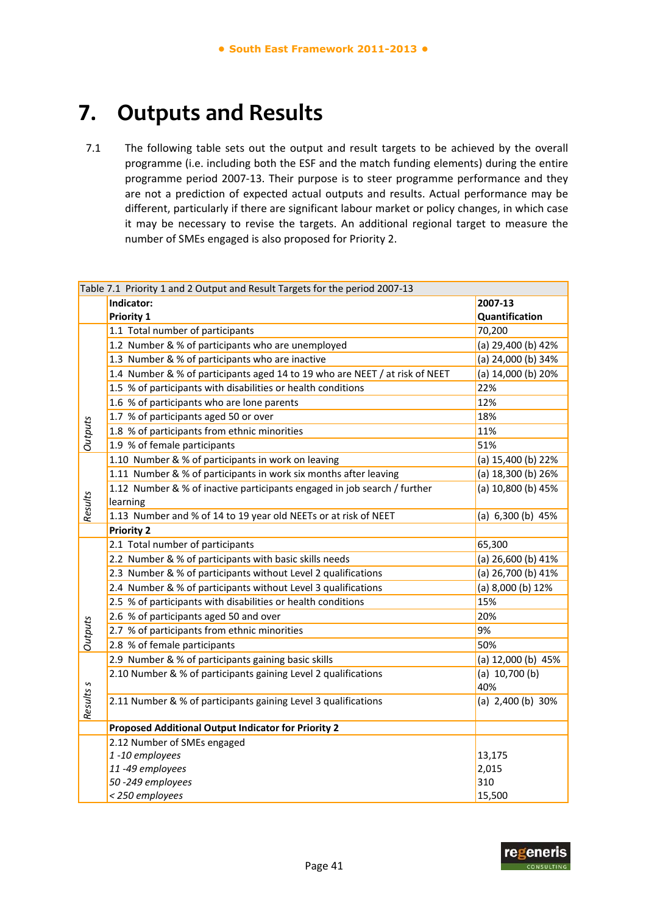# 7. Outputs and Results

7.1 The following table sets out the output and result targets to be achieved by the overall programme (i.e. including both the ESF and the match funding elements) during the entire programme period 2007-13. Their purpose is to steer programme performance and they are not a prediction of expected actual outputs and results. Actual performance may be different, particularly if there are significant labour market or policy changes, in which case it may be necessary to revise the targets. An additional regional target to measure the number of SMEs engaged is also proposed for Priority 2.

Table 7.1 Priority 1 and 2 Output and Result Targets for the period 2007-13

| | Indicator: | 2007-13 |
|---|---|---|
| | **Priority 1** | **Quantification** |
| *Outputs* | 1.1 Total number of participants | 70,200 |
| | 1.2 Number & % of participants who are unemployed | (a) 29,400 (b) 42% |
| | 1.3 Number & % of participants who are inactive | (a) 24,000 (b) 34% |
| | 1.4 Number & % of participants aged 14 to 19 who are NEET / at risk of NEET | (a) 14,000 (b) 20% |
| | 1.5 % of participants with disabilities or health conditions | 22% |
| | 1.6 % of participants who are lone parents | 12% |
| | 1.7 % of participants aged 50 or over | 18% |
| | 1.8 % of participants from ethnic minorities | 11% |
| | 1.9 % of female participants | 51% |
| *Results* | 1.10 Number & % of participants in work on leaving | (a) 15,400 (b) 22% |
| | 1.11 Number & % of participants in work six months after leaving | (a) 18,300 (b) 26% |
| | 1.12 Number & % of inactive participants engaged in job search / further learning | (a) 10,800 (b) 45% |
| | 1.13 Number and % of 14 to 19 year old NEETs or at risk of NEET | (a) 6,300 (b) 45% |
| | **Priority 2** | |
| *Outputs* | 2.1 Total number of participants | 65,300 |
| | 2.2 Number & % of participants with basic skills needs | (a) 26,600 (b) 41% |
| | 2.3 Number & % of participants without Level 2 qualifications | (a) 26,700 (b) 41% |
| | 2.4 Number & % of participants without Level 3 qualifications | (a) 8,000 (b) 12% |
| | 2.5 % of participants with disabilities or health conditions | 15% |
| | 2.6 % of participants aged 50 and over | 20% |
| | 2.7 % of participants from ethnic minorities | 9% |
| | 2.8 % of female participants | 50% |
| *Results s* | 2.9 Number & % of participants gaining basic skills | (a) 12,000 (b) 45% |
| | 2.10 Number & % of participants gaining Level 2 qualifications | (a) 10,700 (b) 40% |
| | 2.11 Number & % of participants gaining Level 3 qualifications | (a) 2,400 (b) 30% |
| | **Proposed Additional Output Indicator for Priority 2** | |
| | 2.12 Number of SMEs engaged | |
| | *1 -10 employees* | 13,175 |
| | *11 -49 employees* | 2,015 |
| | *50 -249 employees* | 310 |
| | *< 250 employees* | 15,500 |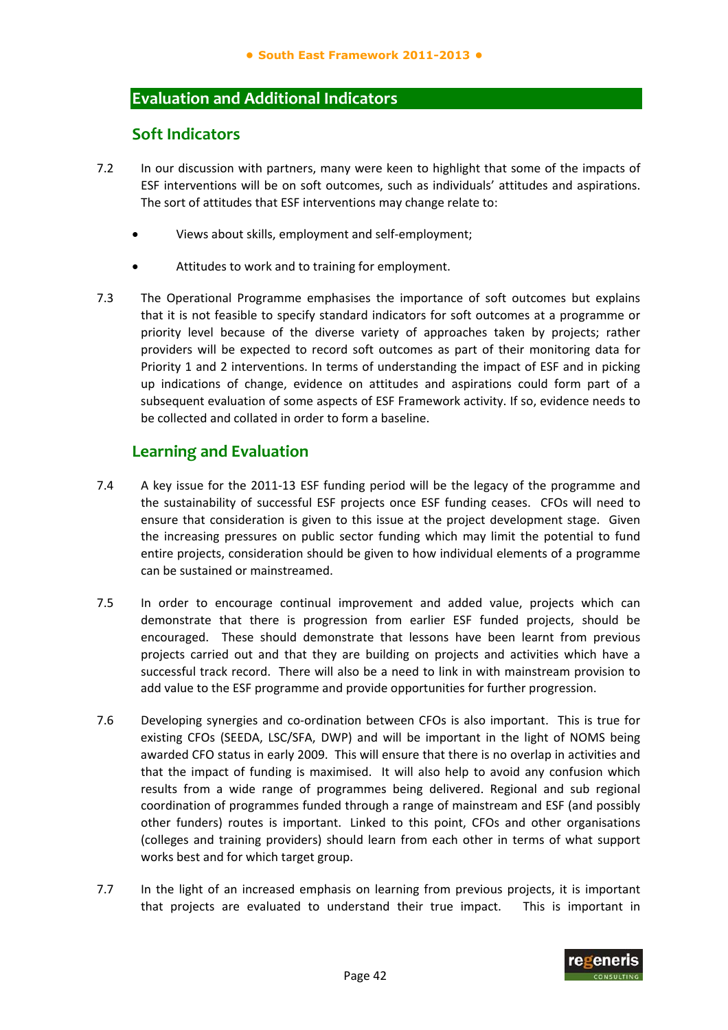## Evaluation and Additional Indicators

### Soft Indicators

7.2 In our discussion with partners, many were keen to highlight that some of the impacts of ESF interventions will be on soft outcomes, such as individuals' attitudes and aspirations. The sort of attitudes that ESF interventions may change relate to:

- Views about skills, employment and self-employment;
- Attitudes to work and to training for employment.

7.3 The Operational Programme emphasises the importance of soft outcomes but explains that it is not feasible to specify standard indicators for soft outcomes at a programme or priority level because of the diverse variety of approaches taken by projects; rather providers will be expected to record soft outcomes as part of their monitoring data for Priority 1 and 2 interventions. In terms of understanding the impact of ESF and in picking up indications of change, evidence on attitudes and aspirations could form part of a subsequent evaluation of some aspects of ESF Framework activity. If so, evidence needs to be collected and collated in order to form a baseline.

### Learning and Evaluation

7.4 A key issue for the 2011-13 ESF funding period will be the legacy of the programme and the sustainability of successful ESF projects once ESF funding ceases. CFOs will need to ensure that consideration is given to this issue at the project development stage. Given the increasing pressures on public sector funding which may limit the potential to fund entire projects, consideration should be given to how individual elements of a programme can be sustained or mainstreamed.

7.5 In order to encourage continual improvement and added value, projects which can demonstrate that there is progression from earlier ESF funded projects, should be encouraged. These should demonstrate that lessons have been learnt from previous projects carried out and that they are building on projects and activities which have a successful track record. There will also be a need to link in with mainstream provision to add value to the ESF programme and provide opportunities for further progression.

7.6 Developing synergies and co-ordination between CFOs is also important. This is true for existing CFOs (SEEDA, LSC/SFA, DWP) and will be important in the light of NOMS being awarded CFO status in early 2009. This will ensure that there is no overlap in activities and that the impact of funding is maximised. It will also help to avoid any confusion which results from a wide range of programmes being delivered. Regional and sub regional coordination of programmes funded through a range of mainstream and ESF (and possibly other funders) routes is important. Linked to this point, CFOs and other organisations (colleges and training providers) should learn from each other in terms of what support works best and for which target group.

7.7 In the light of an increased emphasis on learning from previous projects, it is important that projects are evaluated to understand their true impact. This is important in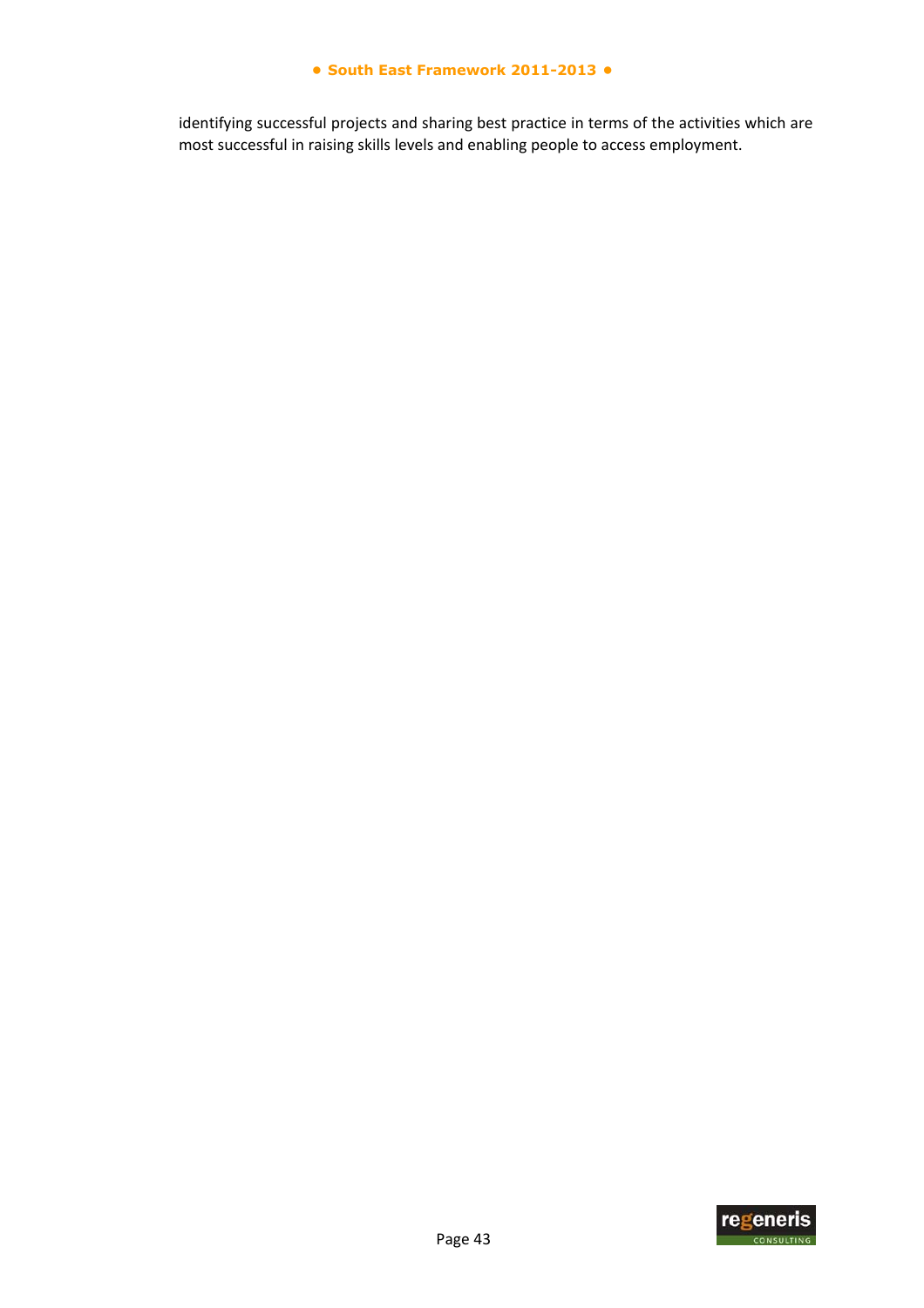identifying successful projects and sharing best practice in terms of the activities which are most successful in raising skills levels and enabling people to access employment.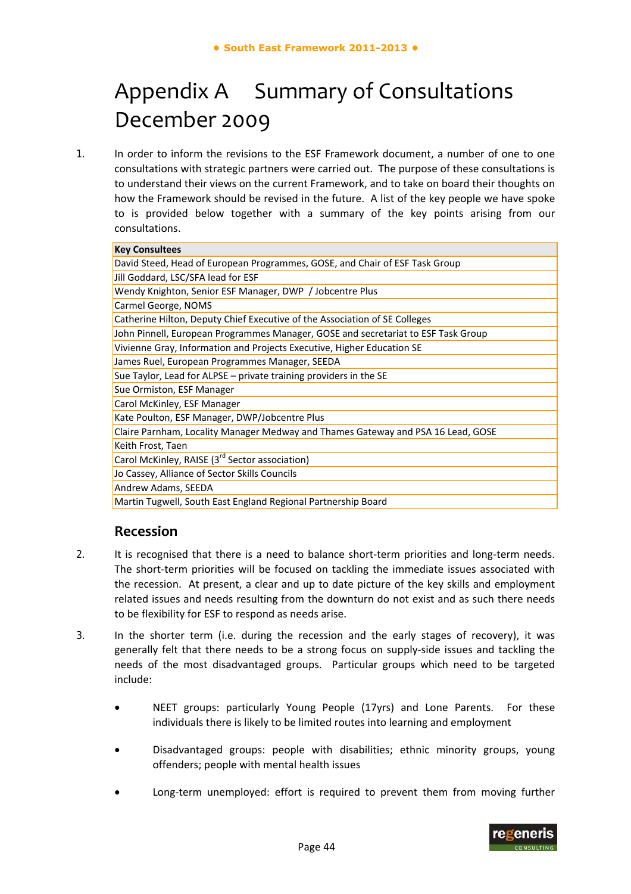# Appendix A Summary of Consultations December 2009

1. In order to inform the revisions to the ESF Framework document, a number of one to one consultations with strategic partners were carried out. The purpose of these consultations is to understand their views on the current Framework, and to take on board their thoughts on how the Framework should be revised in the future. A list of the key people we have spoke to is provided below together with a summary of the key points arising from our consultations.

| Key Consultees |
|---|
| David Steed, Head of European Programmes, GOSE, and Chair of ESF Task Group |
| Jill Goddard, LSC/SFA lead for ESF |
| Wendy Knighton, Senior ESF Manager, DWP / Jobcentre Plus |
| Carmel George, NOMS |
| Catherine Hilton, Deputy Chief Executive of the Association of SE Colleges |
| John Pinnell, European Programmes Manager, GOSE and secretariat to ESF Task Group |
| Vivienne Gray, Information and Projects Executive, Higher Education SE |
| James Ruel, European Programmes Manager, SEEDA |
| Sue Taylor, Lead for ALPSE – private training providers in the SE |
| Sue Ormiston, ESF Manager |
| Carol McKinley, ESF Manager |
| Kate Poulton, ESF Manager, DWP/Jobcentre Plus |
| Claire Parnham, Locality Manager Medway and Thames Gateway and PSA 16 Lead, GOSE |
| Keith Frost, Taen |
| Carol McKinley, RAISE (3rd Sector association) |
| Jo Cassey, Alliance of Sector Skills Councils |
| Andrew Adams, SEEDA |
| Martin Tugwell, South East England Regional Partnership Board |

## Recession

2. It is recognised that there is a need to balance short-term priorities and long-term needs. The short-term priorities will be focused on tackling the immediate issues associated with the recession. At present, a clear and up to date picture of the key skills and employment related issues and needs resulting from the downturn do not exist and as such there needs to be flexibility for ESF to respond as needs arise.

3. In the shorter term (i.e. during the recession and the early stages of recovery), it was generally felt that there needs to be a strong focus on supply-side issues and tackling the needs of the most disadvantaged groups. Particular groups which need to be targeted include:

- NEET groups: particularly Young People (17yrs) and Lone Parents. For these individuals there is likely to be limited routes into learning and employment
- Disadvantaged groups: people with disabilities; ethnic minority groups, young offenders; people with mental health issues
- Long-term unemployed: effort is required to prevent them from moving further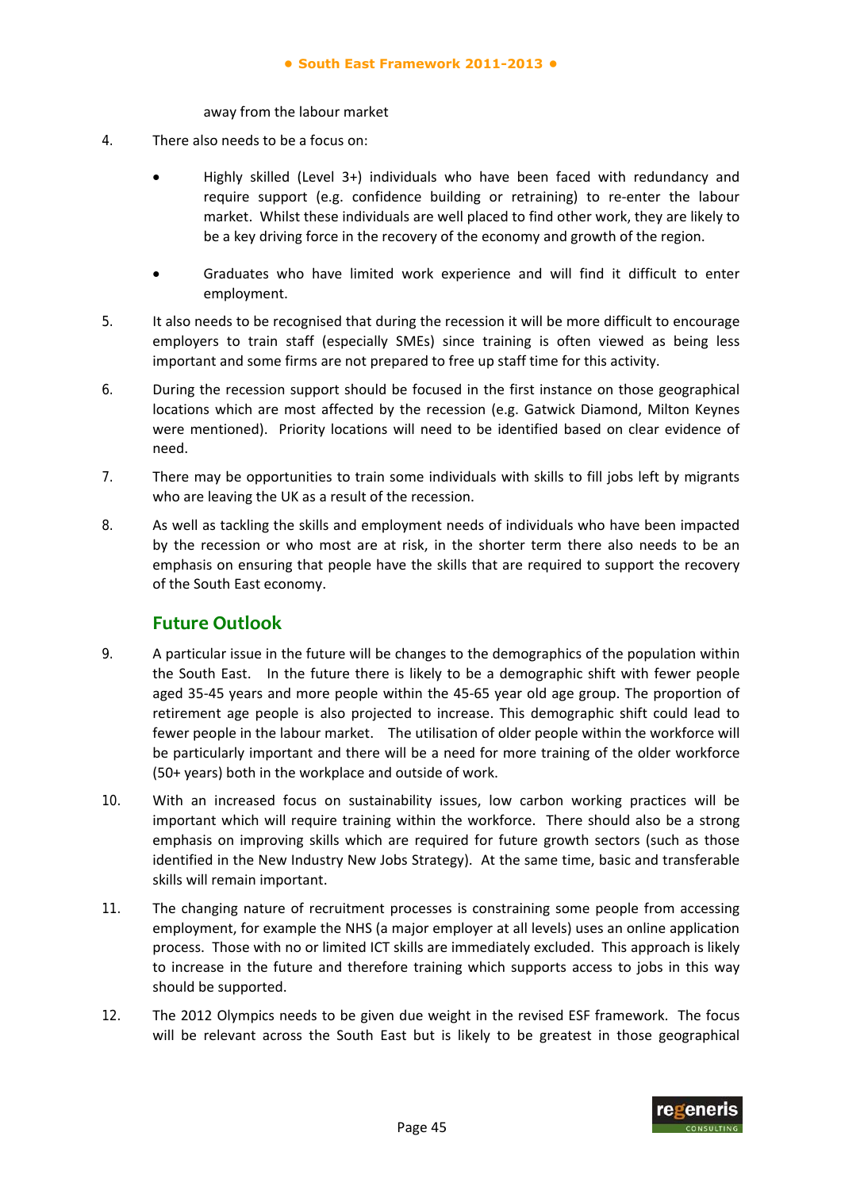away from the labour market

4. There also needs to be a focus on:

   - Highly skilled (Level 3+) individuals who have been faced with redundancy and require support (e.g. confidence building or retraining) to re-enter the labour market. Whilst these individuals are well placed to find other work, they are likely to be a key driving force in the recovery of the economy and growth of the region.

   - Graduates who have limited work experience and will find it difficult to enter employment.

5. It also needs to be recognised that during the recession it will be more difficult to encourage employers to train staff (especially SMEs) since training is often viewed as being less important and some firms are not prepared to free up staff time for this activity.

6. During the recession support should be focused in the first instance on those geographical locations which are most affected by the recession (e.g. Gatwick Diamond, Milton Keynes were mentioned). Priority locations will need to be identified based on clear evidence of need.

7. There may be opportunities to train some individuals with skills to fill jobs left by migrants who are leaving the UK as a result of the recession.

8. As well as tackling the skills and employment needs of individuals who have been impacted by the recession or who most are at risk, in the shorter term there also needs to be an emphasis on ensuring that people have the skills that are required to support the recovery of the South East economy.

## Future Outlook

9. A particular issue in the future will be changes to the demographics of the population within the South East. In the future there is likely to be a demographic shift with fewer people aged 35-45 years and more people within the 45-65 year old age group. The proportion of retirement age people is also projected to increase. This demographic shift could lead to fewer people in the labour market. The utilisation of older people within the workforce will be particularly important and there will be a need for more training of the older workforce (50+ years) both in the workplace and outside of work.

10. With an increased focus on sustainability issues, low carbon working practices will be important which will require training within the workforce. There should also be a strong emphasis on improving skills which are required for future growth sectors (such as those identified in the New Industry New Jobs Strategy). At the same time, basic and transferable skills will remain important.

11. The changing nature of recruitment processes is constraining some people from accessing employment, for example the NHS (a major employer at all levels) uses an online application process. Those with no or limited ICT skills are immediately excluded. This approach is likely to increase in the future and therefore training which supports access to jobs in this way should be supported.

12. The 2012 Olympics needs to be given due weight in the revised ESF framework. The focus will be relevant across the South East but is likely to be greatest in those geographical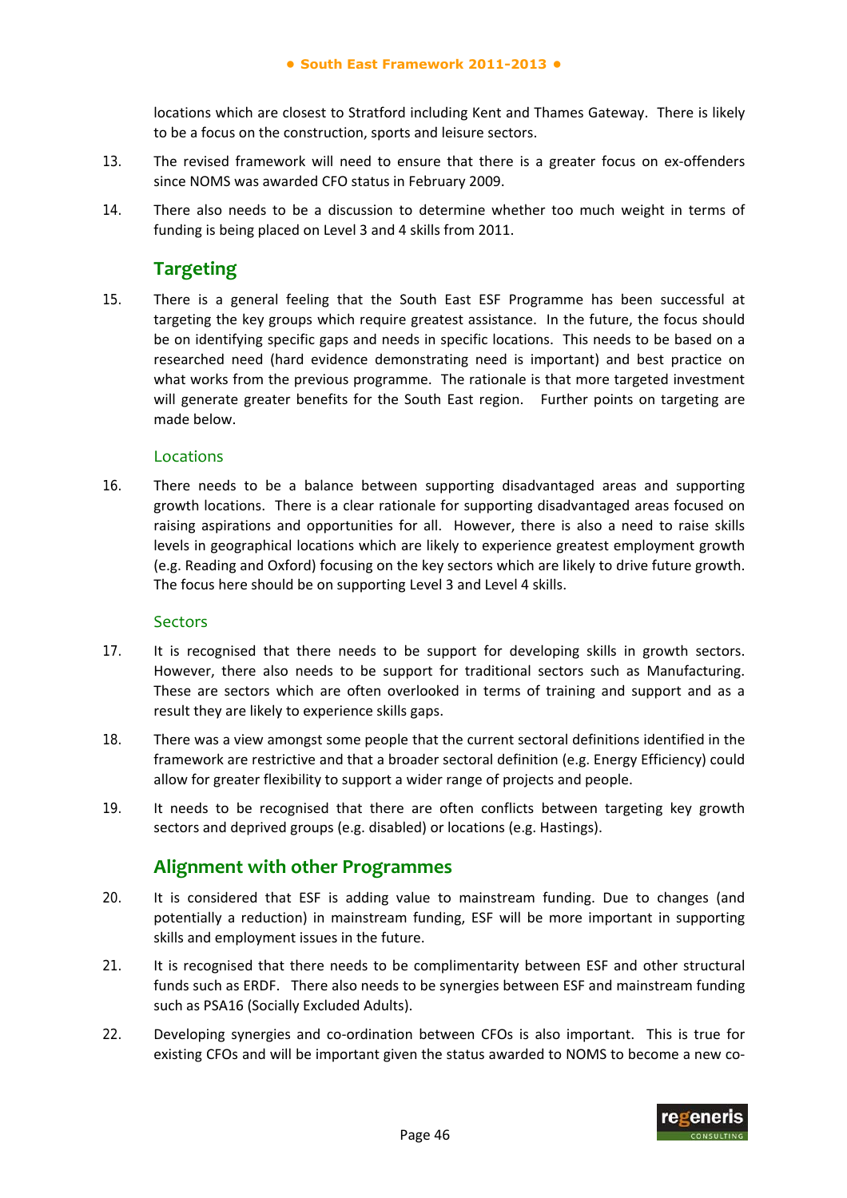locations which are closest to Stratford including Kent and Thames Gateway. There is likely to be a focus on the construction, sports and leisure sectors.

13. The revised framework will need to ensure that there is a greater focus on ex-offenders since NOMS was awarded CFO status in February 2009.

14. There also needs to be a discussion to determine whether too much weight in terms of funding is being placed on Level 3 and 4 skills from 2011.

## Targeting

15. There is a general feeling that the South East ESF Programme has been successful at targeting the key groups which require greatest assistance. In the future, the focus should be on identifying specific gaps and needs in specific locations. This needs to be based on a researched need (hard evidence demonstrating need is important) and best practice on what works from the previous programme. The rationale is that more targeted investment will generate greater benefits for the South East region. Further points on targeting are made below.

### Locations

16. There needs to be a balance between supporting disadvantaged areas and supporting growth locations. There is a clear rationale for supporting disadvantaged areas focused on raising aspirations and opportunities for all. However, there is also a need to raise skills levels in geographical locations which are likely to experience greatest employment growth (e.g. Reading and Oxford) focusing on the key sectors which are likely to drive future growth. The focus here should be on supporting Level 3 and Level 4 skills.

### Sectors

17. It is recognised that there needs to be support for developing skills in growth sectors. However, there also needs to be support for traditional sectors such as Manufacturing. These are sectors which are often overlooked in terms of training and support and as a result they are likely to experience skills gaps.

18. There was a view amongst some people that the current sectoral definitions identified in the framework are restrictive and that a broader sectoral definition (e.g. Energy Efficiency) could allow for greater flexibility to support a wider range of projects and people.

19. It needs to be recognised that there are often conflicts between targeting key growth sectors and deprived groups (e.g. disabled) or locations (e.g. Hastings).

## Alignment with other Programmes

20. It is considered that ESF is adding value to mainstream funding. Due to changes (and potentially a reduction) in mainstream funding, ESF will be more important in supporting skills and employment issues in the future.

21. It is recognised that there needs to be complimentarity between ESF and other structural funds such as ERDF. There also needs to be synergies between ESF and mainstream funding such as PSA16 (Socially Excluded Adults).

22. Developing synergies and co-ordination between CFOs is also important. This is true for existing CFOs and will be important given the status awarded to NOMS to become a new co-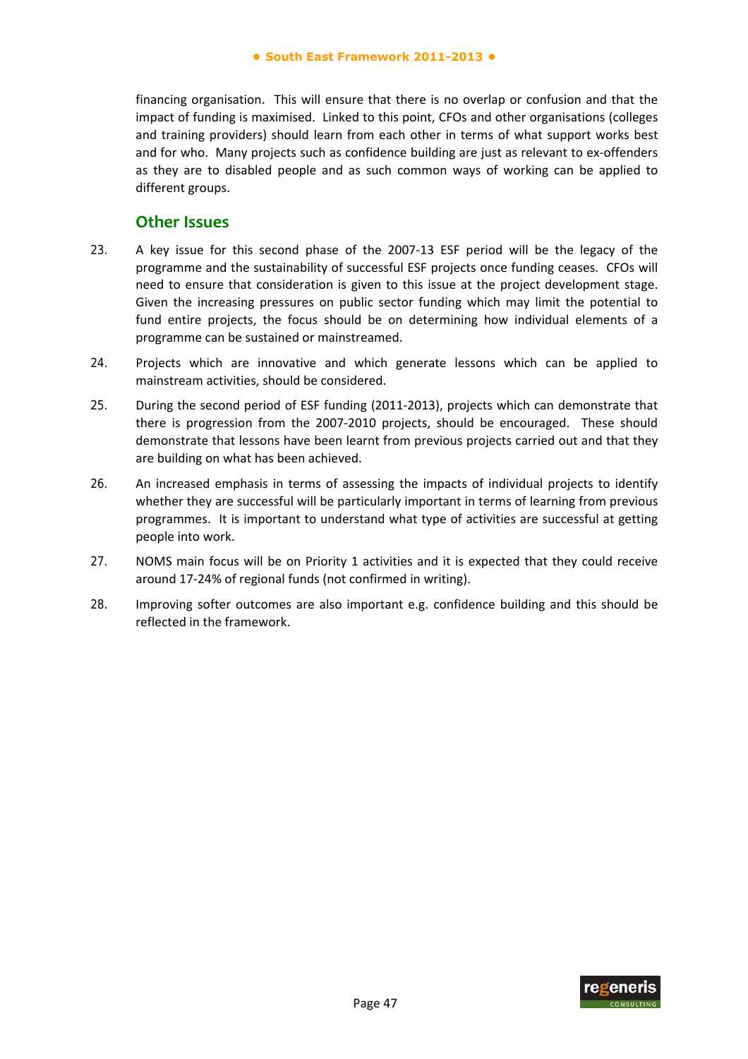financing organisation. This will ensure that there is no overlap or confusion and that the impact of funding is maximised. Linked to this point, CFOs and other organisations (colleges and training providers) should learn from each other in terms of what support works best and for who. Many projects such as confidence building are just as relevant to ex-offenders as they are to disabled people and as such common ways of working can be applied to different groups.

## Other Issues

23. A key issue for this second phase of the 2007-13 ESF period will be the legacy of the programme and the sustainability of successful ESF projects once funding ceases. CFOs will need to ensure that consideration is given to this issue at the project development stage. Given the increasing pressures on public sector funding which may limit the potential to fund entire projects, the focus should be on determining how individual elements of a programme can be sustained or mainstreamed.

24. Projects which are innovative and which generate lessons which can be applied to mainstream activities, should be considered.

25. During the second period of ESF funding (2011-2013), projects which can demonstrate that there is progression from the 2007-2010 projects, should be encouraged. These should demonstrate that lessons have been learnt from previous projects carried out and that they are building on what has been achieved.

26. An increased emphasis in terms of assessing the impacts of individual projects to identify whether they are successful will be particularly important in terms of learning from previous programmes. It is important to understand what type of activities are successful at getting people into work.

27. NOMS main focus will be on Priority 1 activities and it is expected that they could receive around 17-24% of regional funds (not confirmed in writing).

28. Improving softer outcomes are also important e.g. confidence building and this should be reflected in the framework.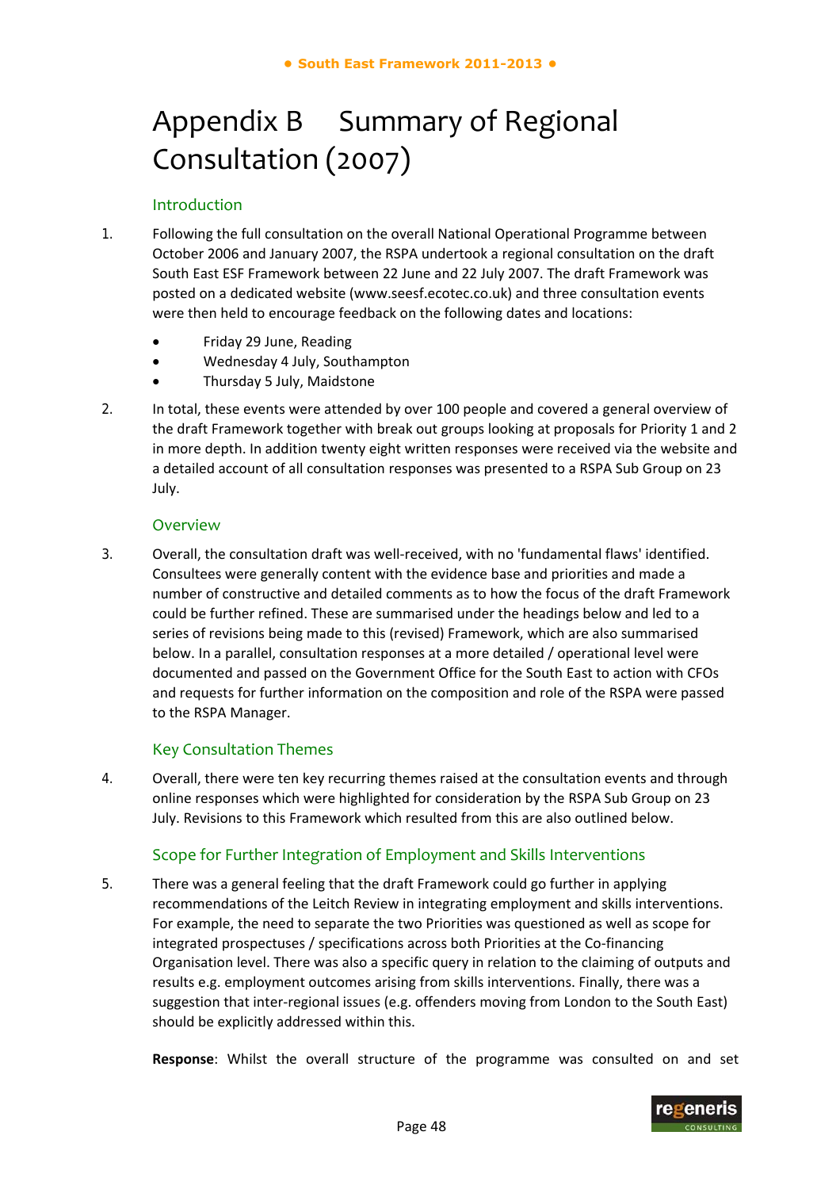# Appendix B Summary of Regional Consultation (2007)

## Introduction

1. Following the full consultation on the overall National Operational Programme between October 2006 and January 2007, the RSPA undertook a regional consultation on the draft South East ESF Framework between 22 June and 22 July 2007. The draft Framework was posted on a dedicated website (www.seesf.ecotec.co.uk) and three consultation events were then held to encourage feedback on the following dates and locations:

   - Friday 29 June, Reading
   - Wednesday 4 July, Southampton
   - Thursday 5 July, Maidstone

2. In total, these events were attended by over 100 people and covered a general overview of the draft Framework together with break out groups looking at proposals for Priority 1 and 2 in more depth. In addition twenty eight written responses were received via the website and a detailed account of all consultation responses was presented to a RSPA Sub Group on 23 July.

## Overview

3. Overall, the consultation draft was well-received, with no 'fundamental flaws' identified. Consultees were generally content with the evidence base and priorities and made a number of constructive and detailed comments as to how the focus of the draft Framework could be further refined. These are summarised under the headings below and led to a series of revisions being made to this (revised) Framework, which are also summarised below. In a parallel, consultation responses at a more detailed / operational level were documented and passed on the Government Office for the South East to action with CFOs and requests for further information on the composition and role of the RSPA were passed to the RSPA Manager.

## Key Consultation Themes

4. Overall, there were ten key recurring themes raised at the consultation events and through online responses which were highlighted for consideration by the RSPA Sub Group on 23 July. Revisions to this Framework which resulted from this are also outlined below.

### Scope for Further Integration of Employment and Skills Interventions

5. There was a general feeling that the draft Framework could go further in applying recommendations of the Leitch Review in integrating employment and skills interventions. For example, the need to separate the two Priorities was questioned as well as scope for integrated prospectuses / specifications across both Priorities at the Co-financing Organisation level. There was also a specific query in relation to the claiming of outputs and results e.g. employment outcomes arising from skills interventions. Finally, there was a suggestion that inter-regional issues (e.g. offenders moving from London to the South East) should be explicitly addressed within this.

   **Response**: Whilst the overall structure of the programme was consulted on and set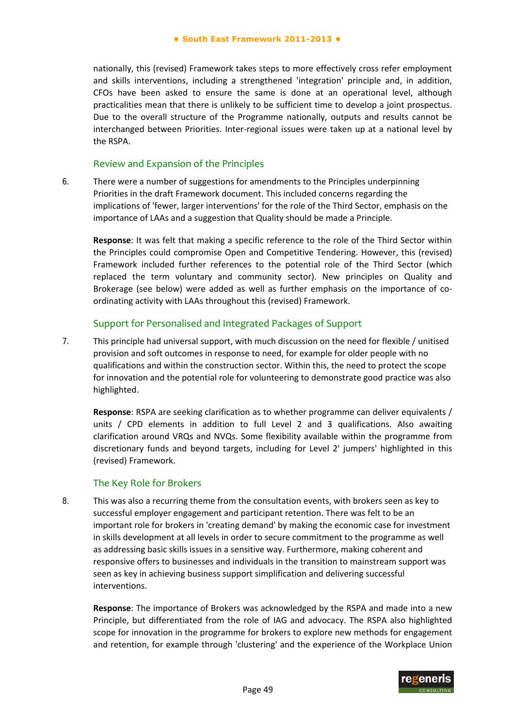nationally, this (revised) Framework takes steps to more effectively cross refer employment and skills interventions, including a strengthened 'integration' principle and, in addition, CFOs have been asked to ensure the same is done at an operational level, although practicalities mean that there is unlikely to be sufficient time to develop a joint prospectus. Due to the overall structure of the Programme nationally, outputs and results cannot be interchanged between Priorities. Inter-regional issues were taken up at a national level by the RSPA.

### Review and Expansion of the Principles

6. There were a number of suggestions for amendments to the Principles underpinning Priorities in the draft Framework document. This included concerns regarding the implications of 'fewer, larger interventions' for the role of the Third Sector, emphasis on the importance of LAAs and a suggestion that Quality should be made a Principle.

   **Response**: It was felt that making a specific reference to the role of the Third Sector within the Principles could compromise Open and Competitive Tendering. However, this (revised) Framework included further references to the potential role of the Third Sector (which replaced the term voluntary and community sector). New principles on Quality and Brokerage (see below) were added as well as further emphasis on the importance of co-ordinating activity with LAAs throughout this (revised) Framework.

### Support for Personalised and Integrated Packages of Support

7. This principle had universal support, with much discussion on the need for flexible / unitised provision and soft outcomes in response to need, for example for older people with no qualifications and within the construction sector. Within this, the need to protect the scope for innovation and the potential role for volunteering to demonstrate good practice was also highlighted.

   **Response**: RSPA are seeking clarification as to whether programme can deliver equivalents / units / CPD elements in addition to full Level 2 and 3 qualifications. Also awaiting clarification around VRQs and NVQs. Some flexibility available within the programme from discretionary funds and beyond targets, including for Level 2' jumpers' highlighted in this (revised) Framework.

### The Key Role for Brokers

8. This was also a recurring theme from the consultation events, with brokers seen as key to successful employer engagement and participant retention. There was felt to be an important role for brokers in 'creating demand' by making the economic case for investment in skills development at all levels in order to secure commitment to the programme as well as addressing basic skills issues in a sensitive way. Furthermore, making coherent and responsive offers to businesses and individuals in the transition to mainstream support was seen as key in achieving business support simplification and delivering successful interventions.

   **Response**: The importance of Brokers was acknowledged by the RSPA and made into a new Principle, but differentiated from the role of IAG and advocacy. The RSPA also highlighted scope for innovation in the programme for brokers to explore new methods for engagement and retention, for example through 'clustering' and the experience of the Workplace Union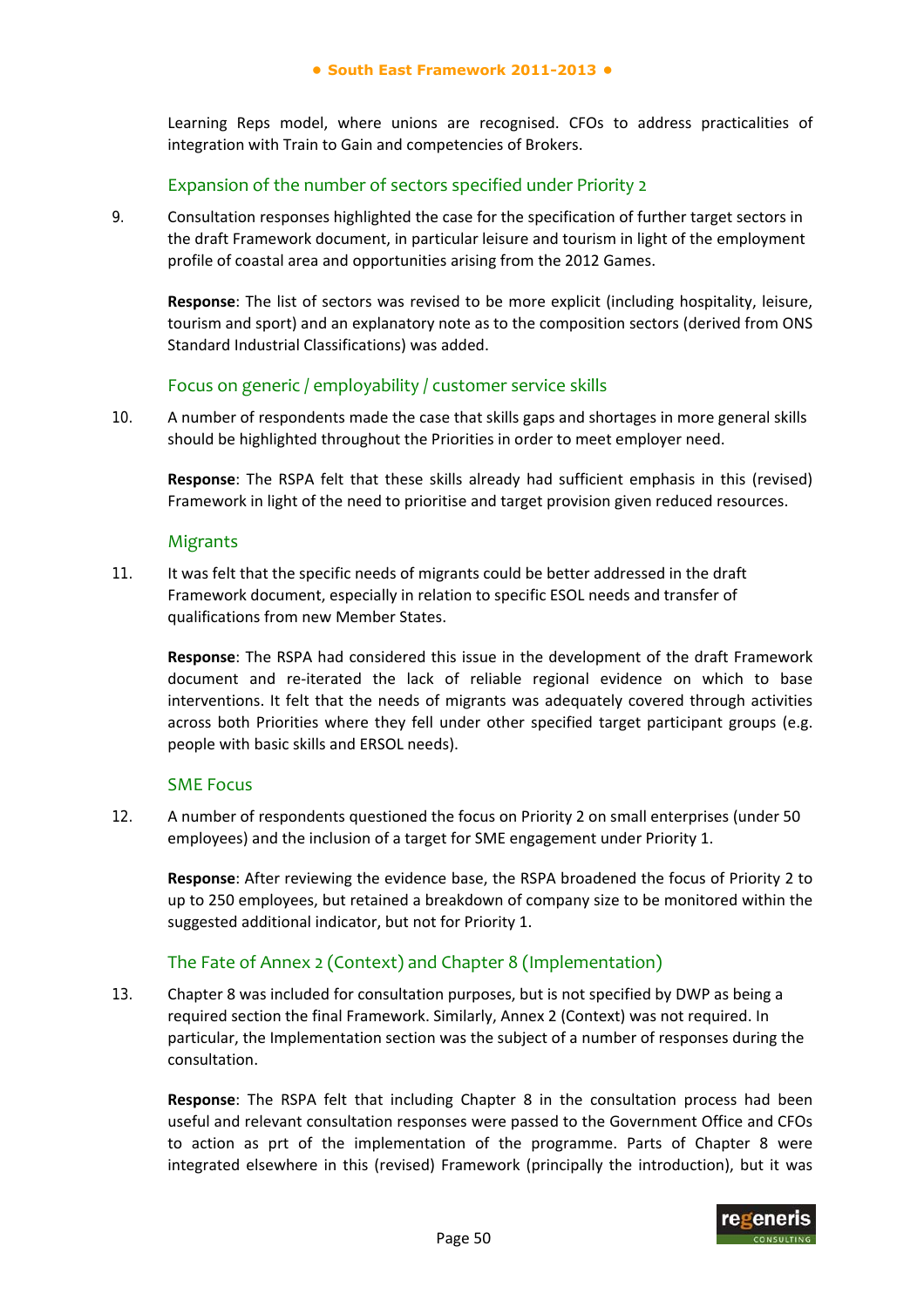Learning Reps model, where unions are recognised. CFOs to address practicalities of integration with Train to Gain and competencies of Brokers.

### Expansion of the number of sectors specified under Priority 2

9. Consultation responses highlighted the case for the specification of further target sectors in the draft Framework document, in particular leisure and tourism in light of the employment profile of coastal area and opportunities arising from the 2012 Games.

   **Response**: The list of sectors was revised to be more explicit (including hospitality, leisure, tourism and sport) and an explanatory note as to the composition sectors (derived from ONS Standard Industrial Classifications) was added.

### Focus on generic / employability / customer service skills

10. A number of respondents made the case that skills gaps and shortages in more general skills should be highlighted throughout the Priorities in order to meet employer need.

    **Response**: The RSPA felt that these skills already had sufficient emphasis in this (revised) Framework in light of the need to prioritise and target provision given reduced resources.

### Migrants

11. It was felt that the specific needs of migrants could be better addressed in the draft Framework document, especially in relation to specific ESOL needs and transfer of qualifications from new Member States.

    **Response**: The RSPA had considered this issue in the development of the draft Framework document and re-iterated the lack of reliable regional evidence on which to base interventions. It felt that the needs of migrants was adequately covered through activities across both Priorities where they fell under other specified target participant groups (e.g. people with basic skills and ERSOL needs).

### SME Focus

12. A number of respondents questioned the focus on Priority 2 on small enterprises (under 50 employees) and the inclusion of a target for SME engagement under Priority 1.

    **Response**: After reviewing the evidence base, the RSPA broadened the focus of Priority 2 to up to 250 employees, but retained a breakdown of company size to be monitored within the suggested additional indicator, but not for Priority 1.

### The Fate of Annex 2 (Context) and Chapter 8 (Implementation)

13. Chapter 8 was included for consultation purposes, but is not specified by DWP as being a required section the final Framework. Similarly, Annex 2 (Context) was not required. In particular, the Implementation section was the subject of a number of responses during the consultation.

    **Response**: The RSPA felt that including Chapter 8 in the consultation process had been useful and relevant consultation responses were passed to the Government Office and CFOs to action as prt of the implementation of the programme. Parts of Chapter 8 were integrated elsewhere in this (revised) Framework (principally the introduction), but it was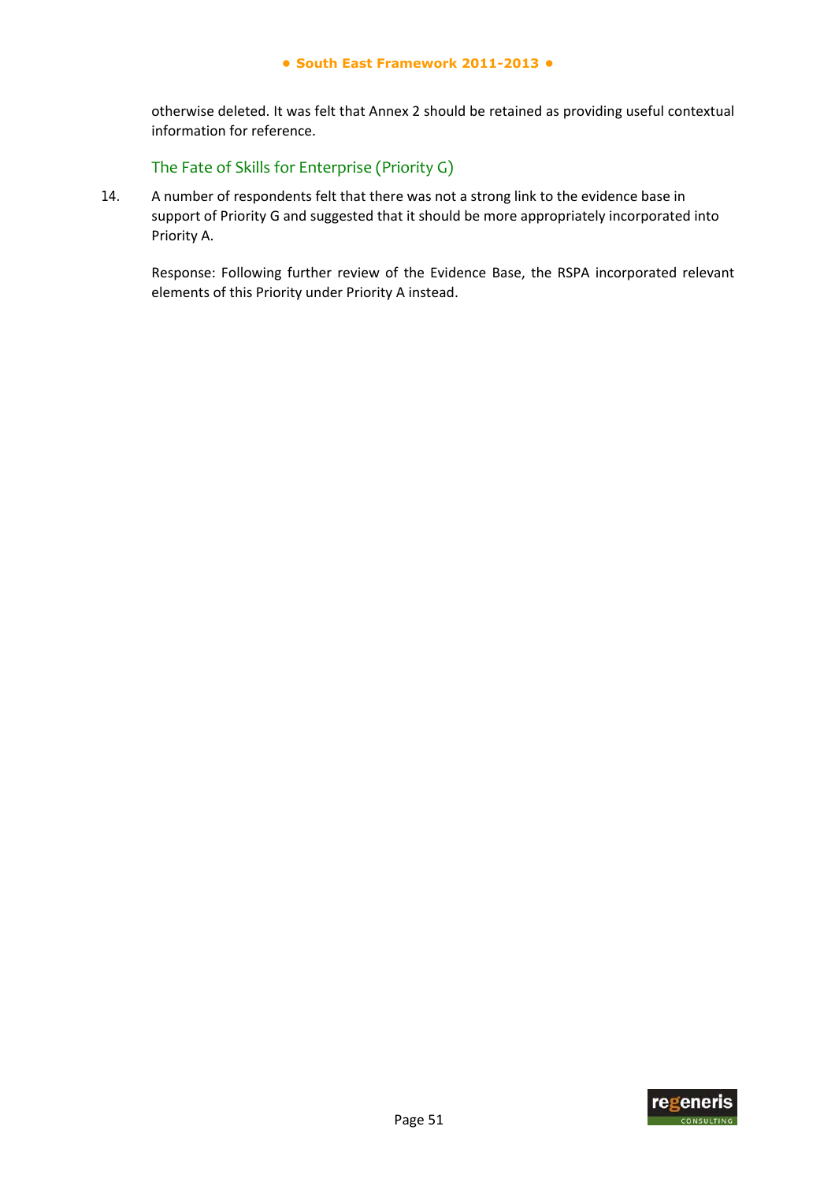otherwise deleted. It was felt that Annex 2 should be retained as providing useful contextual information for reference.

### The Fate of Skills for Enterprise (Priority G)

14. A number of respondents felt that there was not a strong link to the evidence base in support of Priority G and suggested that it should be more appropriately incorporated into Priority A.

    Response: Following further review of the Evidence Base, the RSPA incorporated relevant elements of this Priority under Priority A instead.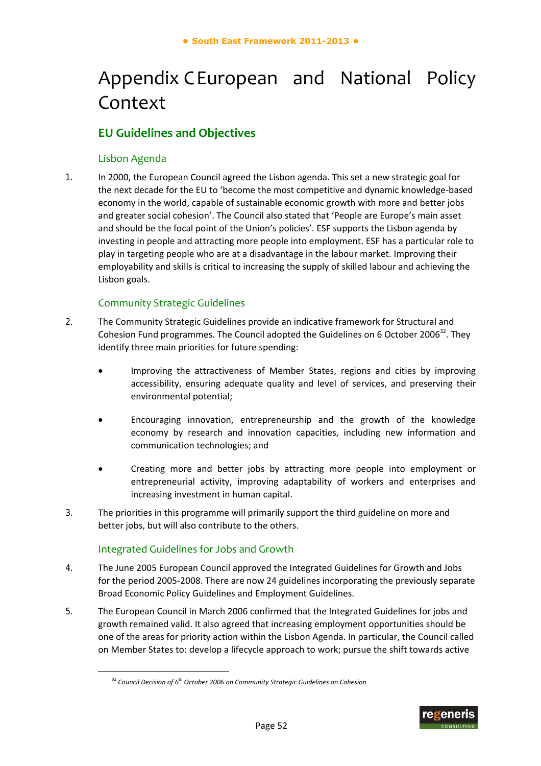# Appendix C European and National Policy Context

## EU Guidelines and Objectives

### Lisbon Agenda

1. In 2000, the European Council agreed the Lisbon agenda. This set a new strategic goal for the next decade for the EU to 'become the most competitive and dynamic knowledge-based economy in the world, capable of sustainable economic growth with more and better jobs and greater social cohesion'. The Council also stated that 'People are Europe's main asset and should be the focal point of the Union's policies'. ESF supports the Lisbon agenda by investing in people and attracting more people into employment. ESF has a particular role to play in targeting people who are at a disadvantage in the labour market. Improving their employability and skills is critical to increasing the supply of skilled labour and achieving the Lisbon goals.

### Community Strategic Guidelines

2. The Community Strategic Guidelines provide an indicative framework for Structural and Cohesion Fund programmes. The Council adopted the Guidelines on 6 October 2006[32]. They identify three main priorities for future spending:

   - Improving the attractiveness of Member States, regions and cities by improving accessibility, ensuring adequate quality and level of services, and preserving their environmental potential;
   - Encouraging innovation, entrepreneurship and the growth of the knowledge economy by research and innovation capacities, including new information and communication technologies; and
   - Creating more and better jobs by attracting more people into employment or entrepreneurial activity, improving adaptability of workers and enterprises and increasing investment in human capital.

3. The priorities in this programme will primarily support the third guideline on more and better jobs, but will also contribute to the others.

### Integrated Guidelines for Jobs and Growth

4. The June 2005 European Council approved the Integrated Guidelines for Growth and Jobs for the period 2005-2008. There are now 24 guidelines incorporating the previously separate Broad Economic Policy Guidelines and Employment Guidelines.

5. The European Council in March 2006 confirmed that the Integrated Guidelines for jobs and growth remained valid. It also agreed that increasing employment opportunities should be one of the areas for priority action within the Lisbon Agenda. In particular, the Council called on Member States to: develop a lifecycle approach to work; pursue the shift towards active

[32] *Council Decision of 6th October 2006 on Community Strategic Guidelines on Cohesion*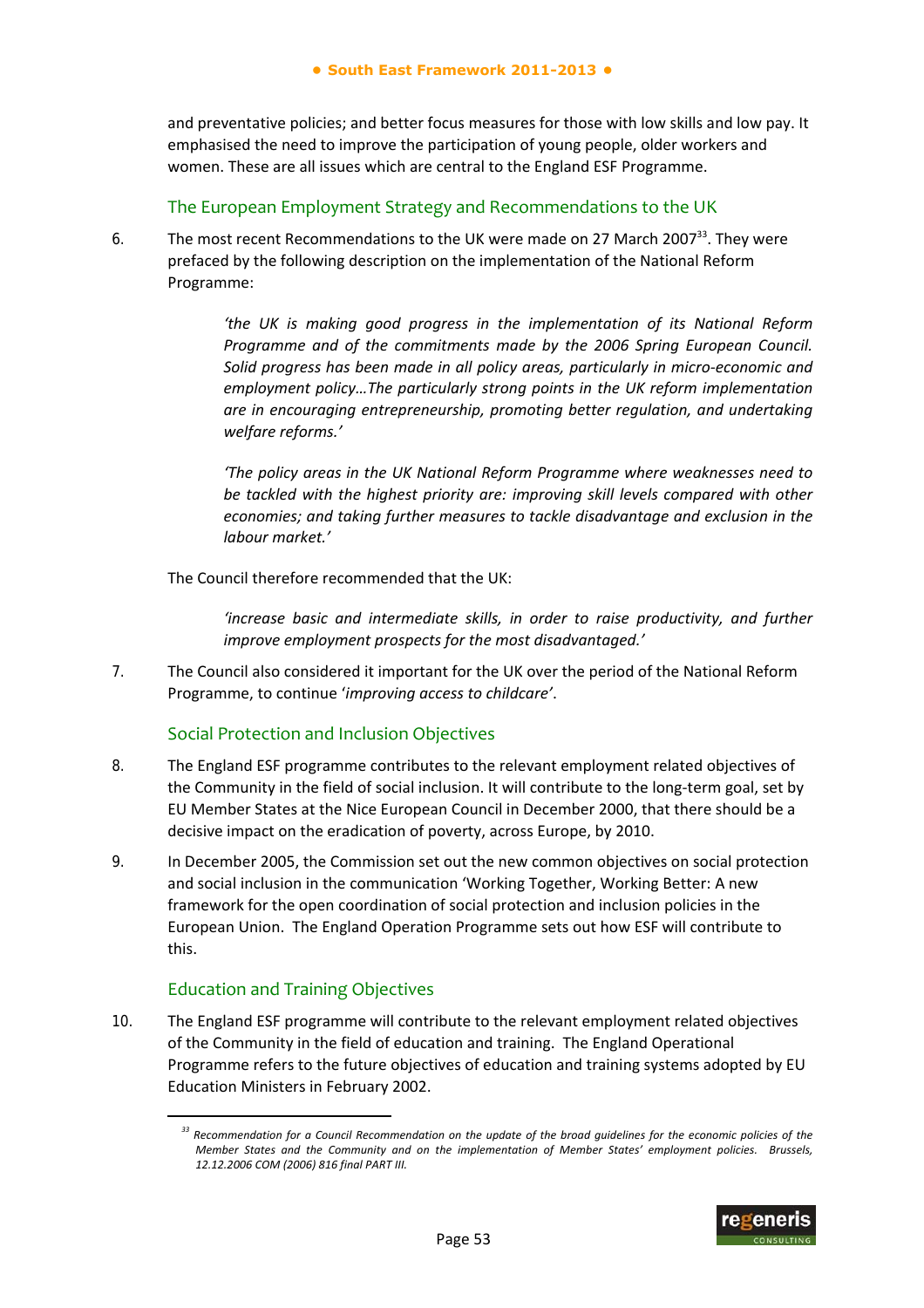and preventative policies; and better focus measures for those with low skills and low pay. It emphasised the need to improve the participation of young people, older workers and women. These are all issues which are central to the England ESF Programme.

### The European Employment Strategy and Recommendations to the UK

6. The most recent Recommendations to the UK were made on 27 March 2007[33]. They were prefaced by the following description on the implementation of the National Reform Programme:

> *'the UK is making good progress in the implementation of its National Reform Programme and of the commitments made by the 2006 Spring European Council. Solid progress has been made in all policy areas, particularly in micro-economic and employment policy…The particularly strong points in the UK reform implementation are in encouraging entrepreneurship, promoting better regulation, and undertaking welfare reforms.'*

> *'The policy areas in the UK National Reform Programme where weaknesses need to be tackled with the highest priority are: improving skill levels compared with other economies; and taking further measures to tackle disadvantage and exclusion in the labour market.'*

The Council therefore recommended that the UK:

> *'increase basic and intermediate skills, in order to raise productivity, and further improve employment prospects for the most disadvantaged.'*

7. The Council also considered it important for the UK over the period of the National Reform Programme, to continue '*improving access to childcare*'.

### Social Protection and Inclusion Objectives

8. The England ESF programme contributes to the relevant employment related objectives of the Community in the field of social inclusion. It will contribute to the long-term goal, set by EU Member States at the Nice European Council in December 2000, that there should be a decisive impact on the eradication of poverty, across Europe, by 2010.

9. In December 2005, the Commission set out the new common objectives on social protection and social inclusion in the communication 'Working Together, Working Better: A new framework for the open coordination of social protection and inclusion policies in the European Union. The England Operation Programme sets out how ESF will contribute to this.

### Education and Training Objectives

10. The England ESF programme will contribute to the relevant employment related objectives of the Community in the field of education and training. The England Operational Programme refers to the future objectives of education and training systems adopted by EU Education Ministers in February 2002.

---

[33] *Recommendation for a Council Recommendation on the update of the broad guidelines for the economic policies of the Member States and the Community and on the implementation of Member States' employment policies. Brussels, 12.12.2006 COM (2006) 816 final PART III.*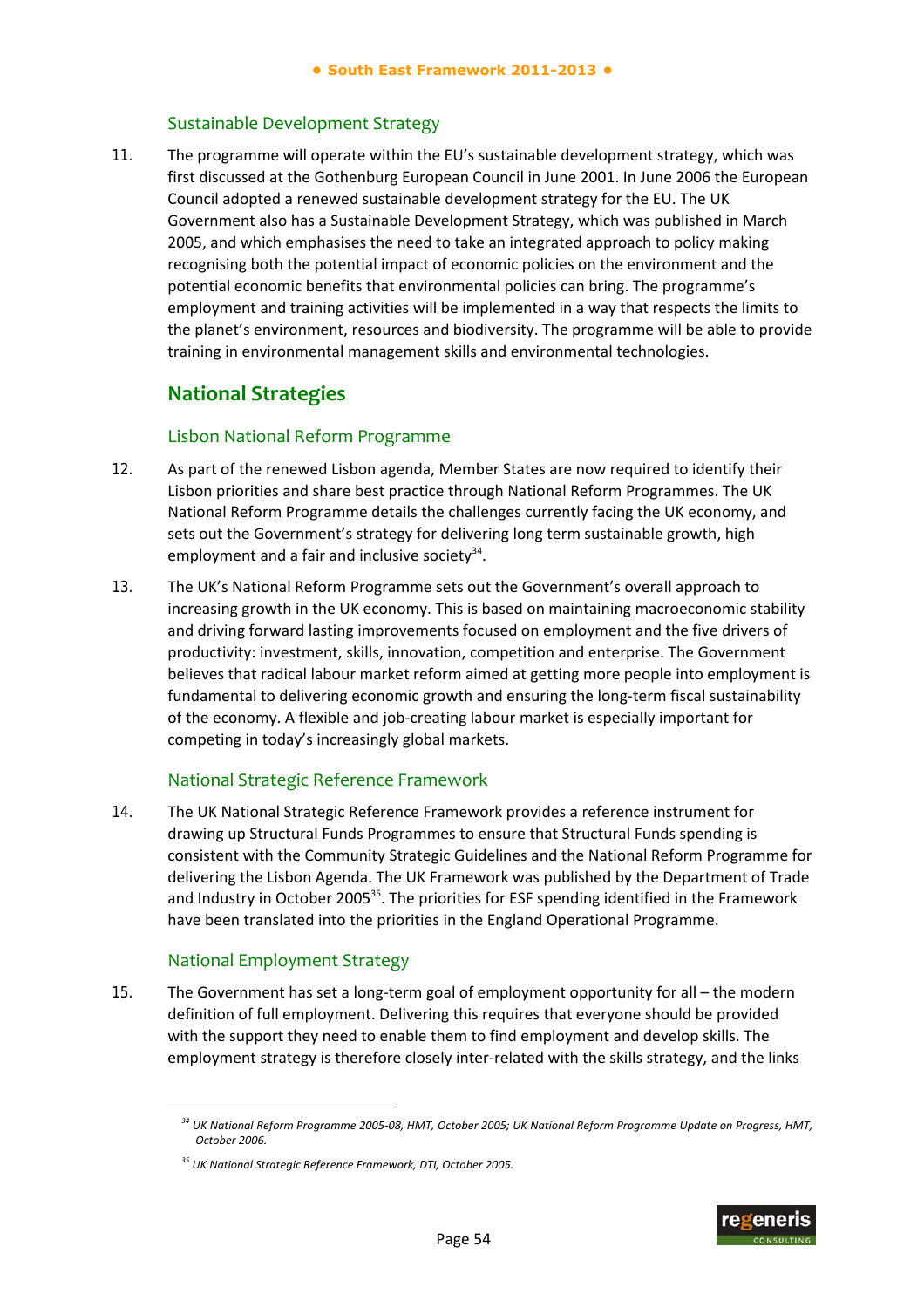### Sustainable Development Strategy

11. The programme will operate within the EU's sustainable development strategy, which was first discussed at the Gothenburg European Council in June 2001. In June 2006 the European Council adopted a renewed sustainable development strategy for the EU. The UK Government also has a Sustainable Development Strategy, which was published in March 2005, and which emphasises the need to take an integrated approach to policy making recognising both the potential impact of economic policies on the environment and the potential economic benefits that environmental policies can bring. The programme's employment and training activities will be implemented in a way that respects the limits to the planet's environment, resources and biodiversity. The programme will be able to provide training in environmental management skills and environmental technologies.

## National Strategies

### Lisbon National Reform Programme

12. As part of the renewed Lisbon agenda, Member States are now required to identify their Lisbon priorities and share best practice through National Reform Programmes. The UK National Reform Programme details the challenges currently facing the UK economy, and sets out the Government's strategy for delivering long term sustainable growth, high employment and a fair and inclusive society[34].

13. The UK's National Reform Programme sets out the Government's overall approach to increasing growth in the UK economy. This is based on maintaining macroeconomic stability and driving forward lasting improvements focused on employment and the five drivers of productivity: investment, skills, innovation, competition and enterprise. The Government believes that radical labour market reform aimed at getting more people into employment is fundamental to delivering economic growth and ensuring the long-term fiscal sustainability of the economy. A flexible and job-creating labour market is especially important for competing in today's increasingly global markets.

### National Strategic Reference Framework

14. The UK National Strategic Reference Framework provides a reference instrument for drawing up Structural Funds Programmes to ensure that Structural Funds spending is consistent with the Community Strategic Guidelines and the National Reform Programme for delivering the Lisbon Agenda. The UK Framework was published by the Department of Trade and Industry in October 2005[35]. The priorities for ESF spending identified in the Framework have been translated into the priorities in the England Operational Programme.

### National Employment Strategy

15. The Government has set a long-term goal of employment opportunity for all – the modern definition of full employment. Delivering this requires that everyone should be provided with the support they need to enable them to find employment and develop skills. The employment strategy is therefore closely inter-related with the skills strategy, and the links

---

[34] *UK National Reform Programme 2005-08, HMT, October 2005; UK National Reform Programme Update on Progress, HMT, October 2006.*

[35] *UK National Strategic Reference Framework, DTI, October 2005.*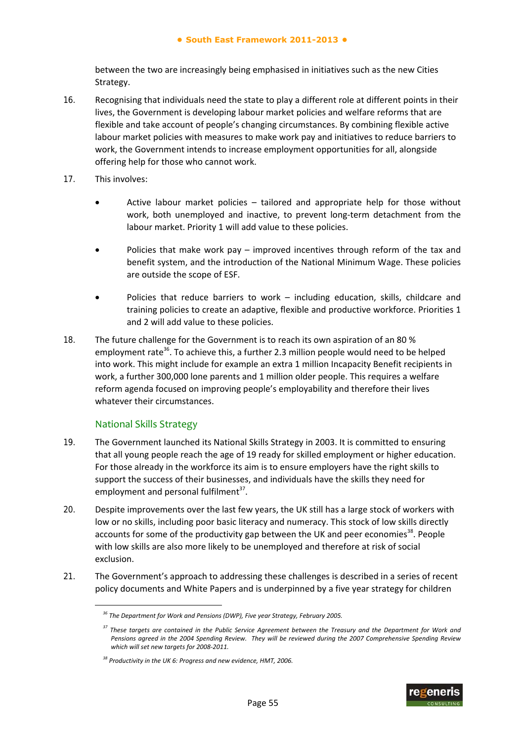between the two are increasingly being emphasised in initiatives such as the new Cities Strategy.

16. Recognising that individuals need the state to play a different role at different points in their lives, the Government is developing labour market policies and welfare reforms that are flexible and take account of people's changing circumstances. By combining flexible active labour market policies with measures to make work pay and initiatives to reduce barriers to work, the Government intends to increase employment opportunities for all, alongside offering help for those who cannot work.

17. This involves:

   - Active labour market policies – tailored and appropriate help for those without work, both unemployed and inactive, to prevent long-term detachment from the labour market. Priority 1 will add value to these policies.

   - Policies that make work pay – improved incentives through reform of the tax and benefit system, and the introduction of the National Minimum Wage. These policies are outside the scope of ESF.

   - Policies that reduce barriers to work – including education, skills, childcare and training policies to create an adaptive, flexible and productive workforce. Priorities 1 and 2 will add value to these policies.

18. The future challenge for the Government is to reach its own aspiration of an 80 % employment rate[36]. To achieve this, a further 2.3 million people would need to be helped into work. This might include for example an extra 1 million Incapacity Benefit recipients in work, a further 300,000 lone parents and 1 million older people. This requires a welfare reform agenda focused on improving people's employability and therefore their lives whatever their circumstances.

### National Skills Strategy

19. The Government launched its National Skills Strategy in 2003. It is committed to ensuring that all young people reach the age of 19 ready for skilled employment or higher education. For those already in the workforce its aim is to ensure employers have the right skills to support the success of their businesses, and individuals have the skills they need for employment and personal fulfilment[37].

20. Despite improvements over the last few years, the UK still has a large stock of workers with low or no skills, including poor basic literacy and numeracy. This stock of low skills directly accounts for some of the productivity gap between the UK and peer economies[38]. People with low skills are also more likely to be unemployed and therefore at risk of social exclusion.

21. The Government's approach to addressing these challenges is described in a series of recent policy documents and White Papers and is underpinned by a five year strategy for children

---

[36] *The Department for Work and Pensions (DWP), Five year Strategy, February 2005.*

[37] *These targets are contained in the Public Service Agreement between the Treasury and the Department for Work and Pensions agreed in the 2004 Spending Review. They will be reviewed during the 2007 Comprehensive Spending Review which will set new targets for 2008-2011.*

[38] *Productivity in the UK 6: Progress and new evidence, HMT, 2006.*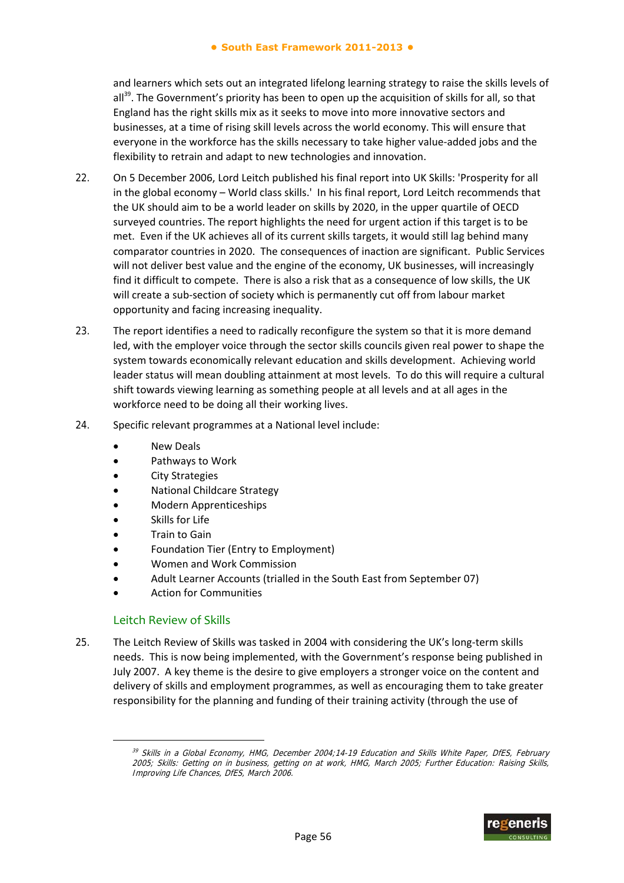and learners which sets out an integrated lifelong learning strategy to raise the skills levels of all[39]. The Government's priority has been to open up the acquisition of skills for all, so that England has the right skills mix as it seeks to move into more innovative sectors and businesses, at a time of rising skill levels across the world economy. This will ensure that everyone in the workforce has the skills necessary to take higher value-added jobs and the flexibility to retrain and adapt to new technologies and innovation.

22. On 5 December 2006, Lord Leitch published his final report into UK Skills: 'Prosperity for all in the global economy – World class skills.' In his final report, Lord Leitch recommends that the UK should aim to be a world leader on skills by 2020, in the upper quartile of OECD surveyed countries. The report highlights the need for urgent action if this target is to be met. Even if the UK achieves all of its current skills targets, it would still lag behind many comparator countries in 2020. The consequences of inaction are significant. Public Services will not deliver best value and the engine of the economy, UK businesses, will increasingly find it difficult to compete. There is also a risk that as a consequence of low skills, the UK will create a sub-section of society which is permanently cut off from labour market opportunity and facing increasing inequality.

23. The report identifies a need to radically reconfigure the system so that it is more demand led, with the employer voice through the sector skills councils given real power to shape the system towards economically relevant education and skills development. Achieving world leader status will mean doubling attainment at most levels. To do this will require a cultural shift towards viewing learning as something people at all levels and at all ages in the workforce need to be doing all their working lives.

24. Specific relevant programmes at a National level include:

- New Deals
- Pathways to Work
- City Strategies
- National Childcare Strategy
- Modern Apprenticeships
- Skills for Life
- Train to Gain
- Foundation Tier (Entry to Employment)
- Women and Work Commission
- Adult Learner Accounts (trialled in the South East from September 07)
- Action for Communities

### Leitch Review of Skills

25. The Leitch Review of Skills was tasked in 2004 with considering the UK's long-term skills needs. This is now being implemented, with the Government's response being published in July 2007. A key theme is the desire to give employers a stronger voice on the content and delivery of skills and employment programmes, as well as encouraging them to take greater responsibility for the planning and funding of their training activity (through the use of

---

[39] *Skills in a Global Economy, HMG, December 2004;14-19 Education and Skills White Paper, DfES, February 2005; Skills: Getting on in business, getting on at work, HMG, March 2005; Further Education: Raising Skills, Improving Life Chances, DfES, March 2006.*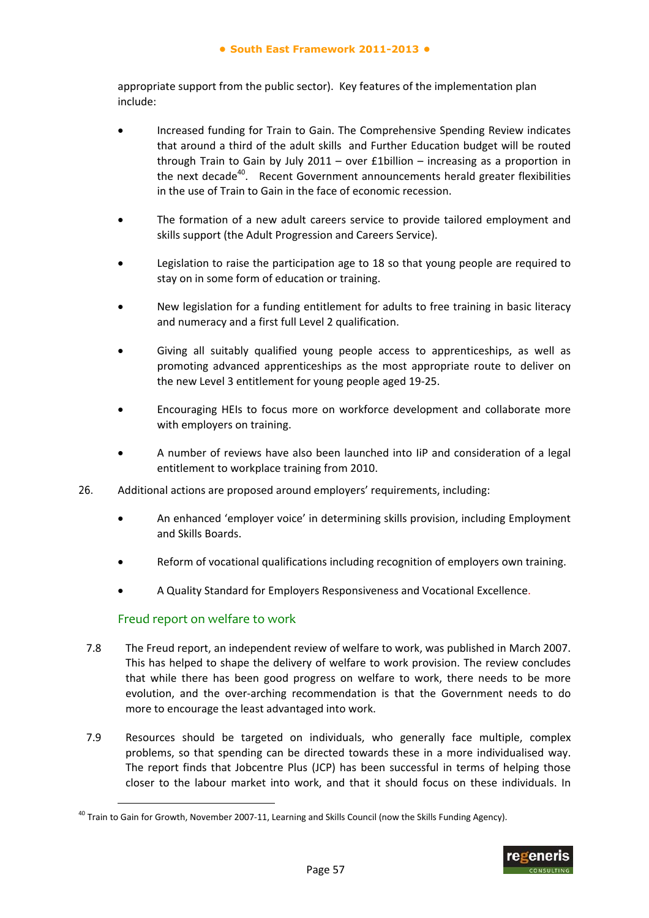appropriate support from the public sector). Key features of the implementation plan include:

- Increased funding for Train to Gain. The Comprehensive Spending Review indicates that around a third of the adult skills and Further Education budget will be routed through Train to Gain by July 2011 – over £1billion – increasing as a proportion in the next decade[40]. Recent Government announcements herald greater flexibilities in the use of Train to Gain in the face of economic recession.

- The formation of a new adult careers service to provide tailored employment and skills support (the Adult Progression and Careers Service).

- Legislation to raise the participation age to 18 so that young people are required to stay on in some form of education or training.

- New legislation for a funding entitlement for adults to free training in basic literacy and numeracy and a first full Level 2 qualification.

- Giving all suitably qualified young people access to apprenticeships, as well as promoting advanced apprenticeships as the most appropriate route to deliver on the new Level 3 entitlement for young people aged 19-25.

- Encouraging HEIs to focus more on workforce development and collaborate more with employers on training.

- A number of reviews have also been launched into IiP and consideration of a legal entitlement to workplace training from 2010.

26. Additional actions are proposed around employers' requirements, including:

- An enhanced 'employer voice' in determining skills provision, including Employment and Skills Boards.

- Reform of vocational qualifications including recognition of employers own training.

- A Quality Standard for Employers Responsiveness and Vocational Excellence.

### Freud report on welfare to work

7.8 The Freud report, an independent review of welfare to work, was published in March 2007. This has helped to shape the delivery of welfare to work provision. The review concludes that while there has been good progress on welfare to work, there needs to be more evolution, and the over-arching recommendation is that the Government needs to do more to encourage the least advantaged into work.

7.9 Resources should be targeted on individuals, who generally face multiple, complex problems, so that spending can be directed towards these in a more individualised way. The report finds that Jobcentre Plus (JCP) has been successful in terms of helping those closer to the labour market into work, and that it should focus on these individuals. In

[40] Train to Gain for Growth, November 2007-11, Learning and Skills Council (now the Skills Funding Agency).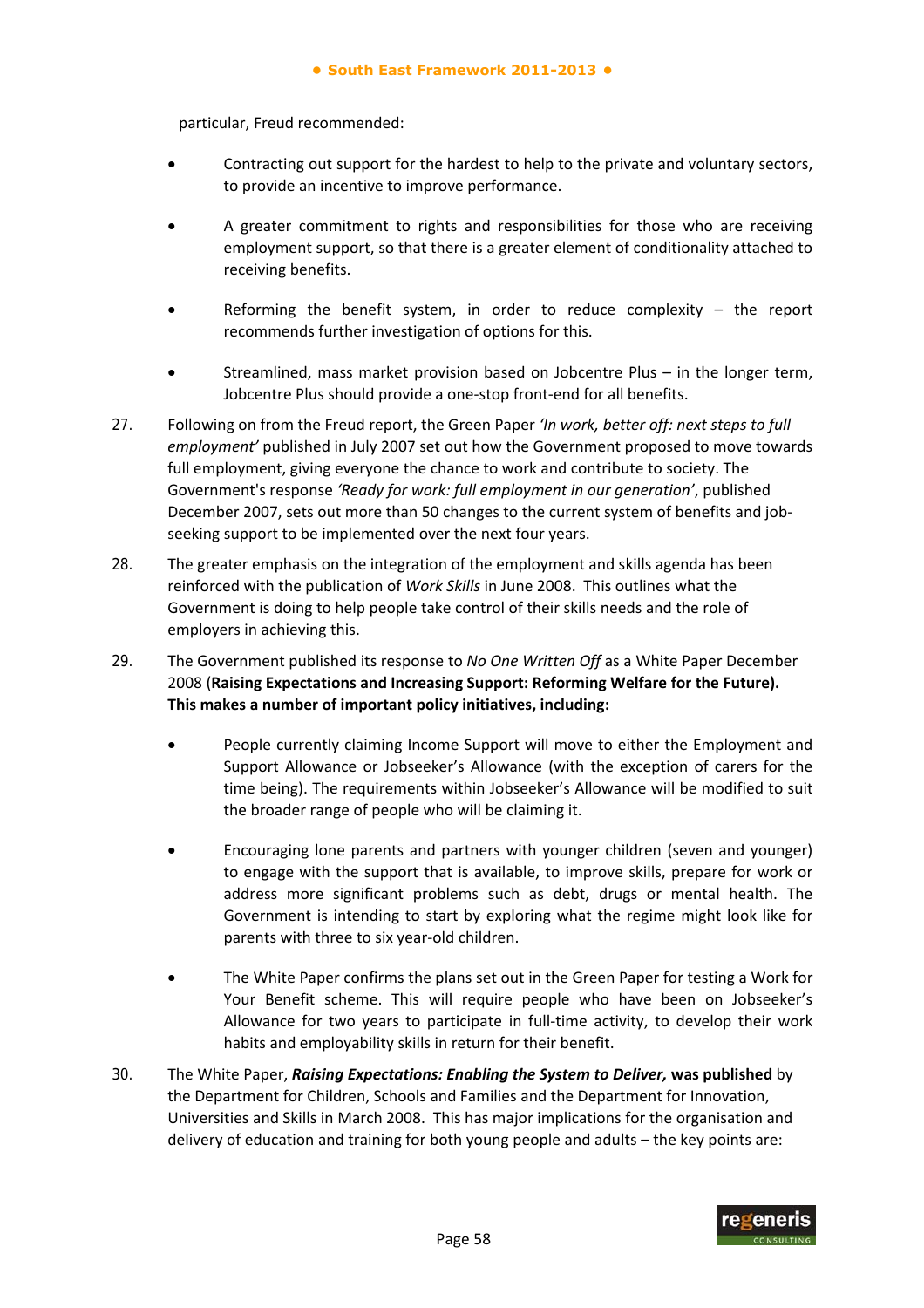particular, Freud recommended:

- Contracting out support for the hardest to help to the private and voluntary sectors, to provide an incentive to improve performance.

- A greater commitment to rights and responsibilities for those who are receiving employment support, so that there is a greater element of conditionality attached to receiving benefits.

- Reforming the benefit system, in order to reduce complexity – the report recommends further investigation of options for this.

- Streamlined, mass market provision based on Jobcentre Plus – in the longer term, Jobcentre Plus should provide a one-stop front-end for all benefits.

27. Following on from the Freud report, the Green Paper *'In work, better off: next steps to full employment'* published in July 2007 set out how the Government proposed to move towards full employment, giving everyone the chance to work and contribute to society. The Government's response *'Ready for work: full employment in our generation'*, published December 2007, sets out more than 50 changes to the current system of benefits and job-seeking support to be implemented over the next four years.

28. The greater emphasis on the integration of the employment and skills agenda has been reinforced with the publication of *Work Skills* in June 2008. This outlines what the Government is doing to help people take control of their skills needs and the role of employers in achieving this.

29. The Government published its response to *No One Written Off* as a White Paper December 2008 (**Raising Expectations and Increasing Support: Reforming Welfare for the Future). This makes a number of important policy initiatives, including:**

- People currently claiming Income Support will move to either the Employment and Support Allowance or Jobseeker's Allowance (with the exception of carers for the time being). The requirements within Jobseeker's Allowance will be modified to suit the broader range of people who will be claiming it.

- Encouraging lone parents and partners with younger children (seven and younger) to engage with the support that is available, to improve skills, prepare for work or address more significant problems such as debt, drugs or mental health. The Government is intending to start by exploring what the regime might look like for parents with three to six year-old children.

- The White Paper confirms the plans set out in the Green Paper for testing a Work for Your Benefit scheme. This will require people who have been on Jobseeker's Allowance for two years to participate in full-time activity, to develop their work habits and employability skills in return for their benefit.

30. The White Paper, ***Raising Expectations: Enabling the System to Deliver,*** **was published** by the Department for Children, Schools and Families and the Department for Innovation, Universities and Skills in March 2008. This has major implications for the organisation and delivery of education and training for both young people and adults – the key points are: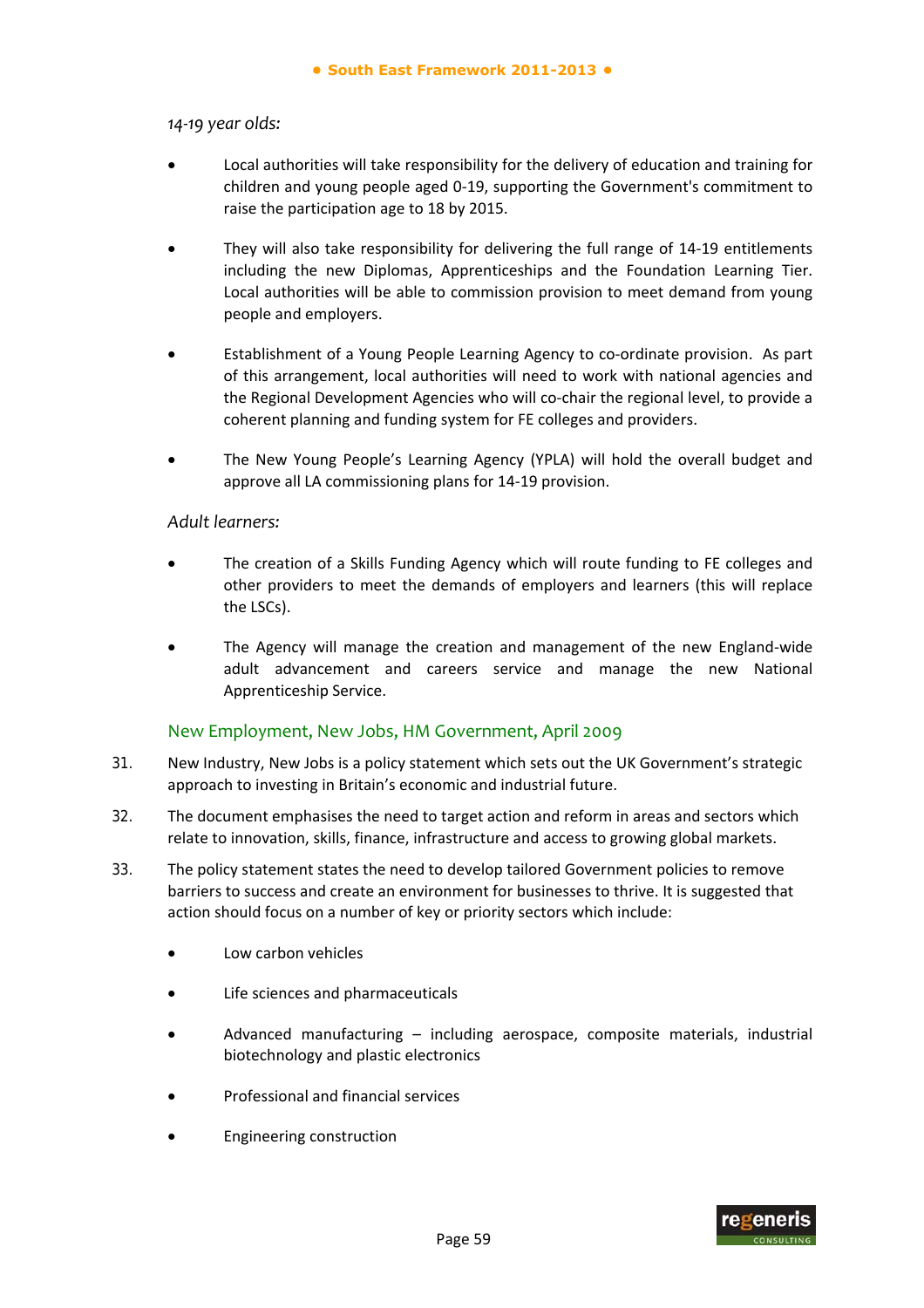*14-19 year olds:*

- Local authorities will take responsibility for the delivery of education and training for children and young people aged 0-19, supporting the Government's commitment to raise the participation age to 18 by 2015.

- They will also take responsibility for delivering the full range of 14-19 entitlements including the new Diplomas, Apprenticeships and the Foundation Learning Tier. Local authorities will be able to commission provision to meet demand from young people and employers.

- Establishment of a Young People Learning Agency to co-ordinate provision. As part of this arrangement, local authorities will need to work with national agencies and the Regional Development Agencies who will co-chair the regional level, to provide a coherent planning and funding system for FE colleges and providers.

- The New Young People's Learning Agency (YPLA) will hold the overall budget and approve all LA commissioning plans for 14-19 provision.

*Adult learners:*

- The creation of a Skills Funding Agency which will route funding to FE colleges and other providers to meet the demands of employers and learners (this will replace the LSCs).

- The Agency will manage the creation and management of the new England-wide adult advancement and careers service and manage the new National Apprenticeship Service.

### New Employment, New Jobs, HM Government, April 2009

31. New Industry, New Jobs is a policy statement which sets out the UK Government's strategic approach to investing in Britain's economic and industrial future.

32. The document emphasises the need to target action and reform in areas and sectors which relate to innovation, skills, finance, infrastructure and access to growing global markets.

33. The policy statement states the need to develop tailored Government policies to remove barriers to success and create an environment for businesses to thrive. It is suggested that action should focus on a number of key or priority sectors which include:

- Low carbon vehicles

- Life sciences and pharmaceuticals

- Advanced manufacturing – including aerospace, composite materials, industrial biotechnology and plastic electronics

- Professional and financial services

- Engineering construction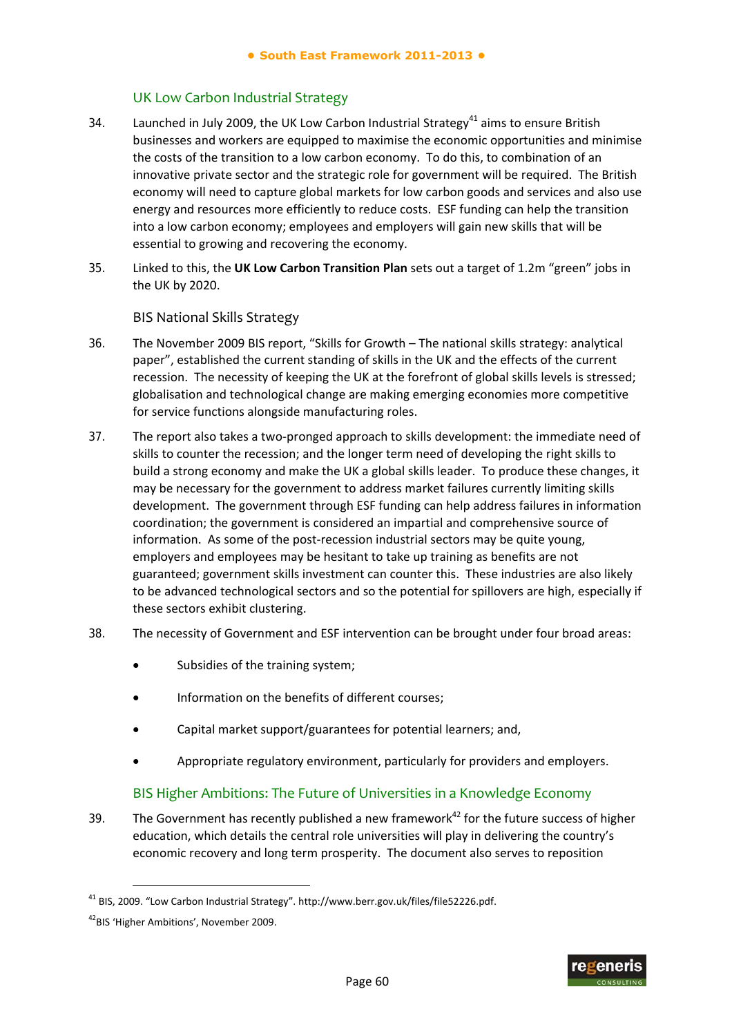### UK Low Carbon Industrial Strategy

34. Launched in July 2009, the UK Low Carbon Industrial Strategy[41] aims to ensure British businesses and workers are equipped to maximise the economic opportunities and minimise the costs of the transition to a low carbon economy. To do this, to combination of an innovative private sector and the strategic role for government will be required. The British economy will need to capture global markets for low carbon goods and services and also use energy and resources more efficiently to reduce costs. ESF funding can help the transition into a low carbon economy; employees and employers will gain new skills that will be essential to growing and recovering the economy.

35. Linked to this, the **UK Low Carbon Transition Plan** sets out a target of 1.2m "green" jobs in the UK by 2020.

### BIS National Skills Strategy

36. The November 2009 BIS report, "Skills for Growth – The national skills strategy: analytical paper", established the current standing of skills in the UK and the effects of the current recession. The necessity of keeping the UK at the forefront of global skills levels is stressed; globalisation and technological change are making emerging economies more competitive for service functions alongside manufacturing roles.

37. The report also takes a two-pronged approach to skills development: the immediate need of skills to counter the recession; and the longer term need of developing the right skills to build a strong economy and make the UK a global skills leader. To produce these changes, it may be necessary for the government to address market failures currently limiting skills development. The government through ESF funding can help address failures in information coordination; the government is considered an impartial and comprehensive source of information. As some of the post-recession industrial sectors may be quite young, employers and employees may be hesitant to take up training as benefits are not guaranteed; government skills investment can counter this. These industries are also likely to be advanced technological sectors and so the potential for spillovers are high, especially if these sectors exhibit clustering.

38. The necessity of Government and ESF intervention can be brought under four broad areas:

- Subsidies of the training system;
- Information on the benefits of different courses;
- Capital market support/guarantees for potential learners; and,
- Appropriate regulatory environment, particularly for providers and employers.

### BIS Higher Ambitions: The Future of Universities in a Knowledge Economy

39. The Government has recently published a new framework[42] for the future success of higher education, which details the central role universities will play in delivering the country's economic recovery and long term prosperity. The document also serves to reposition

---

[41] BIS, 2009. "Low Carbon Industrial Strategy". http://www.berr.gov.uk/files/file52226.pdf.

[42] BIS 'Higher Ambitions', November 2009.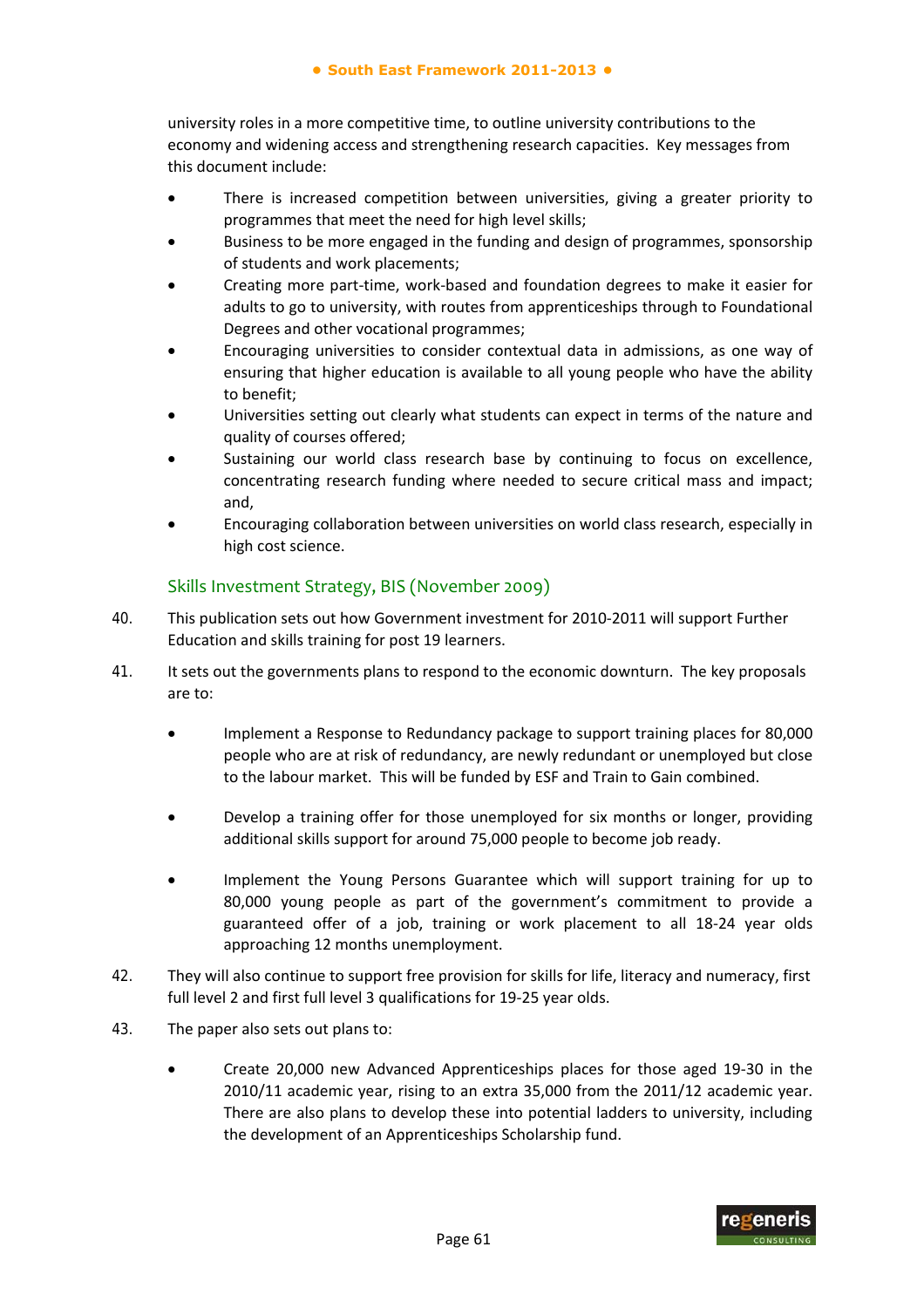university roles in a more competitive time, to outline university contributions to the economy and widening access and strengthening research capacities. Key messages from this document include:

- There is increased competition between universities, giving a greater priority to programmes that meet the need for high level skills;
- Business to be more engaged in the funding and design of programmes, sponsorship of students and work placements;
- Creating more part-time, work-based and foundation degrees to make it easier for adults to go to university, with routes from apprenticeships through to Foundational Degrees and other vocational programmes;
- Encouraging universities to consider contextual data in admissions, as one way of ensuring that higher education is available to all young people who have the ability to benefit;
- Universities setting out clearly what students can expect in terms of the nature and quality of courses offered;
- Sustaining our world class research base by continuing to focus on excellence, concentrating research funding where needed to secure critical mass and impact; and,
- Encouraging collaboration between universities on world class research, especially in high cost science.

### Skills Investment Strategy, BIS (November 2009)

40. This publication sets out how Government investment for 2010-2011 will support Further Education and skills training for post 19 learners.

41. It sets out the governments plans to respond to the economic downturn. The key proposals are to:

- Implement a Response to Redundancy package to support training places for 80,000 people who are at risk of redundancy, are newly redundant or unemployed but close to the labour market. This will be funded by ESF and Train to Gain combined.

- Develop a training offer for those unemployed for six months or longer, providing additional skills support for around 75,000 people to become job ready.

- Implement the Young Persons Guarantee which will support training for up to 80,000 young people as part of the government's commitment to provide a guaranteed offer of a job, training or work placement to all 18-24 year olds approaching 12 months unemployment.

42. They will also continue to support free provision for skills for life, literacy and numeracy, first full level 2 and first full level 3 qualifications for 19-25 year olds.

43. The paper also sets out plans to:

- Create 20,000 new Advanced Apprenticeships places for those aged 19-30 in the 2010/11 academic year, rising to an extra 35,000 from the 2011/12 academic year. There are also plans to develop these into potential ladders to university, including the development of an Apprenticeships Scholarship fund.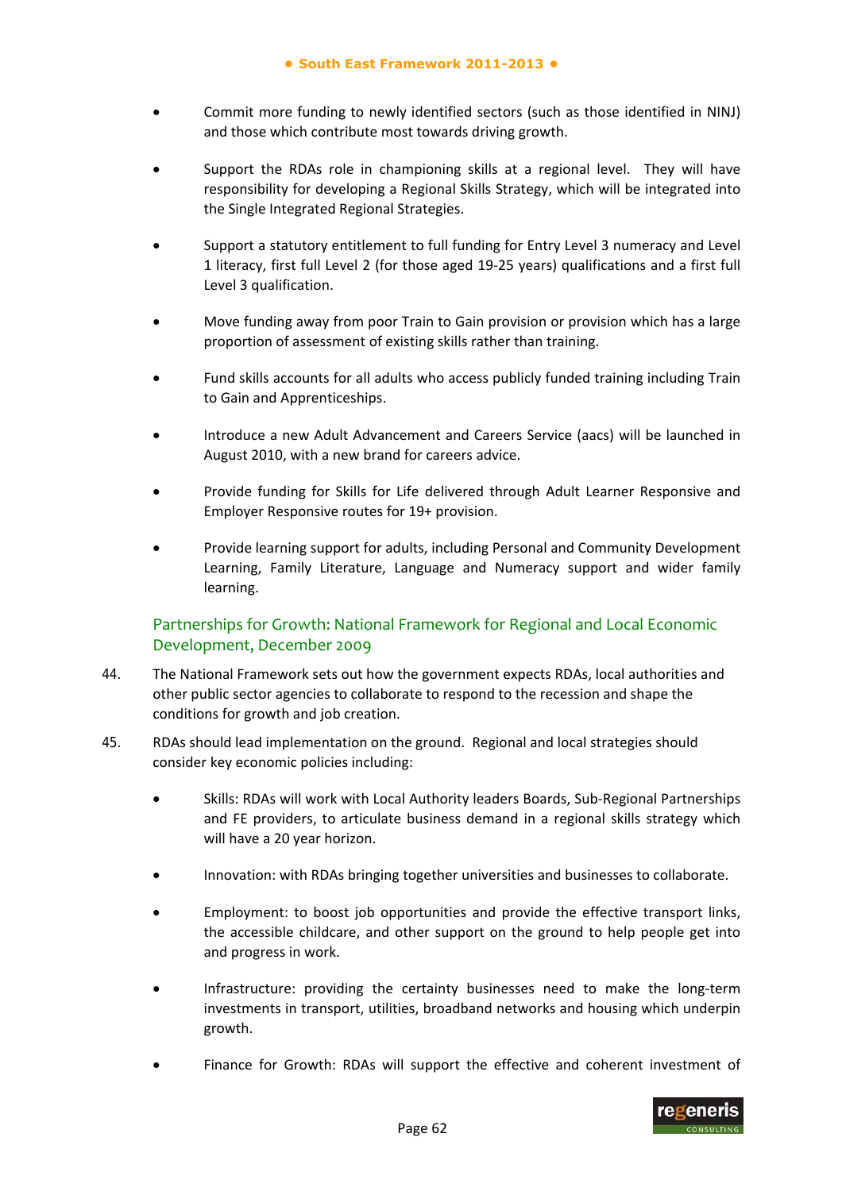- Commit more funding to newly identified sectors (such as those identified in NINJ) and those which contribute most towards driving growth.

- Support the RDAs role in championing skills at a regional level. They will have responsibility for developing a Regional Skills Strategy, which will be integrated into the Single Integrated Regional Strategies.

- Support a statutory entitlement to full funding for Entry Level 3 numeracy and Level 1 literacy, first full Level 2 (for those aged 19-25 years) qualifications and a first full Level 3 qualification.

- Move funding away from poor Train to Gain provision or provision which has a large proportion of assessment of existing skills rather than training.

- Fund skills accounts for all adults who access publicly funded training including Train to Gain and Apprenticeships.

- Introduce a new Adult Advancement and Careers Service (aacs) will be launched in August 2010, with a new brand for careers advice.

- Provide funding for Skills for Life delivered through Adult Learner Responsive and Employer Responsive routes for 19+ provision.

- Provide learning support for adults, including Personal and Community Development Learning, Family Literature, Language and Numeracy support and wider family learning.

### Partnerships for Growth: National Framework for Regional and Local Economic Development, December 2009

44. The National Framework sets out how the government expects RDAs, local authorities and other public sector agencies to collaborate to respond to the recession and shape the conditions for growth and job creation.

45. RDAs should lead implementation on the ground. Regional and local strategies should consider key economic policies including:

- Skills: RDAs will work with Local Authority leaders Boards, Sub-Regional Partnerships and FE providers, to articulate business demand in a regional skills strategy which will have a 20 year horizon.

- Innovation: with RDAs bringing together universities and businesses to collaborate.

- Employment: to boost job opportunities and provide the effective transport links, the accessible childcare, and other support on the ground to help people get into and progress in work.

- Infrastructure: providing the certainty businesses need to make the long-term investments in transport, utilities, broadband networks and housing which underpin growth.

- Finance for Growth: RDAs will support the effective and coherent investment of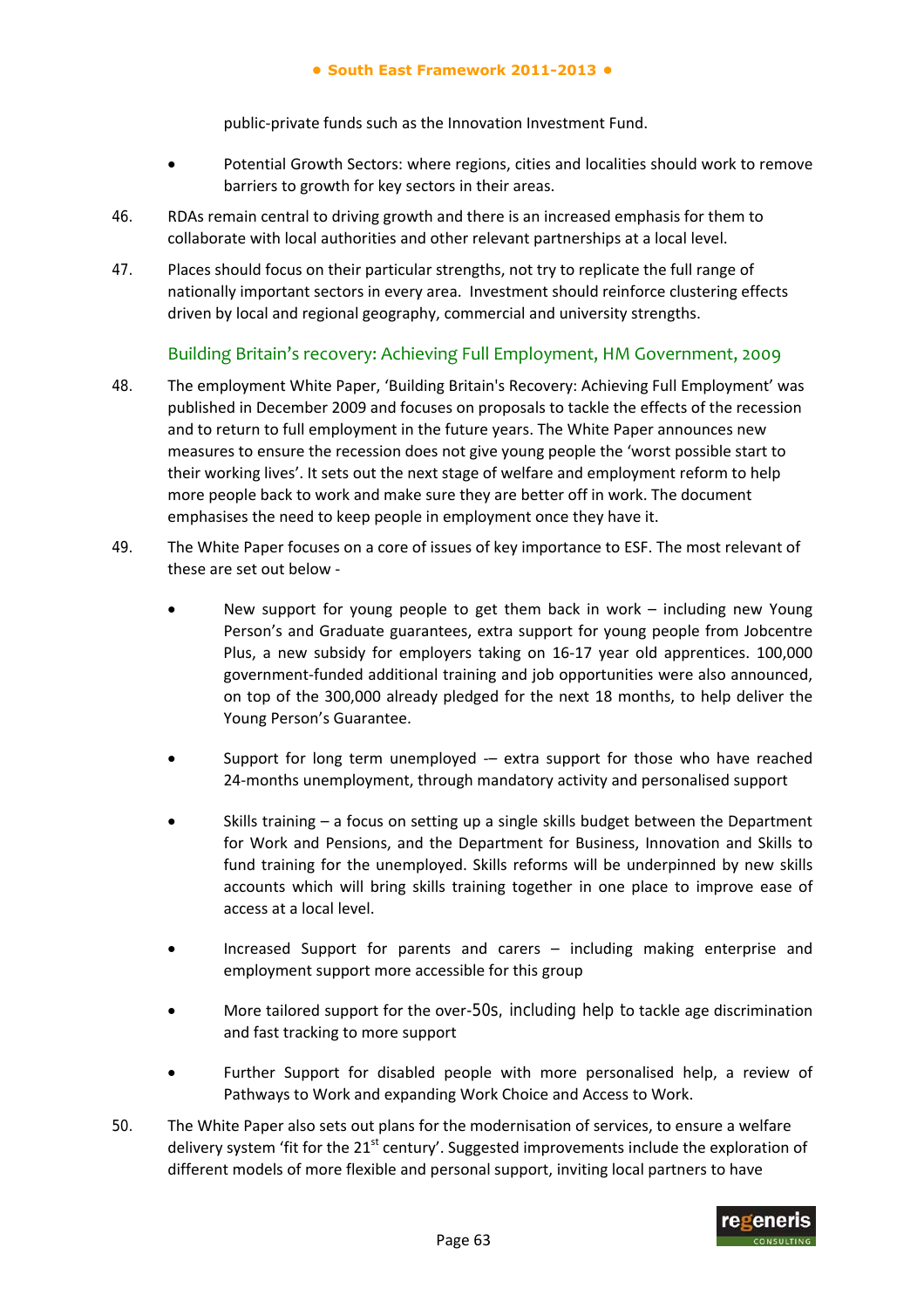public-private funds such as the Innovation Investment Fund.

- Potential Growth Sectors: where regions, cities and localities should work to remove barriers to growth for key sectors in their areas.

46. RDAs remain central to driving growth and there is an increased emphasis for them to collaborate with local authorities and other relevant partnerships at a local level.

47. Places should focus on their particular strengths, not try to replicate the full range of nationally important sectors in every area. Investment should reinforce clustering effects driven by local and regional geography, commercial and university strengths.

### Building Britain's recovery: Achieving Full Employment, HM Government, 2009

48. The employment White Paper, 'Building Britain's Recovery: Achieving Full Employment' was published in December 2009 and focuses on proposals to tackle the effects of the recession and to return to full employment in the future years. The White Paper announces new measures to ensure the recession does not give young people the 'worst possible start to their working lives'. It sets out the next stage of welfare and employment reform to help more people back to work and make sure they are better off in work. The document emphasises the need to keep people in employment once they have it.

49. The White Paper focuses on a core of issues of key importance to ESF. The most relevant of these are set out below -

- New support for young people to get them back in work – including new Young Person's and Graduate guarantees, extra support for young people from Jobcentre Plus, a new subsidy for employers taking on 16-17 year old apprentices. 100,000 government-funded additional training and job opportunities were also announced, on top of the 300,000 already pledged for the next 18 months, to help deliver the Young Person's Guarantee.

- Support for long term unemployed -– extra support for those who have reached 24-months unemployment, through mandatory activity and personalised support

- Skills training – a focus on setting up a single skills budget between the Department for Work and Pensions, and the Department for Business, Innovation and Skills to fund training for the unemployed. Skills reforms will be underpinned by new skills accounts which will bring skills training together in one place to improve ease of access at a local level.

- Increased Support for parents and carers – including making enterprise and employment support more accessible for this group

- More tailored support for the over-50s, including help to tackle age discrimination and fast tracking to more support

- Further Support for disabled people with more personalised help, a review of Pathways to Work and expanding Work Choice and Access to Work.

50. The White Paper also sets out plans for the modernisation of services, to ensure a welfare delivery system 'fit for the 21st century'. Suggested improvements include the exploration of different models of more flexible and personal support, inviting local partners to have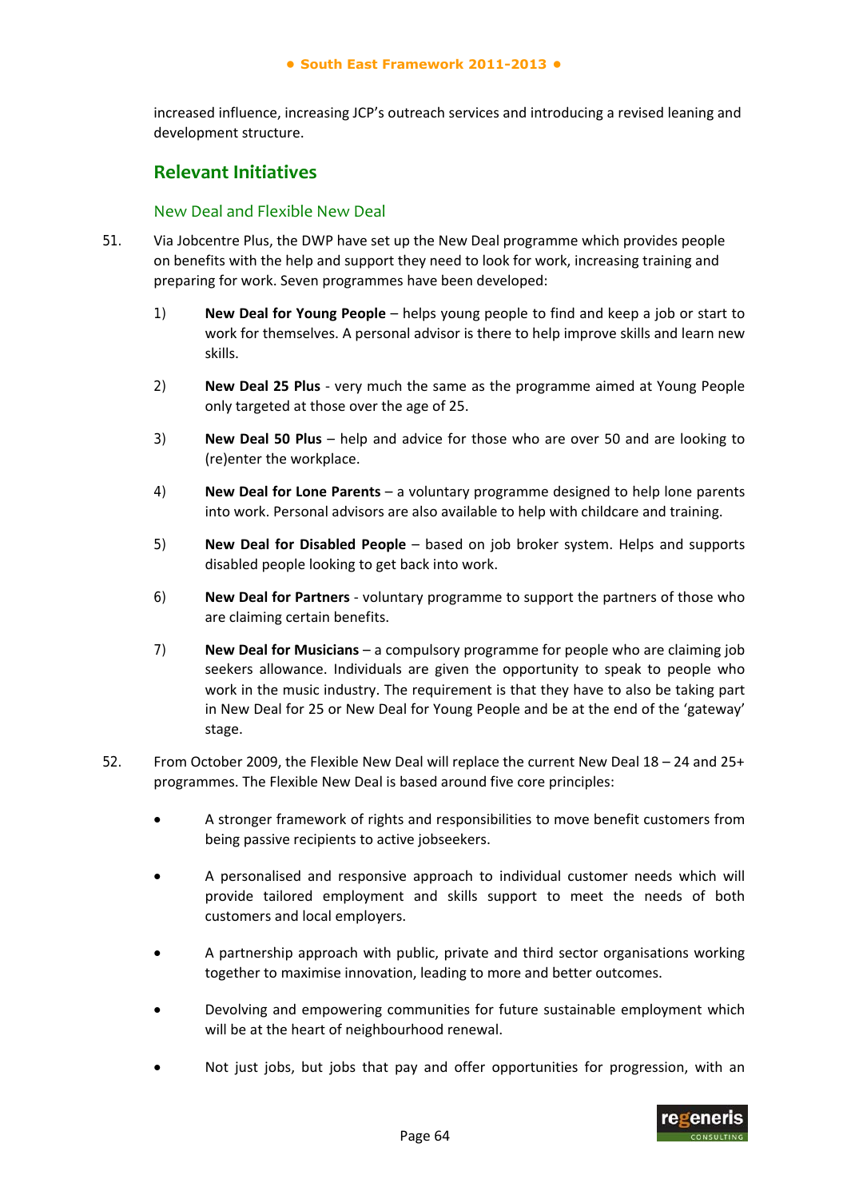increased influence, increasing JCP's outreach services and introducing a revised leaning and development structure.

## Relevant Initiatives

### New Deal and Flexible New Deal

51. Via Jobcentre Plus, the DWP have set up the New Deal programme which provides people on benefits with the help and support they need to look for work, increasing training and preparing for work. Seven programmes have been developed:

    1) **New Deal for Young People** – helps young people to find and keep a job or start to work for themselves. A personal advisor is there to help improve skills and learn new skills.

    2) **New Deal 25 Plus** - very much the same as the programme aimed at Young People only targeted at those over the age of 25.

    3) **New Deal 50 Plus** – help and advice for those who are over 50 and are looking to (re)enter the workplace.

    4) **New Deal for Lone Parents** – a voluntary programme designed to help lone parents into work. Personal advisors are also available to help with childcare and training.

    5) **New Deal for Disabled People** – based on job broker system. Helps and supports disabled people looking to get back into work.

    6) **New Deal for Partners** - voluntary programme to support the partners of those who are claiming certain benefits.

    7) **New Deal for Musicians** – a compulsory programme for people who are claiming job seekers allowance. Individuals are given the opportunity to speak to people who work in the music industry. The requirement is that they have to also be taking part in New Deal for 25 or New Deal for Young People and be at the end of the 'gateway' stage.

52. From October 2009, the Flexible New Deal will replace the current New Deal 18 – 24 and 25+ programmes. The Flexible New Deal is based around five core principles:

    - A stronger framework of rights and responsibilities to move benefit customers from being passive recipients to active jobseekers.

    - A personalised and responsive approach to individual customer needs which will provide tailored employment and skills support to meet the needs of both customers and local employers.

    - A partnership approach with public, private and third sector organisations working together to maximise innovation, leading to more and better outcomes.

    - Devolving and empowering communities for future sustainable employment which will be at the heart of neighbourhood renewal.

    - Not just jobs, but jobs that pay and offer opportunities for progression, with an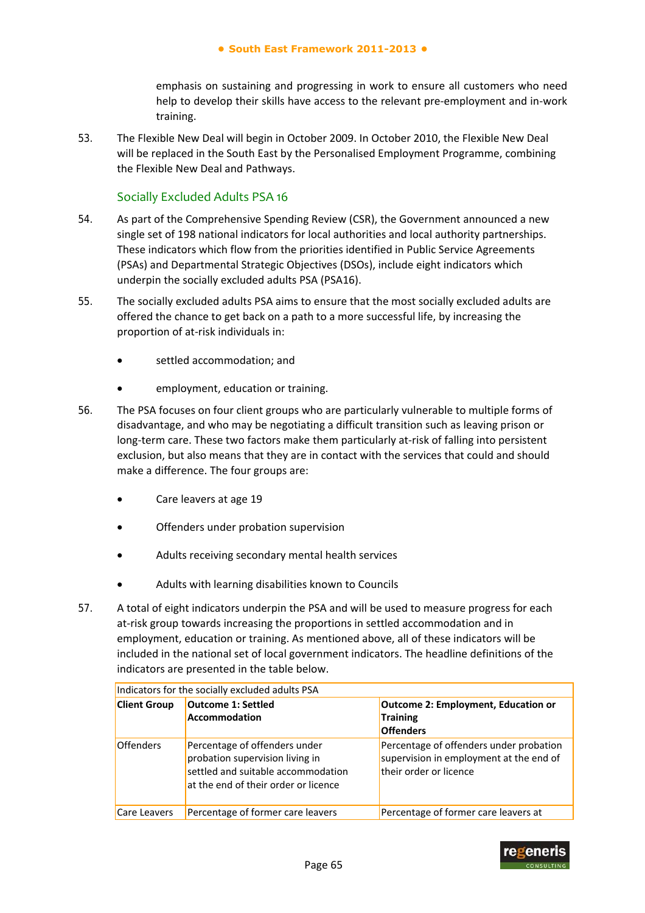emphasis on sustaining and progressing in work to ensure all customers who need help to develop their skills have access to the relevant pre-employment and in-work training.

53. The Flexible New Deal will begin in October 2009. In October 2010, the Flexible New Deal will be replaced in the South East by the Personalised Employment Programme, combining the Flexible New Deal and Pathways.

### Socially Excluded Adults PSA 16

54. As part of the Comprehensive Spending Review (CSR), the Government announced a new single set of 198 national indicators for local authorities and local authority partnerships. These indicators which flow from the priorities identified in Public Service Agreements (PSAs) and Departmental Strategic Objectives (DSOs), include eight indicators which underpin the socially excluded adults PSA (PSA16).

55. The socially excluded adults PSA aims to ensure that the most socially excluded adults are offered the chance to get back on a path to a more successful life, by increasing the proportion of at-risk individuals in:

- settled accommodation; and
- employment, education or training.

56. The PSA focuses on four client groups who are particularly vulnerable to multiple forms of disadvantage, and who may be negotiating a difficult transition such as leaving prison or long-term care. These two factors make them particularly at-risk of falling into persistent exclusion, but also means that they are in contact with the services that could and should make a difference. The four groups are:

- Care leavers at age 19
- Offenders under probation supervision
- Adults receiving secondary mental health services
- Adults with learning disabilities known to Councils

57. A total of eight indicators underpin the PSA and will be used to measure progress for each at-risk group towards increasing the proportions in settled accommodation and in employment, education or training. As mentioned above, all of these indicators will be included in the national set of local government indicators. The headline definitions of the indicators are presented in the table below.

| Indicators for the socially excluded adults PSA | | |
|---|---|---|
| **Client Group** | **Outcome 1: Settled Accommodation** | **Outcome 2: Employment, Education or Training Offenders** |
| Offenders | Percentage of offenders under probation supervision living in settled and suitable accommodation at the end of their order or licence | Percentage of offenders under probation supervision in employment at the end of their order or licence |
| Care Leavers | Percentage of former care leavers | Percentage of former care leavers at |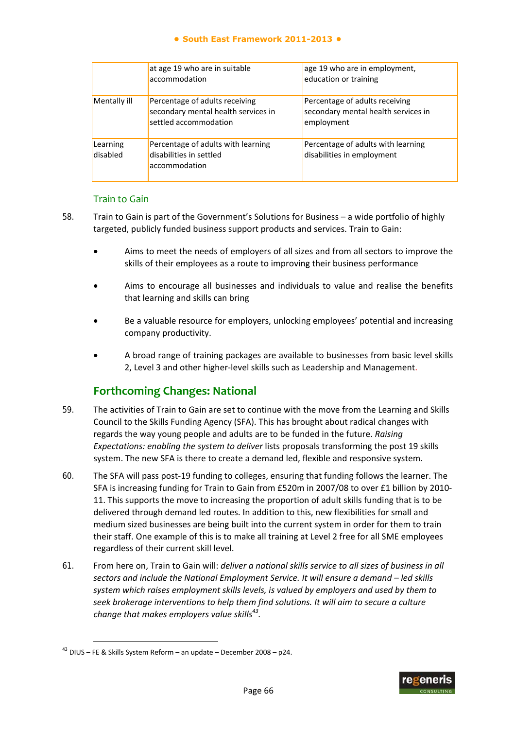|  | at age 19 who are in suitable accommodation | age 19 who are in employment, education or training |
|---|---|---|
| Mentally ill | Percentage of adults receiving secondary mental health services in settled accommodation | Percentage of adults receiving secondary mental health services in employment |
| Learning disabled | Percentage of adults with learning disabilities in settled accommodation | Percentage of adults with learning disabilities in employment |

### Train to Gain

58. Train to Gain is part of the Government's Solutions for Business – a wide portfolio of highly targeted, publicly funded business support products and services. Train to Gain:

- Aims to meet the needs of employers of all sizes and from all sectors to improve the skills of their employees as a route to improving their business performance
- Aims to encourage all businesses and individuals to value and realise the benefits that learning and skills can bring
- Be a valuable resource for employers, unlocking employees' potential and increasing company productivity.
- A broad range of training packages are available to businesses from basic level skills 2, Level 3 and other higher-level skills such as Leadership and Management.

## Forthcoming Changes: National

59. The activities of Train to Gain are set to continue with the move from the Learning and Skills Council to the Skills Funding Agency (SFA). This has brought about radical changes with regards the way young people and adults are to be funded in the future. *Raising Expectations: enabling the system to deliver* lists proposals transforming the post 19 skills system. The new SFA is there to create a demand led, flexible and responsive system.

60. The SFA will pass post-19 funding to colleges, ensuring that funding follows the learner. The SFA is increasing funding for Train to Gain from £520m in 2007/08 to over £1 billion by 2010-11. This supports the move to increasing the proportion of adult skills funding that is to be delivered through demand led routes. In addition to this, new flexibilities for small and medium sized businesses are being built into the current system in order for them to train their staff. One example of this is to make all training at Level 2 free for all SME employees regardless of their current skill level.

61. From here on, Train to Gain will: *deliver a national skills service to all sizes of business in all sectors and include the National Employment Service. It will ensure a demand – led skills system which raises employment skills levels, is valued by employers and used by them to seek brokerage interventions to help them find solutions. It will aim to secure a culture change that makes employers value skills*[43].

[43] DIUS – FE & Skills System Reform – an update – December 2008 – p24.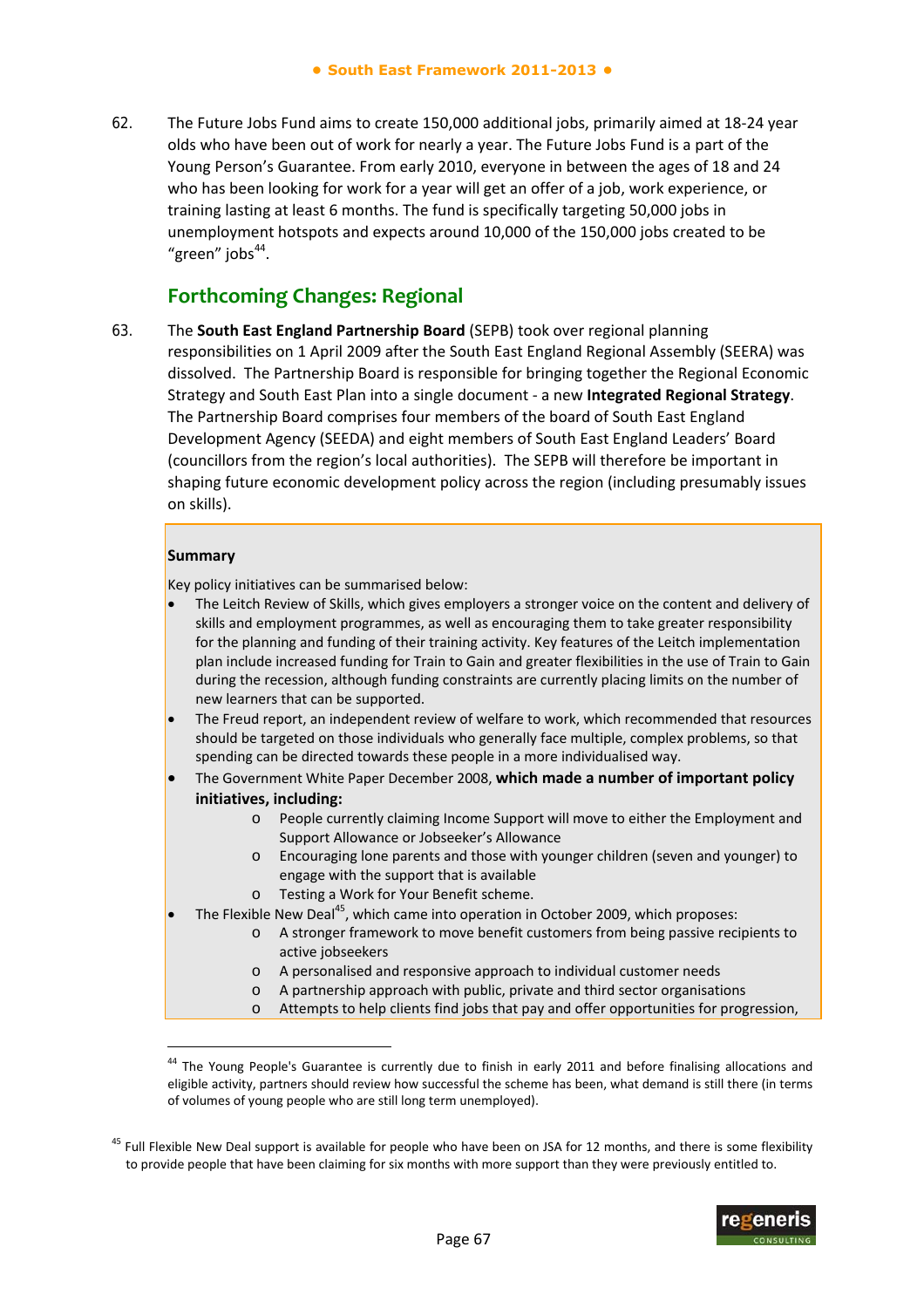62. The Future Jobs Fund aims to create 150,000 additional jobs, primarily aimed at 18-24 year olds who have been out of work for nearly a year. The Future Jobs Fund is a part of the Young Person's Guarantee. From early 2010, everyone in between the ages of 18 and 24 who has been looking for work for a year will get an offer of a job, work experience, or training lasting at least 6 months. The fund is specifically targeting 50,000 jobs in unemployment hotspots and expects around 10,000 of the 150,000 jobs created to be "green" jobs[44].

## Forthcoming Changes: Regional

63. The **South East England Partnership Board** (SEPB) took over regional planning responsibilities on 1 April 2009 after the South East England Regional Assembly (SEERA) was dissolved. The Partnership Board is responsible for bringing together the Regional Economic Strategy and South East Plan into a single document - a new **Integrated Regional Strategy**. The Partnership Board comprises four members of the board of South East England Development Agency (SEEDA) and eight members of South East England Leaders' Board (councillors from the region's local authorities). The SEPB will therefore be important in shaping future economic development policy across the region (including presumably issues on skills).

**Summary**

Key policy initiatives can be summarised below:

- The Leitch Review of Skills, which gives employers a stronger voice on the content and delivery of skills and employment programmes, as well as encouraging them to take greater responsibility for the planning and funding of their training activity. Key features of the Leitch implementation plan include increased funding for Train to Gain and greater flexibilities in the use of Train to Gain during the recession, although funding constraints are currently placing limits on the number of new learners that can be supported.
- The Freud report, an independent review of welfare to work, which recommended that resources should be targeted on those individuals who generally face multiple, complex problems, so that spending can be directed towards these people in a more individualised way.
- The Government White Paper December 2008, **which made a number of important policy initiatives, including:**
    - People currently claiming Income Support will move to either the Employment and Support Allowance or Jobseeker's Allowance
    - Encouraging lone parents and those with younger children (seven and younger) to engage with the support that is available
    - Testing a Work for Your Benefit scheme.
- The Flexible New Deal[45], which came into operation in October 2009, which proposes:
    - A stronger framework to move benefit customers from being passive recipients to active jobseekers
    - A personalised and responsive approach to individual customer needs
    - A partnership approach with public, private and third sector organisations
    - Attempts to help clients find jobs that pay and offer opportunities for progression,

[44] The Young People's Guarantee is currently due to finish in early 2011 and before finalising allocations and eligible activity, partners should review how successful the scheme has been, what demand is still there (in terms of volumes of young people who are still long term unemployed).

[45] Full Flexible New Deal support is available for people who have been on JSA for 12 months, and there is some flexibility to provide people that have been claiming for six months with more support than they were previously entitled to.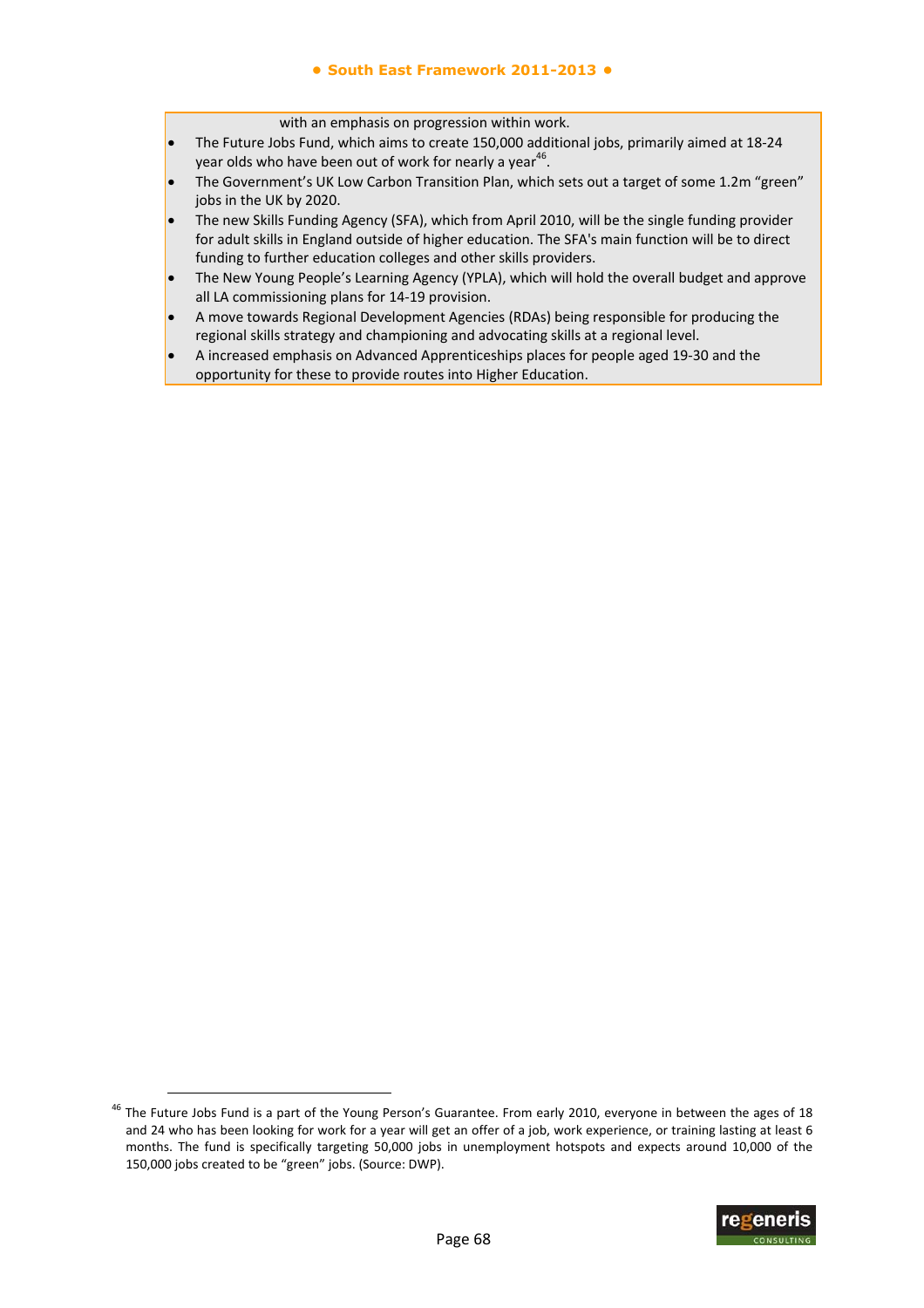with an emphasis on progression within work.

- The Future Jobs Fund, which aims to create 150,000 additional jobs, primarily aimed at 18-24 year olds who have been out of work for nearly a year[46].
- The Government's UK Low Carbon Transition Plan, which sets out a target of some 1.2m "green" jobs in the UK by 2020.
- The new Skills Funding Agency (SFA), which from April 2010, will be the single funding provider for adult skills in England outside of higher education. The SFA's main function will be to direct funding to further education colleges and other skills providers.
- The New Young People's Learning Agency (YPLA), which will hold the overall budget and approve all LA commissioning plans for 14-19 provision.
- A move towards Regional Development Agencies (RDAs) being responsible for producing the regional skills strategy and championing and advocating skills at a regional level.
- A increased emphasis on Advanced Apprenticeships places for people aged 19-30 and the opportunity for these to provide routes into Higher Education.

[46] The Future Jobs Fund is a part of the Young Person's Guarantee. From early 2010, everyone in between the ages of 18 and 24 who has been looking for work for a year will get an offer of a job, work experience, or training lasting at least 6 months. The fund is specifically targeting 50,000 jobs in unemployment hotspots and expects around 10,000 of the 150,000 jobs created to be "green" jobs. (Source: DWP).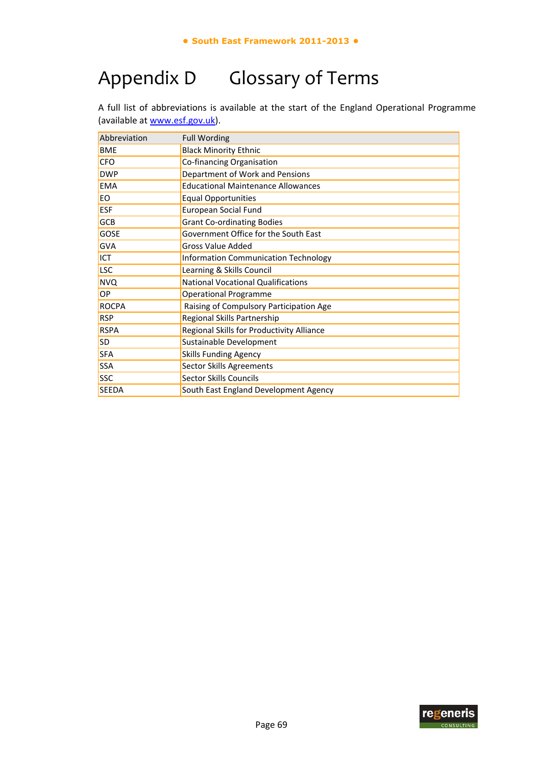# Appendix D Glossary of Terms

A full list of abbreviations is available at the start of the England Operational Programme (available at www.esf.gov.uk).

| Abbreviation | Full Wording |
|---|---|
| BME | Black Minority Ethnic |
| CFO | Co-financing Organisation |
| DWP | Department of Work and Pensions |
| EMA | Educational Maintenance Allowances |
| EO | Equal Opportunities |
| ESF | European Social Fund |
| GCB | Grant Co-ordinating Bodies |
| GOSE | Government Office for the South East |
| GVA | Gross Value Added |
| ICT | Information Communication Technology |
| LSC | Learning & Skills Council |
| NVQ | National Vocational Qualifications |
| OP | Operational Programme |
| ROCPA | Raising of Compulsory Participation Age |
| RSP | Regional Skills Partnership |
| RSPA | Regional Skills for Productivity Alliance |
| SD | Sustainable Development |
| SFA | Skills Funding Agency |
| SSA | Sector Skills Agreements |
| SSC | Sector Skills Councils |
| SEEDA | South East England Development Agency |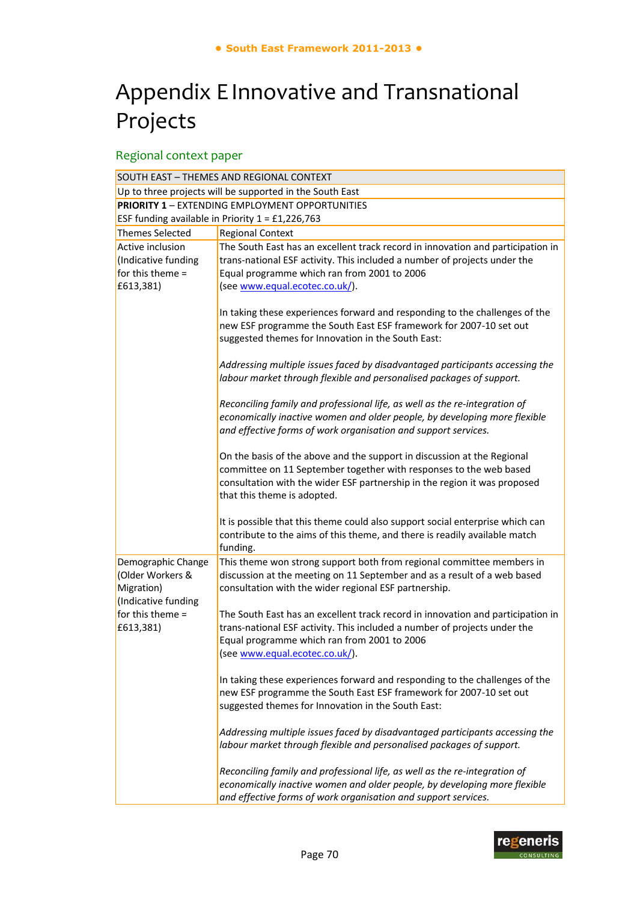# Appendix E Innovative and Transnational Projects

## Regional context paper

| SOUTH EAST – THEMES AND REGIONAL CONTEXT | |
|---|---|
| Up to three projects will be supported in the South East | |
| **PRIORITY 1** – EXTENDING EMPLOYMENT OPPORTUNITIES<br>ESF funding available in Priority 1 = £1,226,763 | |
| Themes Selected | Regional Context |
| Active inclusion<br>(Indicative funding for this theme = £613,381) | The South East has an excellent track record in innovation and participation in trans-national ESF activity. This included a number of projects under the Equal programme which ran from 2001 to 2006<br>(see www.equal.ecotec.co.uk/).<br><br>In taking these experiences forward and responding to the challenges of the new ESF programme the South East ESF framework for 2007-10 set out suggested themes for Innovation in the South East:<br><br>*Addressing multiple issues faced by disadvantaged participants accessing the labour market through flexible and personalised packages of support.*<br><br>*Reconciling family and professional life, as well as the re-integration of economically inactive women and older people, by developing more flexible and effective forms of work organisation and support services.*<br><br>On the basis of the above and the support in discussion at the Regional committee on 11 September together with responses to the web based consultation with the wider ESF partnership in the region it was proposed that this theme is adopted.<br><br>It is possible that this theme could also support social enterprise which can contribute to the aims of this theme, and there is readily available match funding. |
| Demographic Change (Older Workers & Migration)<br>(Indicative funding for this theme = £613,381) | This theme won strong support both from regional committee members in discussion at the meeting on 11 September and as a result of a web based consultation with the wider regional ESF partnership.<br><br>The South East has an excellent track record in innovation and participation in trans-national ESF activity. This included a number of projects under the Equal programme which ran from 2001 to 2006<br>(see www.equal.ecotec.co.uk/).<br><br>In taking these experiences forward and responding to the challenges of the new ESF programme the South East ESF framework for 2007-10 set out suggested themes for Innovation in the South East:<br><br>*Addressing multiple issues faced by disadvantaged participants accessing the labour market through flexible and personalised packages of support.*<br><br>*Reconciling family and professional life, as well as the re-integration of economically inactive women and older people, by developing more flexible and effective forms of work organisation and support services.* |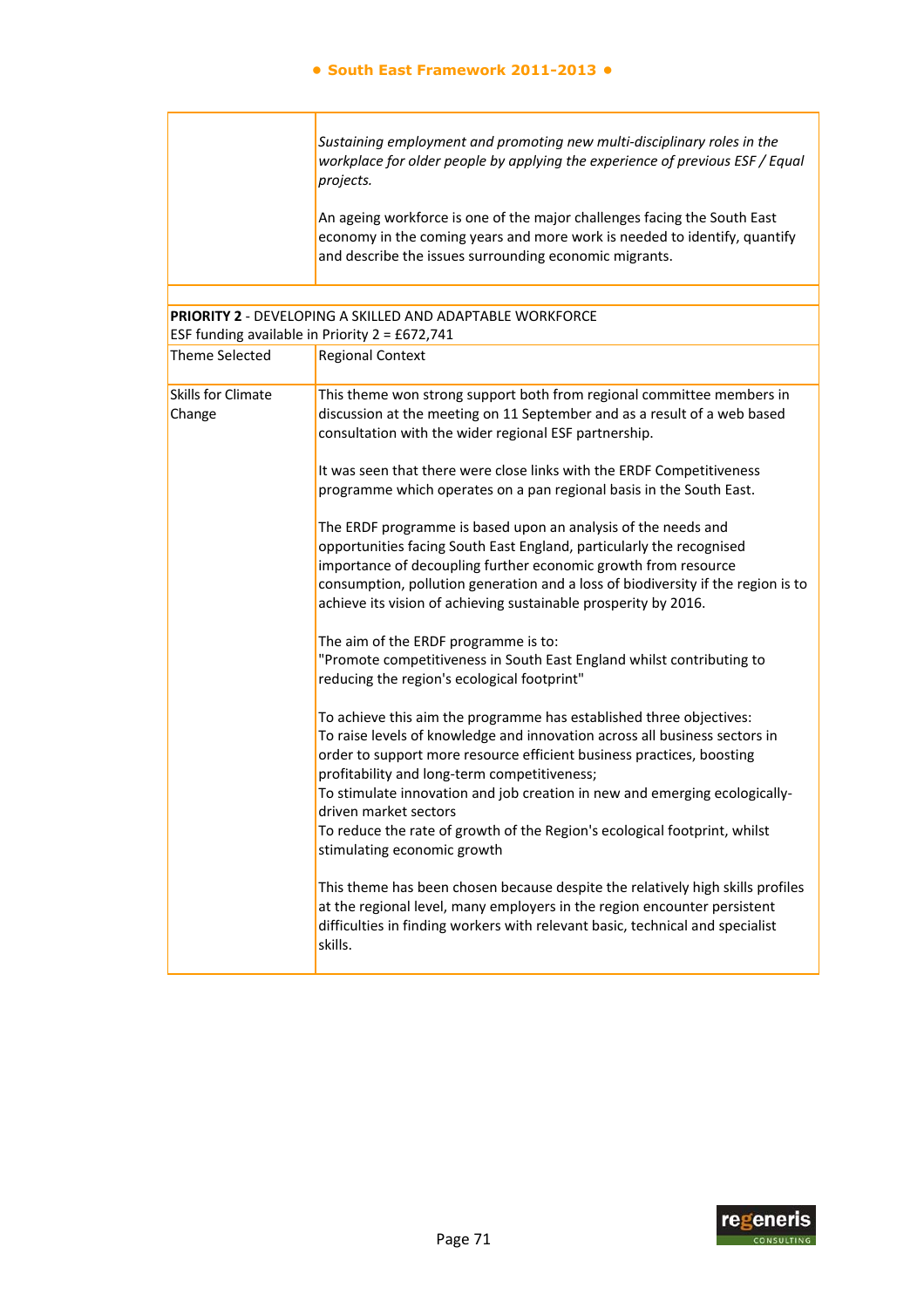| | |
|---|---|
| | *Sustaining employment and promoting new multi-disciplinary roles in the workplace for older people by applying the experience of previous ESF / Equal projects.*<br><br>An ageing workforce is one of the major challenges facing the South East economy in the coming years and more work is needed to identify, quantify and describe the issues surrounding economic migrants. |

**PRIORITY 2** - DEVELOPING A SKILLED AND ADAPTABLE WORKFORCE
ESF funding available in Priority 2 = £672,741

| Theme Selected | Regional Context |
|---|---|
| Skills for Climate Change | This theme won strong support both from regional committee members in discussion at the meeting on 11 September and as a result of a web based consultation with the wider regional ESF partnership.<br><br>It was seen that there were close links with the ERDF Competitiveness programme which operates on a pan regional basis in the South East.<br><br>The ERDF programme is based upon an analysis of the needs and opportunities facing South East England, particularly the recognised importance of decoupling further economic growth from resource consumption, pollution generation and a loss of biodiversity if the region is to achieve its vision of achieving sustainable prosperity by 2016.<br><br>The aim of the ERDF programme is to:<br>"Promote competitiveness in South East England whilst contributing to reducing the region's ecological footprint"<br><br>To achieve this aim the programme has established three objectives:<br>To raise levels of knowledge and innovation across all business sectors in order to support more resource efficient business practices, boosting profitability and long-term competitiveness;<br>To stimulate innovation and job creation in new and emerging ecologically-driven market sectors<br>To reduce the rate of growth of the Region's ecological footprint, whilst stimulating economic growth<br><br>This theme has been chosen because despite the relatively high skills profiles at the regional level, many employers in the region encounter persistent difficulties in finding workers with relevant basic, technical and specialist skills. |